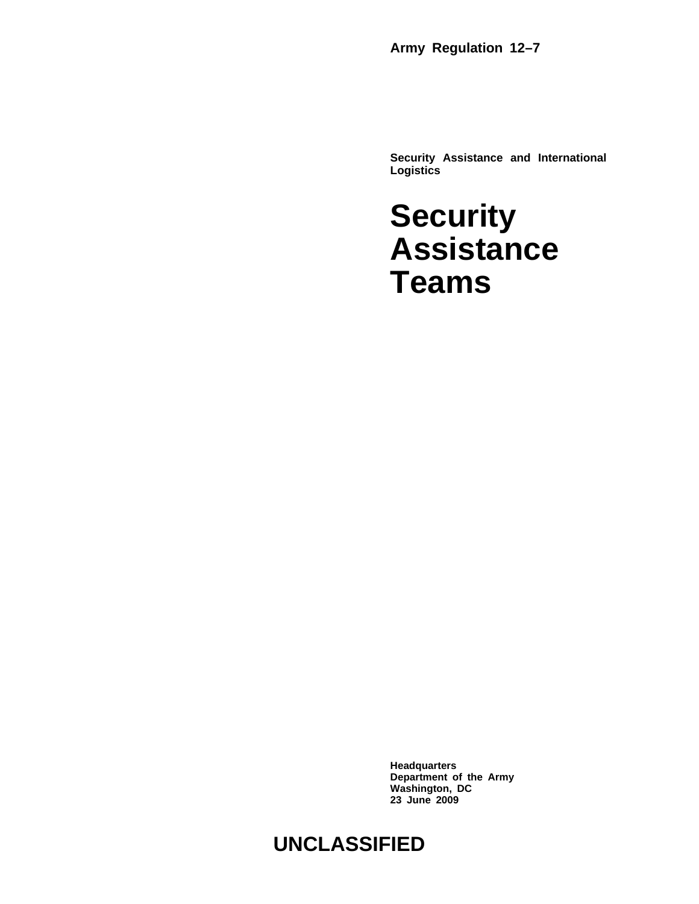**Army Regulation 12–7**

**Security Assistance and International Logistics**

# Security Assistance Teams

**Headquarters**
**Department of the Army**
**Washington, DC**
**23 June 2009**

**UNCLASSIFIED**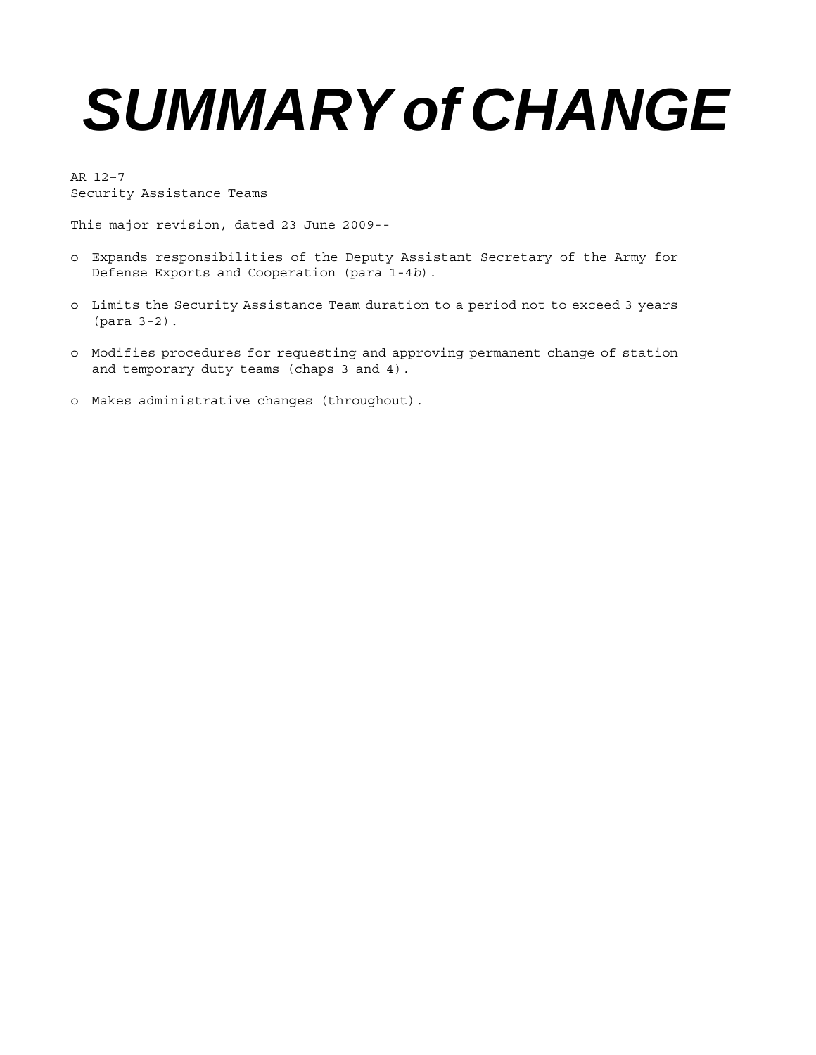# SUMMARY of CHANGE

AR 12–7
Security Assistance Teams

This major revision, dated 23 June 2009--

- Expands responsibilities of the Deputy Assistant Secretary of the Army for Defense Exports and Cooperation (para 1-4*b*).
- Limits the Security Assistance Team duration to a period not to exceed 3 years (para 3-2).
- Modifies procedures for requesting and approving permanent change of station and temporary duty teams (chaps 3 and 4).
- Makes administrative changes (throughout).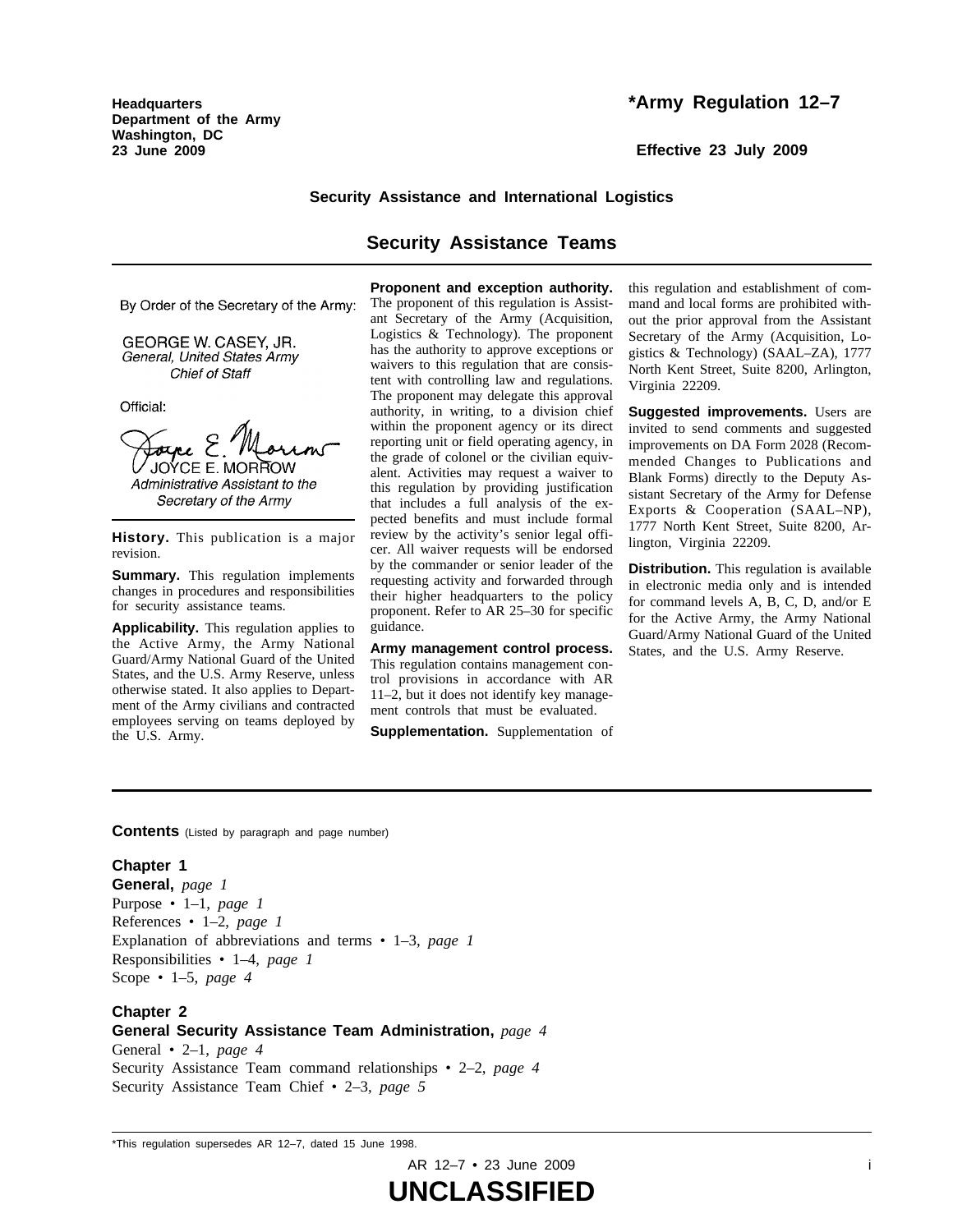Headquarters
Department of the Army
Washington, DC
23 June 2009

# *Army Regulation 12–7

Effective 23 July 2009

## Security Assistance and International Logistics

## Security Assistance Teams

By Order of the Secretary of the Army:

GEORGE W. CASEY, JR.
*General, United States Army*
*Chief of Staff*

Official:

JOYCE E. MORROW
*Administrative Assistant to the Secretary of the Army*

**History.** This publication is a major revision.

**Summary.** This regulation implements changes in procedures and responsibilities for security assistance teams.

**Applicability.** This regulation applies to the Active Army, the Army National Guard/Army National Guard of the United States, and the U.S. Army Reserve, unless otherwise stated. It also applies to Department of the Army civilians and contracted employees serving on teams deployed by the U.S. Army.

**Proponent and exception authority.** The proponent of this regulation is Assistant Secretary of the Army (Acquisition, Logistics & Technology). The proponent has the authority to approve exceptions or waivers to this regulation that are consistent with controlling law and regulations. The proponent may delegate this approval authority, in writing, to a division chief within the proponent agency or its direct reporting unit or field operating agency, in the grade of colonel or the civilian equivalent. Activities may request a waiver to this regulation by providing justification that includes a full analysis of the expected benefits and must include formal review by the activity's senior legal officer. All waiver requests will be endorsed by the commander or senior leader of the requesting activity and forwarded through their higher headquarters to the policy proponent. Refer to AR 25–30 for specific guidance.

**Army management control process.** This regulation contains management control provisions in accordance with AR 11–2, but it does not identify key management controls that must be evaluated.

**Supplementation.** Supplementation of this regulation and establishment of command and local forms are prohibited without the prior approval from the Assistant Secretary of the Army (Acquisition, Logistics & Technology) (SAAL–ZA), 1777 North Kent Street, Suite 8200, Arlington, Virginia 22209.

**Suggested improvements.** Users are invited to send comments and suggested improvements on DA Form 2028 (Recommended Changes to Publications and Blank Forms) directly to the Deputy Assistant Secretary of the Army for Defense Exports & Cooperation (SAAL–NP), 1777 North Kent Street, Suite 8200, Arlington, Virginia 22209.

**Distribution.** This regulation is available in electronic media only and is intended for command levels A, B, C, D, and/or E for the Active Army, the Army National Guard/Army National Guard of the United States, and the U.S. Army Reserve.

**Contents** (Listed by paragraph and page number)

**Chapter 1**
**General,** *page 1*
Purpose • 1–1, *page 1*
References • 1–2, *page 1*
Explanation of abbreviations and terms • 1–3, *page 1*
Responsibilities • 1–4, *page 1*
Scope • 1–5, *page 4*

**Chapter 2**
**General Security Assistance Team Administration,** *page 4*
General • 2–1, *page 4*
Security Assistance Team command relationships • 2–2, *page 4*
Security Assistance Team Chief • 2–3, *page 5*

*This regulation supersedes AR 12–7, dated 15 June 1998.

UNCLASSIFIED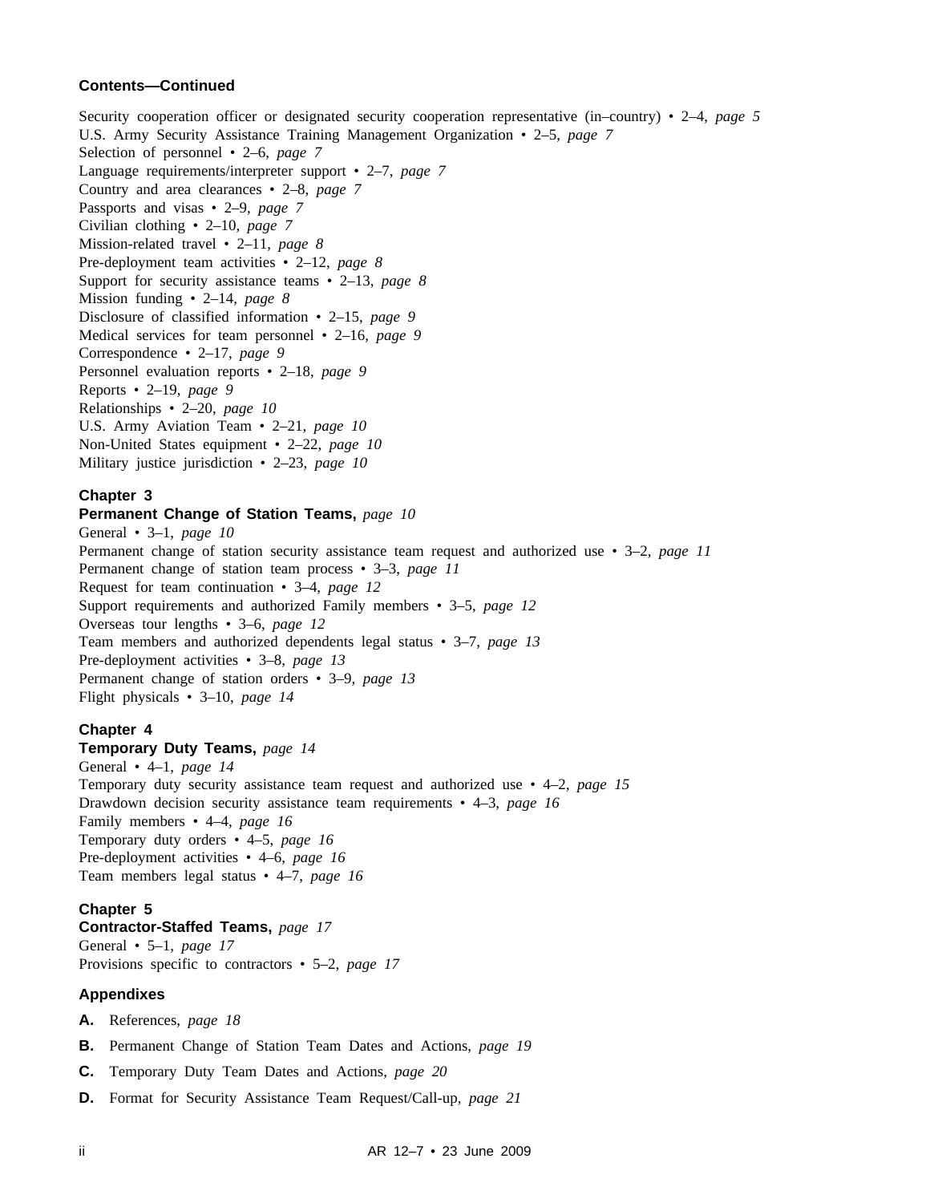**Contents—Continued**

Security cooperation officer or designated security cooperation representative (in–country) • 2–4, *page 5*
U.S. Army Security Assistance Training Management Organization • 2–5, *page 7*
Selection of personnel • 2–6, *page 7*
Language requirements/interpreter support • 2–7, *page 7*
Country and area clearances • 2–8, *page 7*
Passports and visas • 2–9, *page 7*
Civilian clothing • 2–10, *page 7*
Mission-related travel • 2–11, *page 8*
Pre-deployment team activities • 2–12, *page 8*
Support for security assistance teams • 2–13, *page 8*
Mission funding • 2–14, *page 8*
Disclosure of classified information • 2–15, *page 9*
Medical services for team personnel • 2–16, *page 9*
Correspondence • 2–17, *page 9*
Personnel evaluation reports • 2–18, *page 9*
Reports • 2–19, *page 9*
Relationships • 2–20, *page 10*
U.S. Army Aviation Team • 2–21, *page 10*
Non-United States equipment • 2–22, *page 10*
Military justice jurisdiction • 2–23, *page 10*

**Chapter 3**
**Permanent Change of Station Teams,** *page 10*
General • 3–1, *page 10*
Permanent change of station security assistance team request and authorized use • 3–2, *page 11*
Permanent change of station team process • 3–3, *page 11*
Request for team continuation • 3–4, *page 12*
Support requirements and authorized Family members • 3–5, *page 12*
Overseas tour lengths • 3–6, *page 12*
Team members and authorized dependents legal status • 3–7, *page 13*
Pre-deployment activities • 3–8, *page 13*
Permanent change of station orders • 3–9, *page 13*
Flight physicals • 3–10, *page 14*

**Chapter 4**
**Temporary Duty Teams,** *page 14*
General • 4–1, *page 14*
Temporary duty security assistance team request and authorized use • 4–2, *page 15*
Drawdown decision security assistance team requirements • 4–3, *page 16*
Family members • 4–4, *page 16*
Temporary duty orders • 4–5, *page 16*
Pre-deployment activities • 4–6, *page 16*
Team members legal status • 4–7, *page 16*

**Chapter 5**
**Contractor-Staffed Teams,** *page 17*
General • 5–1, *page 17*
Provisions specific to contractors • 5–2, *page 17*

**Appendixes**

**A.** References, *page 18*

**B.** Permanent Change of Station Team Dates and Actions, *page 19*

**C.** Temporary Duty Team Dates and Actions, *page 20*

**D.** Format for Security Assistance Team Request/Call-up, *page 21*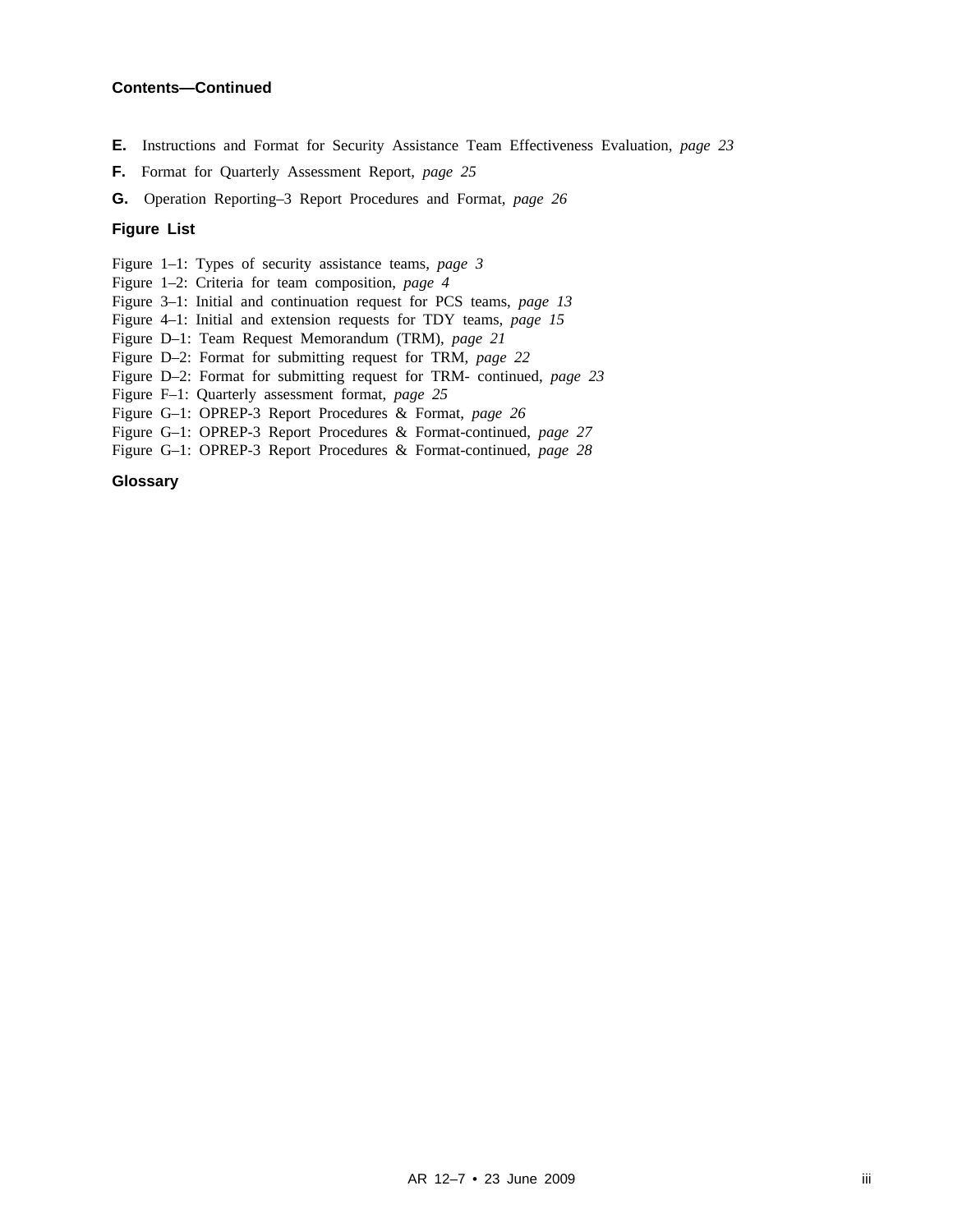**Contents—Continued**

**E.** Instructions and Format for Security Assistance Team Effectiveness Evaluation, *page 23*

**F.** Format for Quarterly Assessment Report, *page 25*

**G.** Operation Reporting–3 Report Procedures and Format, *page 26*

**Figure List**

Figure 1–1: Types of security assistance teams, *page 3*
Figure 1–2: Criteria for team composition, *page 4*
Figure 3–1: Initial and continuation request for PCS teams, *page 13*
Figure 4–1: Initial and extension requests for TDY teams, *page 15*
Figure D–1: Team Request Memorandum (TRM), *page 21*
Figure D–2: Format for submitting request for TRM, *page 22*
Figure D–2: Format for submitting request for TRM- continued, *page 23*
Figure F–1: Quarterly assessment format, *page 25*
Figure G–1: OPREP-3 Report Procedures & Format, *page 26*
Figure G–1: OPREP-3 Report Procedures & Format-continued, *page 27*
Figure G–1: OPREP-3 Report Procedures & Format-continued, *page 28*

**Glossary**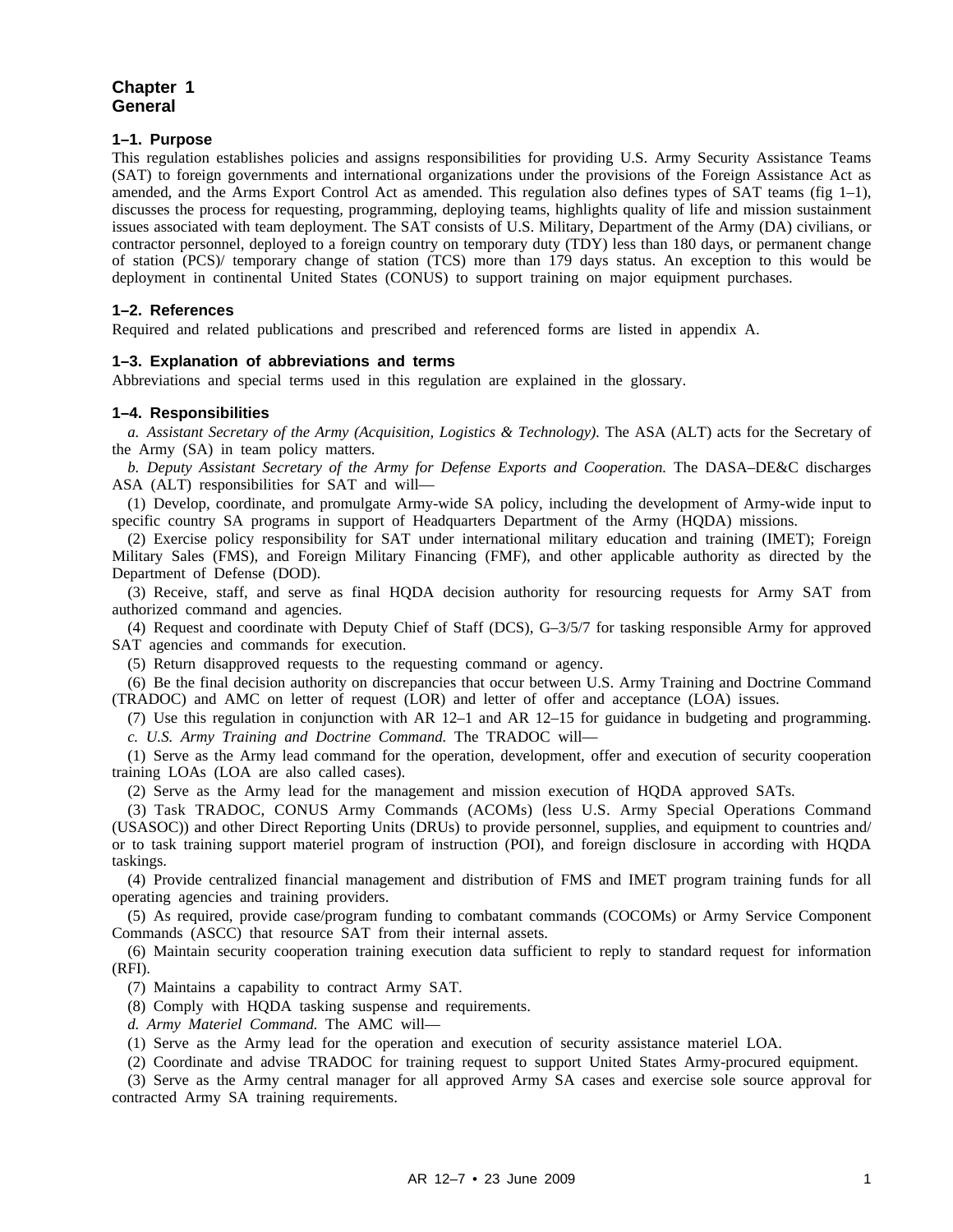# Chapter 1
# General

### 1–1. Purpose

This regulation establishes policies and assigns responsibilities for providing U.S. Army Security Assistance Teams (SAT) to foreign governments and international organizations under the provisions of the Foreign Assistance Act as amended, and the Arms Export Control Act as amended. This regulation also defines types of SAT teams (fig 1–1), discusses the process for requesting, programming, deploying teams, highlights quality of life and mission sustainment issues associated with team deployment. The SAT consists of U.S. Military, Department of the Army (DA) civilians, or contractor personnel, deployed to a foreign country on temporary duty (TDY) less than 180 days, or permanent change of station (PCS)/ temporary change of station (TCS) more than 179 days status. An exception to this would be deployment in continental United States (CONUS) to support training on major equipment purchases.

### 1–2. References

Required and related publications and prescribed and referenced forms are listed in appendix A.

### 1–3. Explanation of abbreviations and terms

Abbreviations and special terms used in this regulation are explained in the glossary.

### 1–4. Responsibilities

*a. Assistant Secretary of the Army (Acquisition, Logistics & Technology).* The ASA (ALT) acts for the Secretary of the Army (SA) in team policy matters.

*b. Deputy Assistant Secretary of the Army for Defense Exports and Cooperation.* The DASA–DE&C discharges ASA (ALT) responsibilities for SAT and will—

(1) Develop, coordinate, and promulgate Army-wide SA policy, including the development of Army-wide input to specific country SA programs in support of Headquarters Department of the Army (HQDA) missions.

(2) Exercise policy responsibility for SAT under international military education and training (IMET); Foreign Military Sales (FMS), and Foreign Military Financing (FMF), and other applicable authority as directed by the Department of Defense (DOD).

(3) Receive, staff, and serve as final HQDA decision authority for resourcing requests for Army SAT from authorized command and agencies.

(4) Request and coordinate with Deputy Chief of Staff (DCS), G–3/5/7 for tasking responsible Army for approved SAT agencies and commands for execution.

(5) Return disapproved requests to the requesting command or agency.

(6) Be the final decision authority on discrepancies that occur between U.S. Army Training and Doctrine Command (TRADOC) and AMC on letter of request (LOR) and letter of offer and acceptance (LOA) issues.

(7) Use this regulation in conjunction with AR 12–1 and AR 12–15 for guidance in budgeting and programming.

*c. U.S. Army Training and Doctrine Command.* The TRADOC will—

(1) Serve as the Army lead command for the operation, development, offer and execution of security cooperation training LOAs (LOA are also called cases).

(2) Serve as the Army lead for the management and mission execution of HQDA approved SATs.

(3) Task TRADOC, CONUS Army Commands (ACOMs) (less U.S. Army Special Operations Command (USASOC)) and other Direct Reporting Units (DRUs) to provide personnel, supplies, and equipment to countries and/ or to task training support materiel program of instruction (POI), and foreign disclosure in according with HQDA taskings.

(4) Provide centralized financial management and distribution of FMS and IMET program training funds for all operating agencies and training providers.

(5) As required, provide case/program funding to combatant commands (COCOMs) or Army Service Component Commands (ASCC) that resource SAT from their internal assets.

(6) Maintain security cooperation training execution data sufficient to reply to standard request for information (RFI).

(7) Maintains a capability to contract Army SAT.

(8) Comply with HQDA tasking suspense and requirements.

*d. Army Materiel Command.* The AMC will—

(1) Serve as the Army lead for the operation and execution of security assistance materiel LOA.

(2) Coordinate and advise TRADOC for training request to support United States Army-procured equipment.

(3) Serve as the Army central manager for all approved Army SA cases and exercise sole source approval for contracted Army SA training requirements.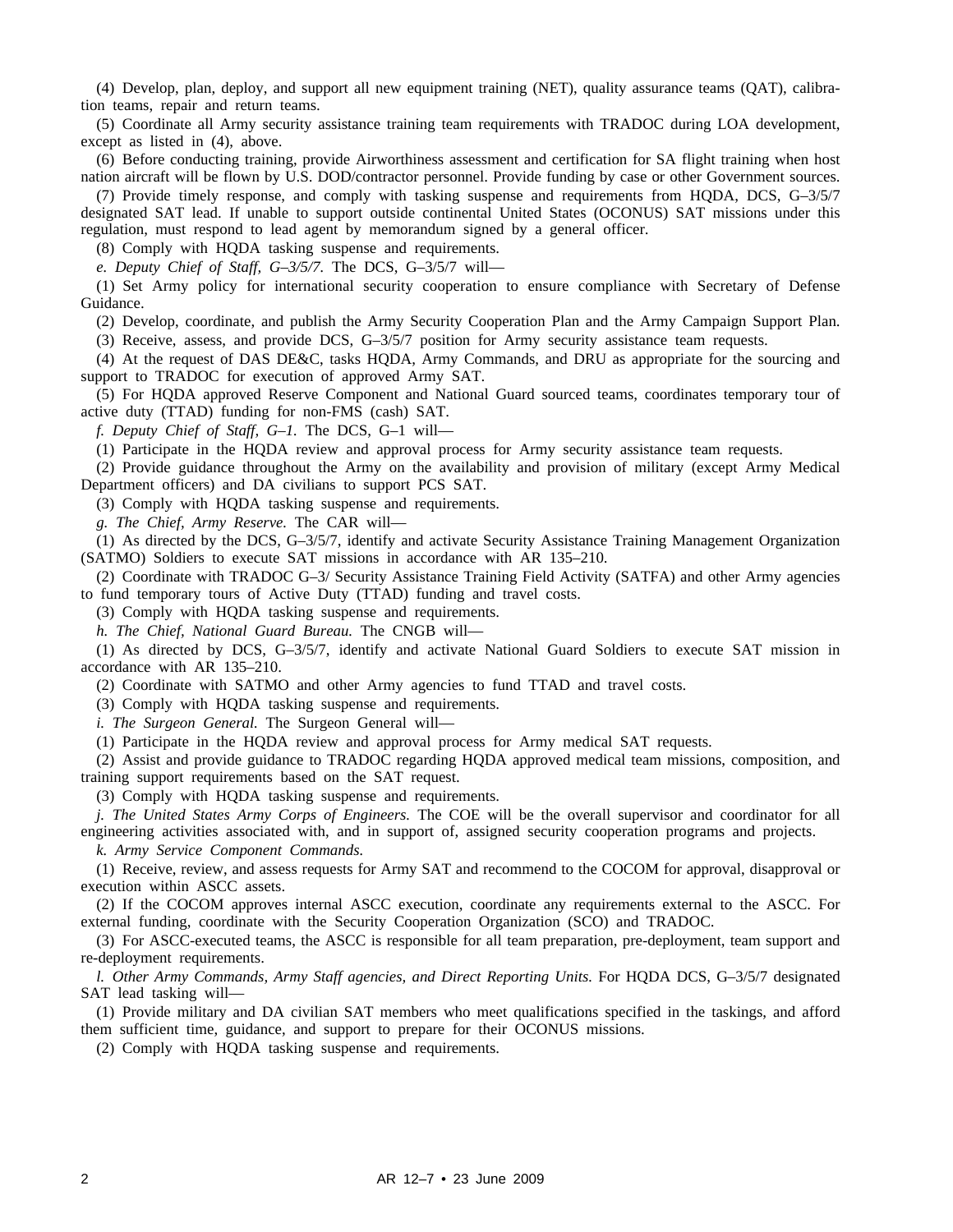(4) Develop, plan, deploy, and support all new equipment training (NET), quality assurance teams (QAT), calibration teams, repair and return teams.

(5) Coordinate all Army security assistance training team requirements with TRADOC during LOA development, except as listed in (4), above.

(6) Before conducting training, provide Airworthiness assessment and certification for SA flight training when host nation aircraft will be flown by U.S. DOD/contractor personnel. Provide funding by case or other Government sources.

(7) Provide timely response, and comply with tasking suspense and requirements from HQDA, DCS, G–3/5/7 designated SAT lead. If unable to support outside continental United States (OCONUS) SAT missions under this regulation, must respond to lead agent by memorandum signed by a general officer.

(8) Comply with HQDA tasking suspense and requirements.

*e. Deputy Chief of Staff, G–3/5/7.* The DCS, G–3/5/7 will—

(1) Set Army policy for international security cooperation to ensure compliance with Secretary of Defense Guidance.

(2) Develop, coordinate, and publish the Army Security Cooperation Plan and the Army Campaign Support Plan.

(3) Receive, assess, and provide DCS, G–3/5/7 position for Army security assistance team requests.

(4) At the request of DAS DE&C, tasks HQDA, Army Commands, and DRU as appropriate for the sourcing and support to TRADOC for execution of approved Army SAT.

(5) For HQDA approved Reserve Component and National Guard sourced teams, coordinates temporary tour of active duty (TTAD) funding for non-FMS (cash) SAT.

*f. Deputy Chief of Staff, G–1.* The DCS, G–1 will—

(1) Participate in the HQDA review and approval process for Army security assistance team requests.

(2) Provide guidance throughout the Army on the availability and provision of military (except Army Medical Department officers) and DA civilians to support PCS SAT.

(3) Comply with HQDA tasking suspense and requirements.

*g. The Chief, Army Reserve.* The CAR will—

(1) As directed by the DCS, G–3/5/7, identify and activate Security Assistance Training Management Organization (SATMO) Soldiers to execute SAT missions in accordance with AR 135–210.

(2) Coordinate with TRADOC G–3/ Security Assistance Training Field Activity (SATFA) and other Army agencies to fund temporary tours of Active Duty (TTAD) funding and travel costs.

(3) Comply with HQDA tasking suspense and requirements.

*h. The Chief, National Guard Bureau.* The CNGB will—

(1) As directed by DCS, G–3/5/7, identify and activate National Guard Soldiers to execute SAT mission in accordance with AR 135–210.

(2) Coordinate with SATMO and other Army agencies to fund TTAD and travel costs.

(3) Comply with HQDA tasking suspense and requirements.

*i. The Surgeon General.* The Surgeon General will—

(1) Participate in the HQDA review and approval process for Army medical SAT requests.

(2) Assist and provide guidance to TRADOC regarding HQDA approved medical team missions, composition, and training support requirements based on the SAT request.

(3) Comply with HQDA tasking suspense and requirements.

*j. The United States Army Corps of Engineers.* The COE will be the overall supervisor and coordinator for all engineering activities associated with, and in support of, assigned security cooperation programs and projects.

*k. Army Service Component Commands.*

(1) Receive, review, and assess requests for Army SAT and recommend to the COCOM for approval, disapproval or execution within ASCC assets.

(2) If the COCOM approves internal ASCC execution, coordinate any requirements external to the ASCC. For external funding, coordinate with the Security Cooperation Organization (SCO) and TRADOC.

(3) For ASCC-executed teams, the ASCC is responsible for all team preparation, pre-deployment, team support and re-deployment requirements.

*l. Other Army Commands, Army Staff agencies, and Direct Reporting Units.* For HQDA DCS, G–3/5/7 designated SAT lead tasking will—

(1) Provide military and DA civilian SAT members who meet qualifications specified in the taskings, and afford them sufficient time, guidance, and support to prepare for their OCONUS missions.

(2) Comply with HQDA tasking suspense and requirements.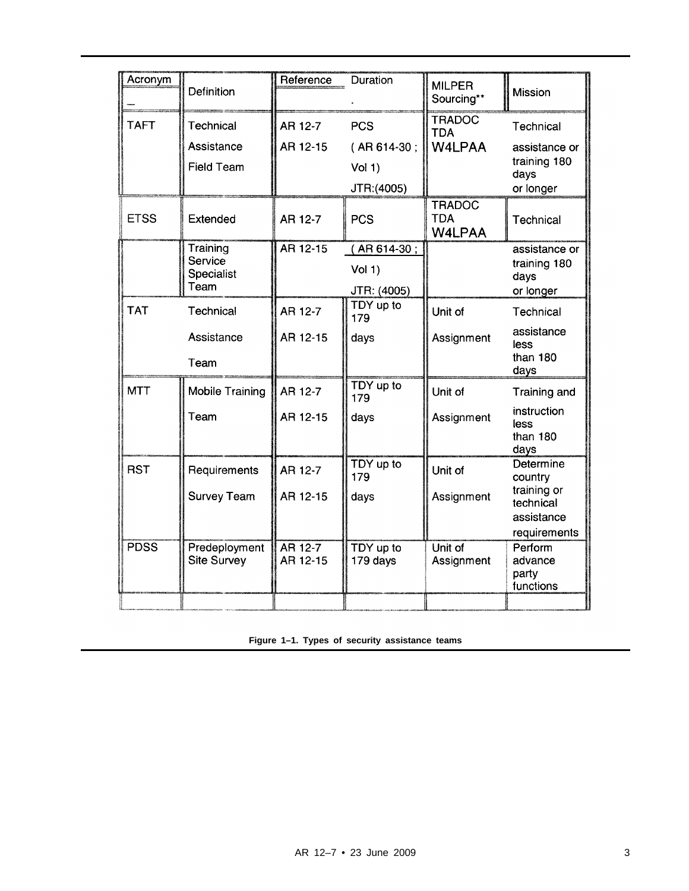| Acronym | Definition | Reference | Duration | MILPER Sourcing** | Mission |
|---|---|---|---|---|---|
| TAFT | Technical Assistance Field Team | AR 12-7 AR 12-15 | PCS ( AR 614-30 ; Vol 1) JTR:(4005) | TRADOC TDA W4LPAA | Technical assistance or training 180 days or longer |
| ETSS | Extended Training Service Specialist Team | AR 12-7 AR 12-15 | PCS ( AR 614-30 ; Vol 1) JTR: (4005) | TRADOC TDA W4LPAA | Technical assistance or training 180 days or longer |
| TAT | Technical Assistance Team | AR 12-7 AR 12-15 | TDY up to 179 days | Unit of Assignment | Technical assistance less than 180 days |
| MTT | Mobile Training Team | AR 12-7 AR 12-15 | TDY up to 179 days | Unit of Assignment | Training and instruction less than 180 days |
| RST | Requirements Survey Team | AR 12-7 AR 12-15 | TDY up to 179 days | Unit of Assignment | Determine country training or technical assistance requirements |
| PDSS | Predeployment Site Survey | AR 12-7 AR 12-15 | TDY up to 179 days | Unit of Assignment | Perform advance party functions |

**Figure 1–1. Types of security assistance teams**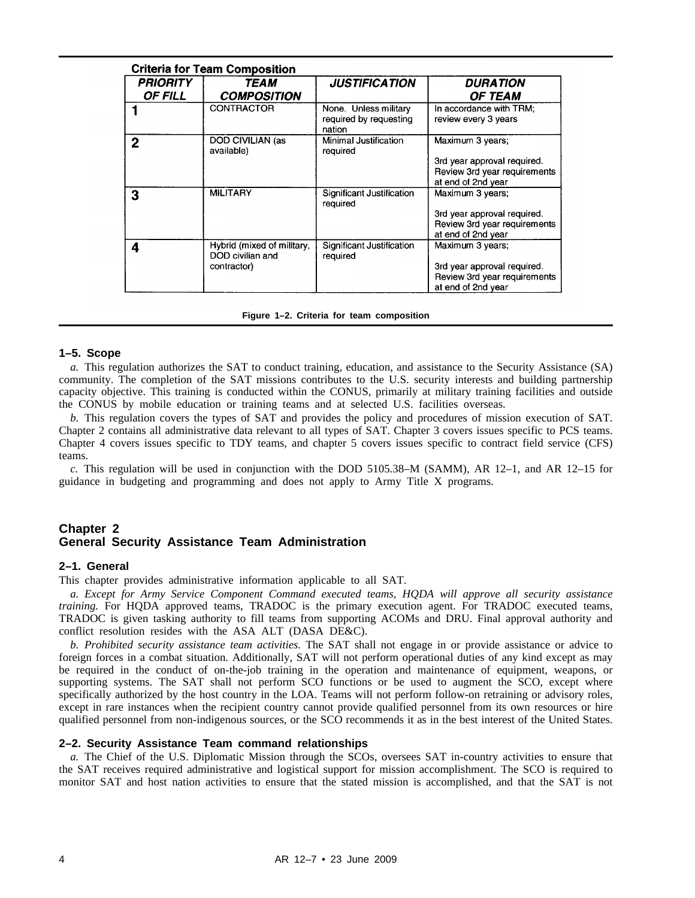**Criteria for Team Composition**

| PRIORITY OF FILL | TEAM COMPOSITION | JUSTIFICATION | DURATION OF TEAM |
|---|---|---|---|
| 1 | CONTRACTOR | None. Unless military required by requesting nation | In accordance with TRM; review every 3 years |
| 2 | DOD CIVILIAN (as available) | Minimal Justification required | Maximum 3 years; 3rd year approval required. Review 3rd year requirements at end of 2nd year |
| 3 | MILITARY | Significant Justification required | Maximum 3 years; 3rd year approval required. Review 3rd year requirements at end of 2nd year |
| 4 | Hybrid (mixed of military, DOD civilian and contractor) | Significant Justification required | Maximum 3 years; 3rd year approval required. Review 3rd year requirements at end of 2nd year |

**Figure 1–2. Criteria for team composition**

### 1–5. Scope

*a.* This regulation authorizes the SAT to conduct training, education, and assistance to the Security Assistance (SA) community. The completion of the SAT missions contributes to the U.S. security interests and building partnership capacity objective. This training is conducted within the CONUS, primarily at military training facilities and outside the CONUS by mobile education or training teams and at selected U.S. facilities overseas.

*b.* This regulation covers the types of SAT and provides the policy and procedures of mission execution of SAT. Chapter 2 contains all administrative data relevant to all types of SAT. Chapter 3 covers issues specific to PCS teams. Chapter 4 covers issues specific to TDY teams, and chapter 5 covers issues specific to contract field service (CFS) teams.

*c.* This regulation will be used in conjunction with the DOD 5105.38–M (SAMM), AR 12–1, and AR 12–15 for guidance in budgeting and programming and does not apply to Army Title X programs.

## Chapter 2
## General Security Assistance Team Administration

### 2–1. General

This chapter provides administrative information applicable to all SAT.

*a. Except for Army Service Component Command executed teams, HQDA will approve all security assistance training.* For HQDA approved teams, TRADOC is the primary execution agent. For TRADOC executed teams, TRADOC is given tasking authority to fill teams from supporting ACOMs and DRU. Final approval authority and conflict resolution resides with the ASA ALT (DASA DE&C).

*b. Prohibited security assistance team activities.* The SAT shall not engage in or provide assistance or advice to foreign forces in a combat situation. Additionally, SAT will not perform operational duties of any kind except as may be required in the conduct of on-the-job training in the operation and maintenance of equipment, weapons, or supporting systems. The SAT shall not perform SCO functions or be used to augment the SCO, except where specifically authorized by the host country in the LOA. Teams will not perform follow-on retraining or advisory roles, except in rare instances when the recipient country cannot provide qualified personnel from its own resources or hire qualified personnel from non-indigenous sources, or the SCO recommends it as in the best interest of the United States.

### 2–2. Security Assistance Team command relationships

*a.* The Chief of the U.S. Diplomatic Mission through the SCOs, oversees SAT in-country activities to ensure that the SAT receives required administrative and logistical support for mission accomplishment. The SCO is required to monitor SAT and host nation activities to ensure that the stated mission is accomplished, and that the SAT is not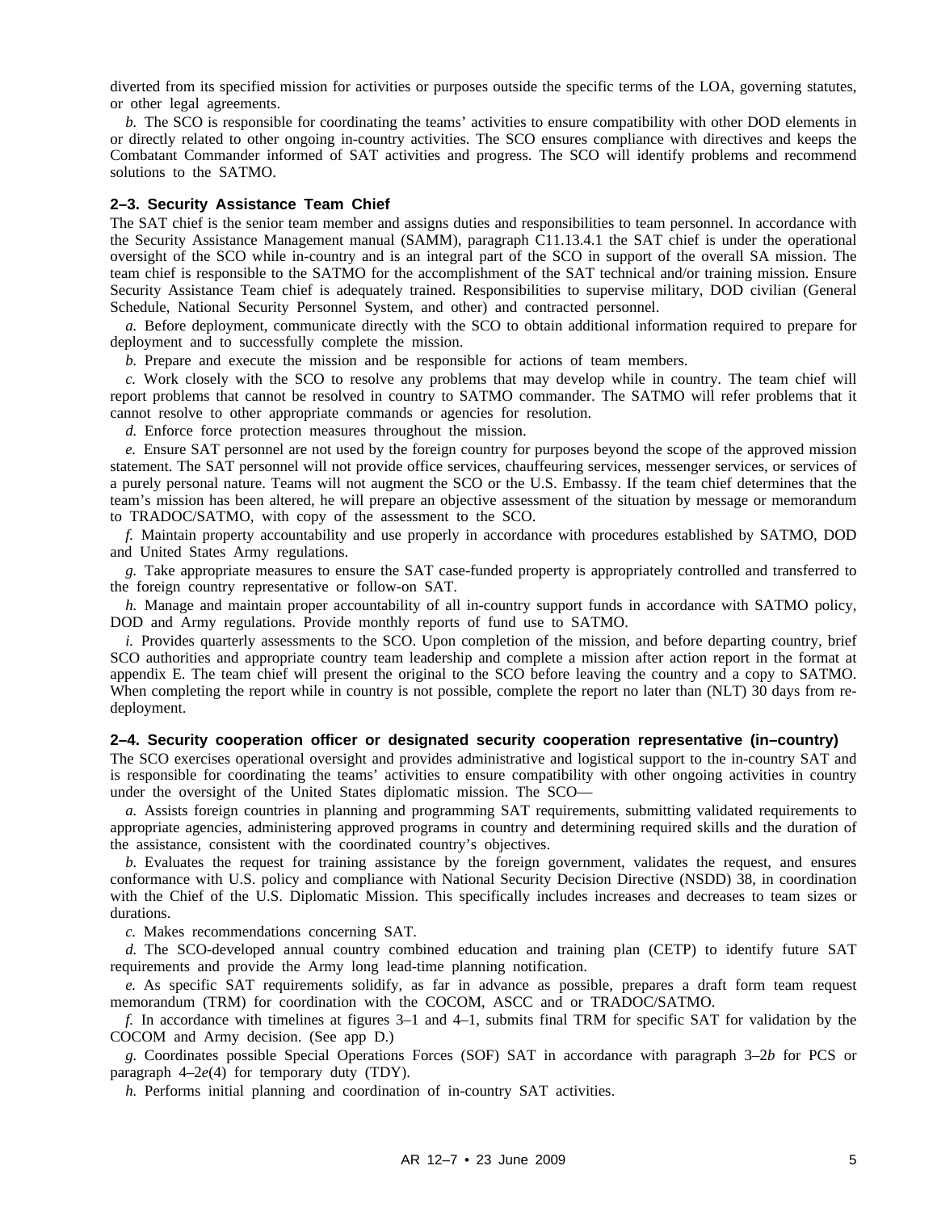diverted from its specified mission for activities or purposes outside the specific terms of the LOA, governing statutes, or other legal agreements.

*b.* The SCO is responsible for coordinating the teams' activities to ensure compatibility with other DOD elements in or directly related to other ongoing in-country activities. The SCO ensures compliance with directives and keeps the Combatant Commander informed of SAT activities and progress. The SCO will identify problems and recommend solutions to the SATMO.

### 2–3. Security Assistance Team Chief

The SAT chief is the senior team member and assigns duties and responsibilities to team personnel. In accordance with the Security Assistance Management manual (SAMM), paragraph C11.13.4.1 the SAT chief is under the operational oversight of the SCO while in-country and is an integral part of the SCO in support of the overall SA mission. The team chief is responsible to the SATMO for the accomplishment of the SAT technical and/or training mission. Ensure Security Assistance Team chief is adequately trained. Responsibilities to supervise military, DOD civilian (General Schedule, National Security Personnel System, and other) and contracted personnel.

*a.* Before deployment, communicate directly with the SCO to obtain additional information required to prepare for deployment and to successfully complete the mission.

*b.* Prepare and execute the mission and be responsible for actions of team members.

*c.* Work closely with the SCO to resolve any problems that may develop while in country. The team chief will report problems that cannot be resolved in country to SATMO commander. The SATMO will refer problems that it cannot resolve to other appropriate commands or agencies for resolution.

*d.* Enforce force protection measures throughout the mission.

*e.* Ensure SAT personnel are not used by the foreign country for purposes beyond the scope of the approved mission statement. The SAT personnel will not provide office services, chauffeuring services, messenger services, or services of a purely personal nature. Teams will not augment the SCO or the U.S. Embassy. If the team chief determines that the team's mission has been altered, he will prepare an objective assessment of the situation by message or memorandum to TRADOC/SATMO, with copy of the assessment to the SCO.

*f.* Maintain property accountability and use properly in accordance with procedures established by SATMO, DOD and United States Army regulations.

*g.* Take appropriate measures to ensure the SAT case-funded property is appropriately controlled and transferred to the foreign country representative or follow-on SAT.

*h.* Manage and maintain proper accountability of all in-country support funds in accordance with SATMO policy, DOD and Army regulations. Provide monthly reports of fund use to SATMO.

*i.* Provides quarterly assessments to the SCO. Upon completion of the mission, and before departing country, brief SCO authorities and appropriate country team leadership and complete a mission after action report in the format at appendix E. The team chief will present the original to the SCO before leaving the country and a copy to SATMO. When completing the report while in country is not possible, complete the report no later than (NLT) 30 days from re-deployment.

### 2–4. Security cooperation officer or designated security cooperation representative (in–country)

The SCO exercises operational oversight and provides administrative and logistical support to the in-country SAT and is responsible for coordinating the teams' activities to ensure compatibility with other ongoing activities in country under the oversight of the United States diplomatic mission. The SCO—

*a.* Assists foreign countries in planning and programming SAT requirements, submitting validated requirements to appropriate agencies, administering approved programs in country and determining required skills and the duration of the assistance, consistent with the coordinated country's objectives.

*b.* Evaluates the request for training assistance by the foreign government, validates the request, and ensures conformance with U.S. policy and compliance with National Security Decision Directive (NSDD) 38, in coordination with the Chief of the U.S. Diplomatic Mission. This specifically includes increases and decreases to team sizes or durations.

*c.* Makes recommendations concerning SAT.

*d.* The SCO-developed annual country combined education and training plan (CETP) to identify future SAT requirements and provide the Army long lead-time planning notification.

*e.* As specific SAT requirements solidify, as far in advance as possible, prepares a draft form team request memorandum (TRM) for coordination with the COCOM, ASCC and or TRADOC/SATMO.

*f.* In accordance with timelines at figures 3–1 and 4–1, submits final TRM for specific SAT for validation by the COCOM and Army decision. (See app D.)

*g.* Coordinates possible Special Operations Forces (SOF) SAT in accordance with paragraph 3–2*b* for PCS or paragraph 4–2*e*(4) for temporary duty (TDY).

*h.* Performs initial planning and coordination of in-country SAT activities.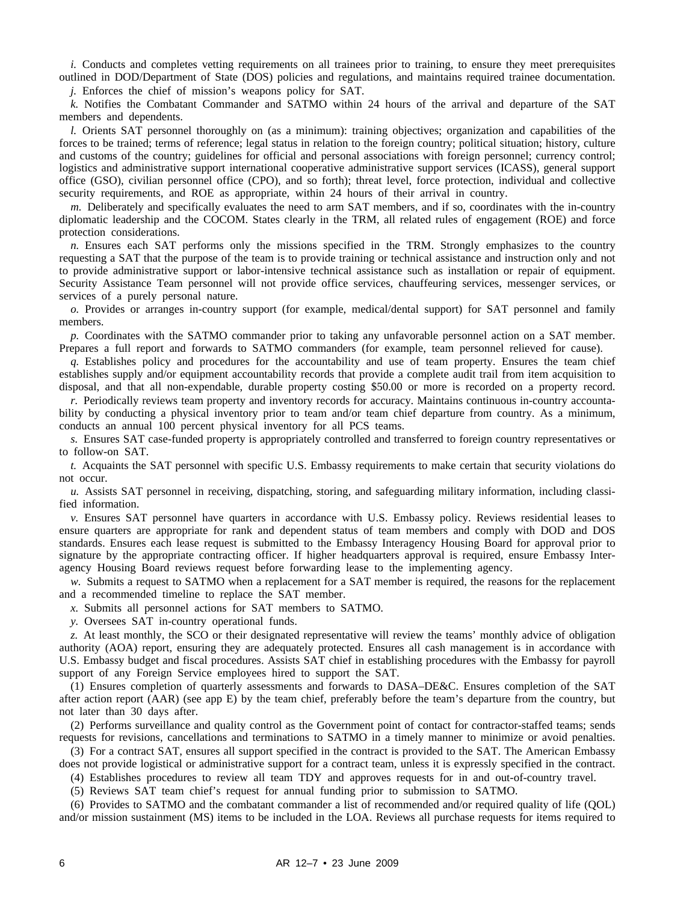*i.* Conducts and completes vetting requirements on all trainees prior to training, to ensure they meet prerequisites outlined in DOD/Department of State (DOS) policies and regulations, and maintains required trainee documentation.

*j.* Enforces the chief of mission's weapons policy for SAT.

*k.* Notifies the Combatant Commander and SATMO within 24 hours of the arrival and departure of the SAT members and dependents.

*l.* Orients SAT personnel thoroughly on (as a minimum): training objectives; organization and capabilities of the forces to be trained; terms of reference; legal status in relation to the foreign country; political situation; history, culture and customs of the country; guidelines for official and personal associations with foreign personnel; currency control; logistics and administrative support international cooperative administrative support services (ICASS), general support office (GSO), civilian personnel office (CPO), and so forth); threat level, force protection, individual and collective security requirements, and ROE as appropriate, within 24 hours of their arrival in country.

*m.* Deliberately and specifically evaluates the need to arm SAT members, and if so, coordinates with the in-country diplomatic leadership and the COCOM. States clearly in the TRM, all related rules of engagement (ROE) and force protection considerations.

*n.* Ensures each SAT performs only the missions specified in the TRM. Strongly emphasizes to the country requesting a SAT that the purpose of the team is to provide training or technical assistance and instruction only and not to provide administrative support or labor-intensive technical assistance such as installation or repair of equipment. Security Assistance Team personnel will not provide office services, chauffeuring services, messenger services, or services of a purely personal nature.

*o.* Provides or arranges in-country support (for example, medical/dental support) for SAT personnel and family members.

*p.* Coordinates with the SATMO commander prior to taking any unfavorable personnel action on a SAT member. Prepares a full report and forwards to SATMO commanders (for example, team personnel relieved for cause).

*q.* Establishes policy and procedures for the accountability and use of team property. Ensures the team chief establishes supply and/or equipment accountability records that provide a complete audit trail from item acquisition to disposal, and that all non-expendable, durable property costing $50.00 or more is recorded on a property record.

*r.* Periodically reviews team property and inventory records for accuracy. Maintains continuous in-country accountability by conducting a physical inventory prior to team and/or team chief departure from country. As a minimum, conducts an annual 100 percent physical inventory for all PCS teams.

*s.* Ensures SAT case-funded property is appropriately controlled and transferred to foreign country representatives or to follow-on SAT.

*t.* Acquaints the SAT personnel with specific U.S. Embassy requirements to make certain that security violations do not occur.

*u.* Assists SAT personnel in receiving, dispatching, storing, and safeguarding military information, including classified information.

*v.* Ensures SAT personnel have quarters in accordance with U.S. Embassy policy. Reviews residential leases to ensure quarters are appropriate for rank and dependent status of team members and comply with DOD and DOS standards. Ensures each lease request is submitted to the Embassy Interagency Housing Board for approval prior to signature by the appropriate contracting officer. If higher headquarters approval is required, ensure Embassy Interagency Housing Board reviews request before forwarding lease to the implementing agency.

*w.* Submits a request to SATMO when a replacement for a SAT member is required, the reasons for the replacement and a recommended timeline to replace the SAT member.

*x.* Submits all personnel actions for SAT members to SATMO.

*y.* Oversees SAT in-country operational funds.

*z.* At least monthly, the SCO or their designated representative will review the teams' monthly advice of obligation authority (AOA) report, ensuring they are adequately protected. Ensures all cash management is in accordance with U.S. Embassy budget and fiscal procedures. Assists SAT chief in establishing procedures with the Embassy for payroll support of any Foreign Service employees hired to support the SAT.

(1) Ensures completion of quarterly assessments and forwards to DASA–DE&C. Ensures completion of the SAT after action report (AAR) (see app E) by the team chief, preferably before the team's departure from the country, but not later than 30 days after.

(2) Performs surveillance and quality control as the Government point of contact for contractor-staffed teams; sends requests for revisions, cancellations and terminations to SATMO in a timely manner to minimize or avoid penalties.

(3) For a contract SAT, ensures all support specified in the contract is provided to the SAT. The American Embassy does not provide logistical or administrative support for a contract team, unless it is expressly specified in the contract.

(4) Establishes procedures to review all team TDY and approves requests for in and out-of-country travel.

(5) Reviews SAT team chief's request for annual funding prior to submission to SATMO.

(6) Provides to SATMO and the combatant commander a list of recommended and/or required quality of life (QOL) and/or mission sustainment (MS) items to be included in the LOA. Reviews all purchase requests for items required to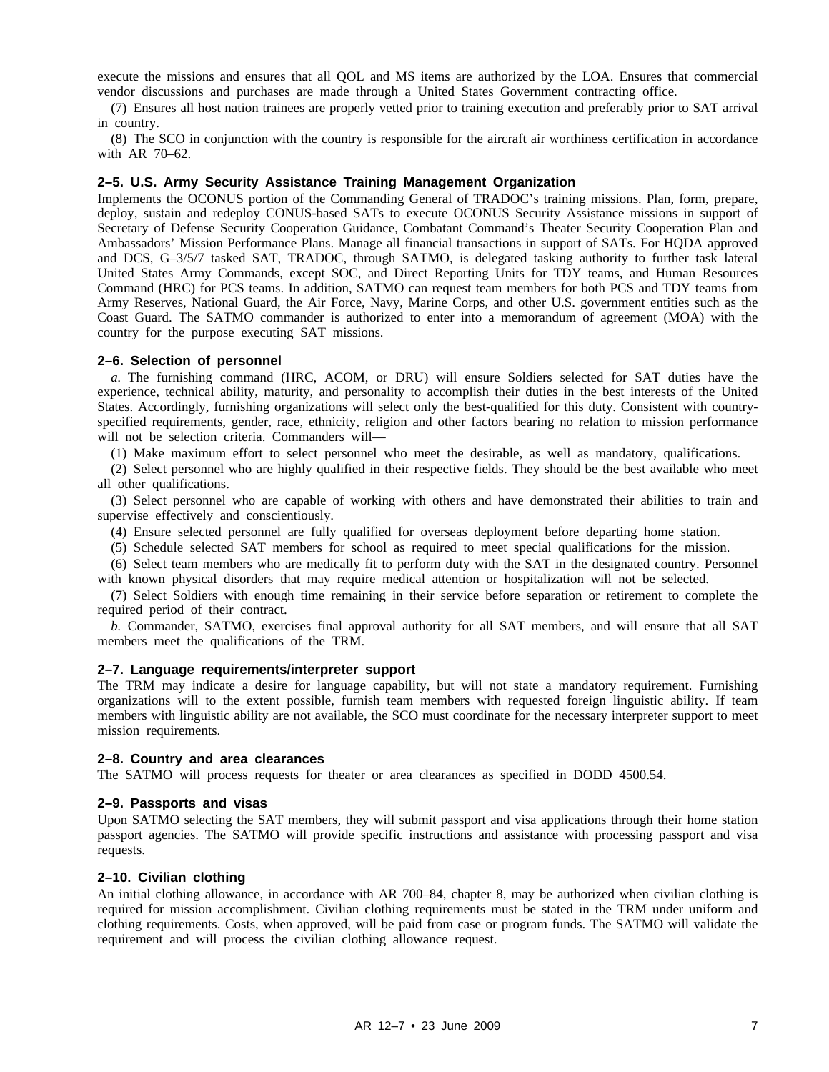execute the missions and ensures that all QOL and MS items are authorized by the LOA. Ensures that commercial vendor discussions and purchases are made through a United States Government contracting office.

(7) Ensures all host nation trainees are properly vetted prior to training execution and preferably prior to SAT arrival in country.

(8) The SCO in conjunction with the country is responsible for the aircraft air worthiness certification in accordance with AR 70–62.

### 2–5. U.S. Army Security Assistance Training Management Organization

Implements the OCONUS portion of the Commanding General of TRADOC's training missions. Plan, form, prepare, deploy, sustain and redeploy CONUS-based SATs to execute OCONUS Security Assistance missions in support of Secretary of Defense Security Cooperation Guidance, Combatant Command's Theater Security Cooperation Plan and Ambassadors' Mission Performance Plans. Manage all financial transactions in support of SATs. For HQDA approved and DCS, G–3/5/7 tasked SAT, TRADOC, through SATMO, is delegated tasking authority to further task lateral United States Army Commands, except SOC, and Direct Reporting Units for TDY teams, and Human Resources Command (HRC) for PCS teams. In addition, SATMO can request team members for both PCS and TDY teams from Army Reserves, National Guard, the Air Force, Navy, Marine Corps, and other U.S. government entities such as the Coast Guard. The SATMO commander is authorized to enter into a memorandum of agreement (MOA) with the country for the purpose executing SAT missions.

### 2–6. Selection of personnel

*a.* The furnishing command (HRC, ACOM, or DRU) will ensure Soldiers selected for SAT duties have the experience, technical ability, maturity, and personality to accomplish their duties in the best interests of the United States. Accordingly, furnishing organizations will select only the best-qualified for this duty. Consistent with country-specified requirements, gender, race, ethnicity, religion and other factors bearing no relation to mission performance will not be selection criteria. Commanders will—

(1) Make maximum effort to select personnel who meet the desirable, as well as mandatory, qualifications.

(2) Select personnel who are highly qualified in their respective fields. They should be the best available who meet all other qualifications.

(3) Select personnel who are capable of working with others and have demonstrated their abilities to train and supervise effectively and conscientiously.

(4) Ensure selected personnel are fully qualified for overseas deployment before departing home station.

(5) Schedule selected SAT members for school as required to meet special qualifications for the mission.

(6) Select team members who are medically fit to perform duty with the SAT in the designated country. Personnel with known physical disorders that may require medical attention or hospitalization will not be selected.

(7) Select Soldiers with enough time remaining in their service before separation or retirement to complete the required period of their contract.

*b.* Commander, SATMO, exercises final approval authority for all SAT members, and will ensure that all SAT members meet the qualifications of the TRM.

### 2–7. Language requirements/interpreter support

The TRM may indicate a desire for language capability, but will not state a mandatory requirement. Furnishing organizations will to the extent possible, furnish team members with requested foreign linguistic ability. If team members with linguistic ability are not available, the SCO must coordinate for the necessary interpreter support to meet mission requirements.

### 2–8. Country and area clearances

The SATMO will process requests for theater or area clearances as specified in DODD 4500.54.

### 2–9. Passports and visas

Upon SATMO selecting the SAT members, they will submit passport and visa applications through their home station passport agencies. The SATMO will provide specific instructions and assistance with processing passport and visa requests.

### 2–10. Civilian clothing

An initial clothing allowance, in accordance with AR 700–84, chapter 8, may be authorized when civilian clothing is required for mission accomplishment. Civilian clothing requirements must be stated in the TRM under uniform and clothing requirements. Costs, when approved, will be paid from case or program funds. The SATMO will validate the requirement and will process the civilian clothing allowance request.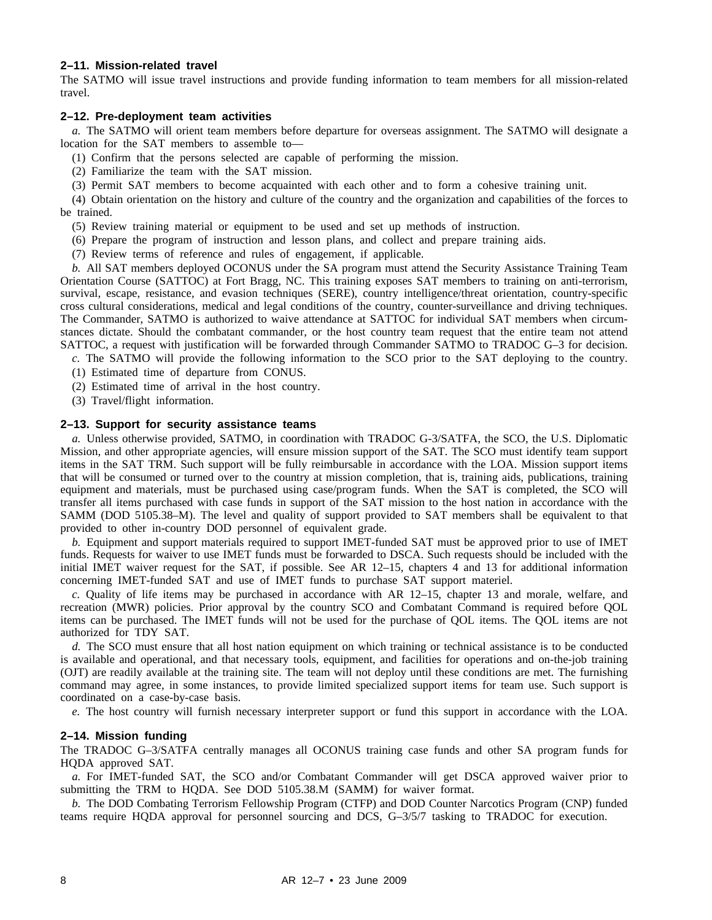### 2–11. Mission-related travel

The SATMO will issue travel instructions and provide funding information to team members for all mission-related travel.

### 2–12. Pre-deployment team activities

*a.* The SATMO will orient team members before departure for overseas assignment. The SATMO will designate a location for the SAT members to assemble to—

(1) Confirm that the persons selected are capable of performing the mission.

(2) Familiarize the team with the SAT mission.

(3) Permit SAT members to become acquainted with each other and to form a cohesive training unit.

(4) Obtain orientation on the history and culture of the country and the organization and capabilities of the forces to be trained.

(5) Review training material or equipment to be used and set up methods of instruction.

(6) Prepare the program of instruction and lesson plans, and collect and prepare training aids.

(7) Review terms of reference and rules of engagement, if applicable.

*b.* All SAT members deployed OCONUS under the SA program must attend the Security Assistance Training Team Orientation Course (SATTOC) at Fort Bragg, NC. This training exposes SAT members to training on anti-terrorism, survival, escape, resistance, and evasion techniques (SERE), country intelligence/threat orientation, country-specific cross cultural considerations, medical and legal conditions of the country, counter-surveillance and driving techniques. The Commander, SATMO is authorized to waive attendance at SATTOC for individual SAT members when circumstances dictate. Should the combatant commander, or the host country team request that the entire team not attend SATTOC, a request with justification will be forwarded through Commander SATMO to TRADOC G–3 for decision.

*c.* The SATMO will provide the following information to the SCO prior to the SAT deploying to the country.

(1) Estimated time of departure from CONUS.

(2) Estimated time of arrival in the host country.

(3) Travel/flight information.

### 2–13. Support for security assistance teams

*a.* Unless otherwise provided, SATMO, in coordination with TRADOC G-3/SATFA, the SCO, the U.S. Diplomatic Mission, and other appropriate agencies, will ensure mission support of the SAT. The SCO must identify team support items in the SAT TRM. Such support will be fully reimbursable in accordance with the LOA. Mission support items that will be consumed or turned over to the country at mission completion, that is, training aids, publications, training equipment and materials, must be purchased using case/program funds. When the SAT is completed, the SCO will transfer all items purchased with case funds in support of the SAT mission to the host nation in accordance with the SAMM (DOD 5105.38–M). The level and quality of support provided to SAT members shall be equivalent to that provided to other in-country DOD personnel of equivalent grade.

*b.* Equipment and support materials required to support IMET-funded SAT must be approved prior to use of IMET funds. Requests for waiver to use IMET funds must be forwarded to DSCA. Such requests should be included with the initial IMET waiver request for the SAT, if possible. See AR 12–15, chapters 4 and 13 for additional information concerning IMET-funded SAT and use of IMET funds to purchase SAT support materiel.

*c.* Quality of life items may be purchased in accordance with AR 12–15, chapter 13 and morale, welfare, and recreation (MWR) policies. Prior approval by the country SCO and Combatant Command is required before QOL items can be purchased. The IMET funds will not be used for the purchase of QOL items. The QOL items are not authorized for TDY SAT.

*d.* The SCO must ensure that all host nation equipment on which training or technical assistance is to be conducted is available and operational, and that necessary tools, equipment, and facilities for operations and on-the-job training (OJT) are readily available at the training site. The team will not deploy until these conditions are met. The furnishing command may agree, in some instances, to provide limited specialized support items for team use. Such support is coordinated on a case-by-case basis.

*e.* The host country will furnish necessary interpreter support or fund this support in accordance with the LOA.

### 2–14. Mission funding

The TRADOC G–3/SATFA centrally manages all OCONUS training case funds and other SA program funds for HQDA approved SAT.

*a.* For IMET-funded SAT, the SCO and/or Combatant Commander will get DSCA approved waiver prior to submitting the TRM to HQDA. See DOD 5105.38.M (SAMM) for waiver format.

*b.* The DOD Combating Terrorism Fellowship Program (CTFP) and DOD Counter Narcotics Program (CNP) funded teams require HQDA approval for personnel sourcing and DCS, G–3/5/7 tasking to TRADOC for execution.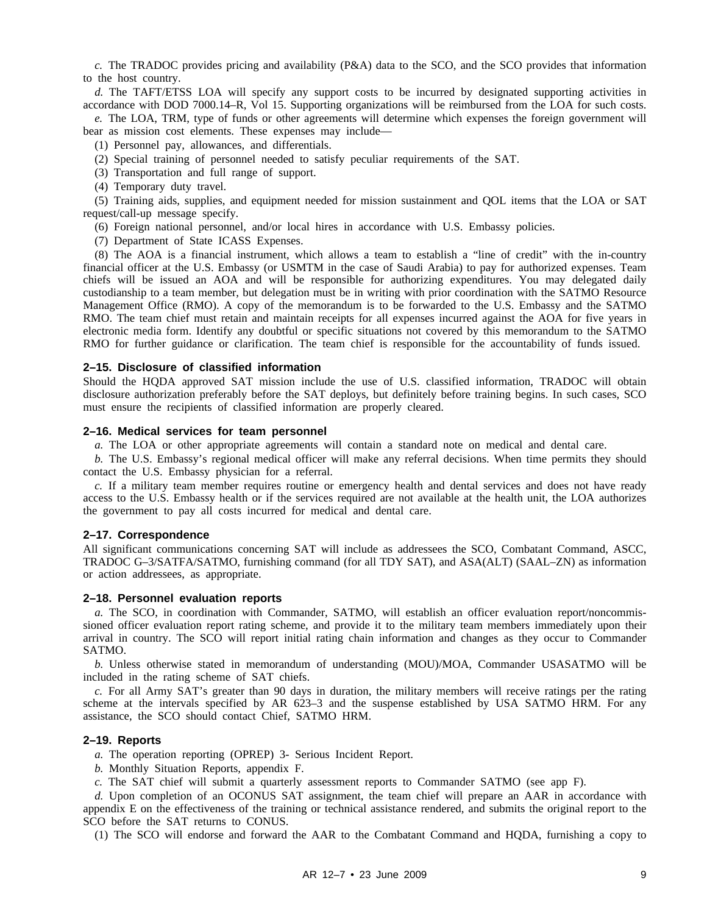*c.* The TRADOC provides pricing and availability (P&A) data to the SCO, and the SCO provides that information to the host country.

*d.* The TAFT/ETSS LOA will specify any support costs to be incurred by designated supporting activities in accordance with DOD 7000.14–R, Vol 15. Supporting organizations will be reimbursed from the LOA for such costs.

*e.* The LOA, TRM, type of funds or other agreements will determine which expenses the foreign government will bear as mission cost elements. These expenses may include—

(1) Personnel pay, allowances, and differentials.

(2) Special training of personnel needed to satisfy peculiar requirements of the SAT.

(3) Transportation and full range of support.

(4) Temporary duty travel.

(5) Training aids, supplies, and equipment needed for mission sustainment and QOL items that the LOA or SAT request/call-up message specify.

(6) Foreign national personnel, and/or local hires in accordance with U.S. Embassy policies.

(7) Department of State ICASS Expenses.

(8) The AOA is a financial instrument, which allows a team to establish a "line of credit" with the in-country financial officer at the U.S. Embassy (or USMTM in the case of Saudi Arabia) to pay for authorized expenses. Team chiefs will be issued an AOA and will be responsible for authorizing expenditures. You may delegated daily custodianship to a team member, but delegation must be in writing with prior coordination with the SATMO Resource Management Office (RMO). A copy of the memorandum is to be forwarded to the U.S. Embassy and the SATMO RMO. The team chief must retain and maintain receipts for all expenses incurred against the AOA for five years in electronic media form. Identify any doubtful or specific situations not covered by this memorandum to the SATMO RMO for further guidance or clarification. The team chief is responsible for the accountability of funds issued.

## 2–15. Disclosure of classified information

Should the HQDA approved SAT mission include the use of U.S. classified information, TRADOC will obtain disclosure authorization preferably before the SAT deploys, but definitely before training begins. In such cases, SCO must ensure the recipients of classified information are properly cleared.

## 2–16. Medical services for team personnel

*a.* The LOA or other appropriate agreements will contain a standard note on medical and dental care.

*b.* The U.S. Embassy's regional medical officer will make any referral decisions. When time permits they should contact the U.S. Embassy physician for a referral.

*c.* If a military team member requires routine or emergency health and dental services and does not have ready access to the U.S. Embassy health or if the services required are not available at the health unit, the LOA authorizes the government to pay all costs incurred for medical and dental care.

## 2–17. Correspondence

All significant communications concerning SAT will include as addressees the SCO, Combatant Command, ASCC, TRADOC G–3/SATFA/SATMO, furnishing command (for all TDY SAT), and ASA(ALT) (SAAL–ZN) as information or action addressees, as appropriate.

## 2–18. Personnel evaluation reports

*a.* The SCO, in coordination with Commander, SATMO, will establish an officer evaluation report/noncommissioned officer evaluation report rating scheme, and provide it to the military team members immediately upon their arrival in country. The SCO will report initial rating chain information and changes as they occur to Commander SATMO.

*b.* Unless otherwise stated in memorandum of understanding (MOU)/MOA, Commander USASATMO will be included in the rating scheme of SAT chiefs.

*c.* For all Army SAT's greater than 90 days in duration, the military members will receive ratings per the rating scheme at the intervals specified by AR 623–3 and the suspense established by USA SATMO HRM. For any assistance, the SCO should contact Chief, SATMO HRM.

## 2–19. Reports

*a.* The operation reporting (OPREP) 3- Serious Incident Report.

*b.* Monthly Situation Reports, appendix F.

*c.* The SAT chief will submit a quarterly assessment reports to Commander SATMO (see app F).

*d.* Upon completion of an OCONUS SAT assignment, the team chief will prepare an AAR in accordance with appendix E on the effectiveness of the training or technical assistance rendered, and submits the original report to the SCO before the SAT returns to CONUS.

(1) The SCO will endorse and forward the AAR to the Combatant Command and HQDA, furnishing a copy to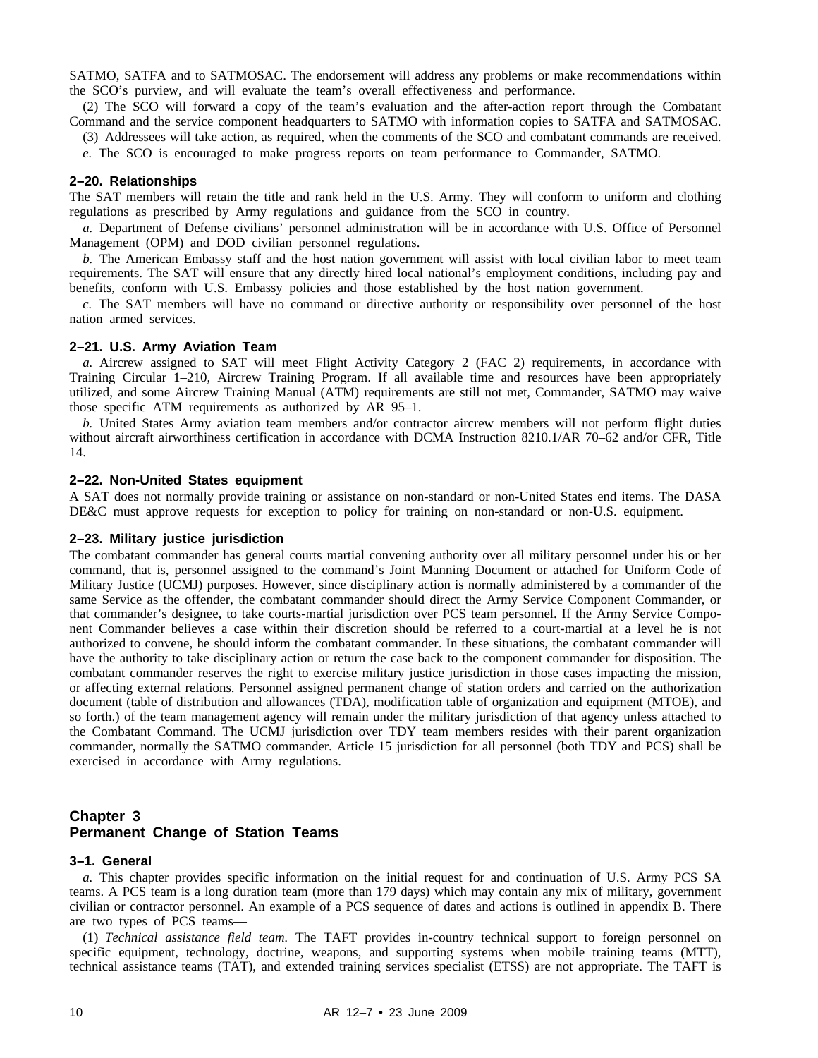SATMO, SATFA and to SATMOSAC. The endorsement will address any problems or make recommendations within the SCO's purview, and will evaluate the team's overall effectiveness and performance.

(2) The SCO will forward a copy of the team's evaluation and the after-action report through the Combatant Command and the service component headquarters to SATMO with information copies to SATFA and SATMOSAC.

(3) Addressees will take action, as required, when the comments of the SCO and combatant commands are received.

*e.* The SCO is encouraged to make progress reports on team performance to Commander, SATMO.

### 2–20. Relationships

The SAT members will retain the title and rank held in the U.S. Army. They will conform to uniform and clothing regulations as prescribed by Army regulations and guidance from the SCO in country.

*a.* Department of Defense civilians' personnel administration will be in accordance with U.S. Office of Personnel Management (OPM) and DOD civilian personnel regulations.

*b.* The American Embassy staff and the host nation government will assist with local civilian labor to meet team requirements. The SAT will ensure that any directly hired local national's employment conditions, including pay and benefits, conform with U.S. Embassy policies and those established by the host nation government.

*c.* The SAT members will have no command or directive authority or responsibility over personnel of the host nation armed services.

### 2–21. U.S. Army Aviation Team

*a.* Aircrew assigned to SAT will meet Flight Activity Category 2 (FAC 2) requirements, in accordance with Training Circular 1–210, Aircrew Training Program. If all available time and resources have been appropriately utilized, and some Aircrew Training Manual (ATM) requirements are still not met, Commander, SATMO may waive those specific ATM requirements as authorized by AR 95–1.

*b.* United States Army aviation team members and/or contractor aircrew members will not perform flight duties without aircraft airworthiness certification in accordance with DCMA Instruction 8210.1/AR 70–62 and/or CFR, Title 14.

### 2–22. Non-United States equipment

A SAT does not normally provide training or assistance on non-standard or non-United States end items. The DASA DE&C must approve requests for exception to policy for training on non-standard or non-U.S. equipment.

### 2–23. Military justice jurisdiction

The combatant commander has general courts martial convening authority over all military personnel under his or her command, that is, personnel assigned to the command's Joint Manning Document or attached for Uniform Code of Military Justice (UCMJ) purposes. However, since disciplinary action is normally administered by a commander of the same Service as the offender, the combatant commander should direct the Army Service Component Commander, or that commander's designee, to take courts-martial jurisdiction over PCS team personnel. If the Army Service Component Commander believes a case within their discretion should be referred to a court-martial at a level he is not authorized to convene, he should inform the combatant commander. In these situations, the combatant commander will have the authority to take disciplinary action or return the case back to the component commander for disposition. The combatant commander reserves the right to exercise military justice jurisdiction in those cases impacting the mission, or affecting external relations. Personnel assigned permanent change of station orders and carried on the authorization document (table of distribution and allowances (TDA), modification table of organization and equipment (MTOE), and so forth.) of the team management agency will remain under the military jurisdiction of that agency unless attached to the Combatant Command. The UCMJ jurisdiction over TDY team members resides with their parent organization commander, normally the SATMO commander. Article 15 jurisdiction for all personnel (both TDY and PCS) shall be exercised in accordance with Army regulations.

## Chapter 3
## Permanent Change of Station Teams

### 3–1. General

*a.* This chapter provides specific information on the initial request for and continuation of U.S. Army PCS SA teams. A PCS team is a long duration team (more than 179 days) which may contain any mix of military, government civilian or contractor personnel. An example of a PCS sequence of dates and actions is outlined in appendix B. There are two types of PCS teams—

(1) *Technical assistance field team.* The TAFT provides in-country technical support to foreign personnel on specific equipment, technology, doctrine, weapons, and supporting systems when mobile training teams (MTT), technical assistance teams (TAT), and extended training services specialist (ETSS) are not appropriate. The TAFT is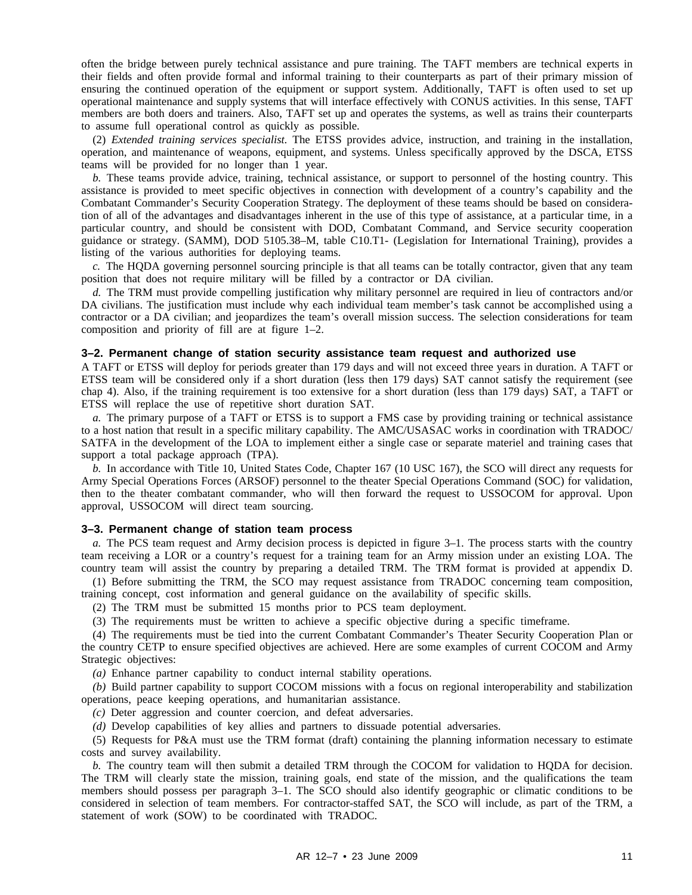often the bridge between purely technical assistance and pure training. The TAFT members are technical experts in their fields and often provide formal and informal training to their counterparts as part of their primary mission of ensuring the continued operation of the equipment or support system. Additionally, TAFT is often used to set up operational maintenance and supply systems that will interface effectively with CONUS activities. In this sense, TAFT members are both doers and trainers. Also, TAFT set up and operates the systems, as well as trains their counterparts to assume full operational control as quickly as possible.

(2) *Extended training services specialist.* The ETSS provides advice, instruction, and training in the installation, operation, and maintenance of weapons, equipment, and systems. Unless specifically approved by the DSCA, ETSS teams will be provided for no longer than 1 year.

*b.* These teams provide advice, training, technical assistance, or support to personnel of the hosting country. This assistance is provided to meet specific objectives in connection with development of a country's capability and the Combatant Commander's Security Cooperation Strategy. The deployment of these teams should be based on consideration of all of the advantages and disadvantages inherent in the use of this type of assistance, at a particular time, in a particular country, and should be consistent with DOD, Combatant Command, and Service security cooperation guidance or strategy. (SAMM), DOD 5105.38–M, table C10.T1- (Legislation for International Training), provides a listing of the various authorities for deploying teams.

*c.* The HQDA governing personnel sourcing principle is that all teams can be totally contractor, given that any team position that does not require military will be filled by a contractor or DA civilian.

*d.* The TRM must provide compelling justification why military personnel are required in lieu of contractors and/or DA civilians. The justification must include why each individual team member's task cannot be accomplished using a contractor or a DA civilian; and jeopardizes the team's overall mission success. The selection considerations for team composition and priority of fill are at figure 1–2.

### 3–2. Permanent change of station security assistance team request and authorized use

A TAFT or ETSS will deploy for periods greater than 179 days and will not exceed three years in duration. A TAFT or ETSS team will be considered only if a short duration (less then 179 days) SAT cannot satisfy the requirement (see chap 4). Also, if the training requirement is too extensive for a short duration (less than 179 days) SAT, a TAFT or ETSS will replace the use of repetitive short duration SAT.

*a.* The primary purpose of a TAFT or ETSS is to support a FMS case by providing training or technical assistance to a host nation that result in a specific military capability. The AMC/USASAC works in coordination with TRADOC/SATFA in the development of the LOA to implement either a single case or separate materiel and training cases that support a total package approach (TPA).

*b.* In accordance with Title 10, United States Code, Chapter 167 (10 USC 167), the SCO will direct any requests for Army Special Operations Forces (ARSOF) personnel to the theater Special Operations Command (SOC) for validation, then to the theater combatant commander, who will then forward the request to USSOCOM for approval. Upon approval, USSOCOM will direct team sourcing.

### 3–3. Permanent change of station team process

*a.* The PCS team request and Army decision process is depicted in figure 3–1. The process starts with the country team receiving a LOR or a country's request for a training team for an Army mission under an existing LOA. The country team will assist the country by preparing a detailed TRM. The TRM format is provided at appendix D.

(1) Before submitting the TRM, the SCO may request assistance from TRADOC concerning team composition, training concept, cost information and general guidance on the availability of specific skills.

(2) The TRM must be submitted 15 months prior to PCS team deployment.

(3) The requirements must be written to achieve a specific objective during a specific timeframe.

(4) The requirements must be tied into the current Combatant Commander's Theater Security Cooperation Plan or the country CETP to ensure specified objectives are achieved. Here are some examples of current COCOM and Army Strategic objectives:

*(a)* Enhance partner capability to conduct internal stability operations.

*(b)* Build partner capability to support COCOM missions with a focus on regional interoperability and stabilization operations, peace keeping operations, and humanitarian assistance.

*(c)* Deter aggression and counter coercion, and defeat adversaries.

*(d)* Develop capabilities of key allies and partners to dissuade potential adversaries.

(5) Requests for P&A must use the TRM format (draft) containing the planning information necessary to estimate costs and survey availability.

*b.* The country team will then submit a detailed TRM through the COCOM for validation to HQDA for decision. The TRM will clearly state the mission, training goals, end state of the mission, and the qualifications the team members should possess per paragraph 3–1. The SCO should also identify geographic or climatic conditions to be considered in selection of team members. For contractor-staffed SAT, the SCO will include, as part of the TRM, a statement of work (SOW) to be coordinated with TRADOC.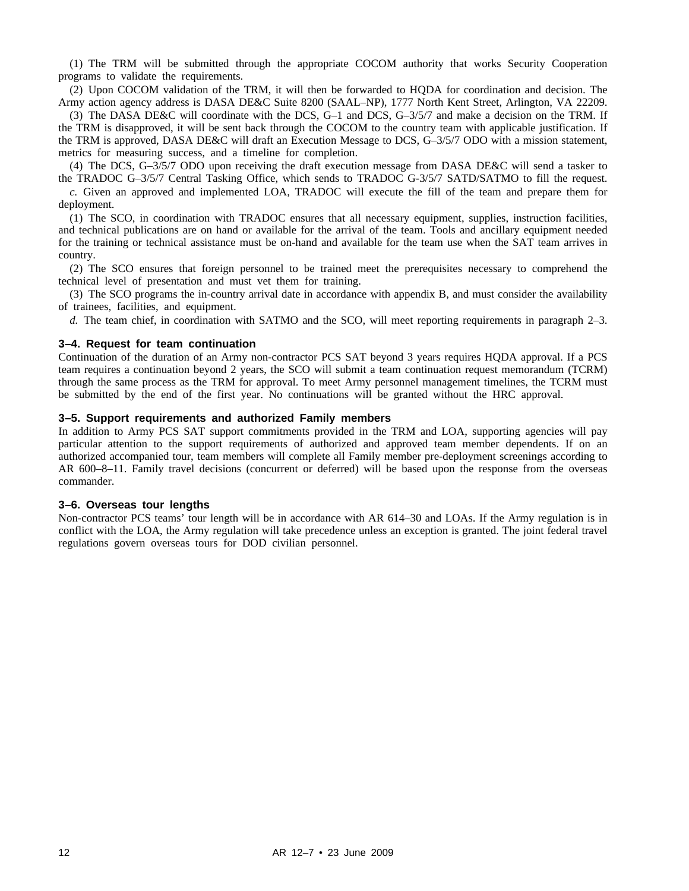(1) The TRM will be submitted through the appropriate COCOM authority that works Security Cooperation programs to validate the requirements.

(2) Upon COCOM validation of the TRM, it will then be forwarded to HQDA for coordination and decision. The Army action agency address is DASA DE&C Suite 8200 (SAAL–NP), 1777 North Kent Street, Arlington, VA 22209.

(3) The DASA DE&C will coordinate with the DCS, G–1 and DCS, G–3/5/7 and make a decision on the TRM. If the TRM is disapproved, it will be sent back through the COCOM to the country team with applicable justification. If the TRM is approved, DASA DE&C will draft an Execution Message to DCS, G–3/5/7 ODO with a mission statement, metrics for measuring success, and a timeline for completion.

(4) The DCS, G–3/5/7 ODO upon receiving the draft execution message from DASA DE&C will send a tasker to the TRADOC G–3/5/7 Central Tasking Office, which sends to TRADOC G-3/5/7 SATD/SATMO to fill the request.

*c.* Given an approved and implemented LOA, TRADOC will execute the fill of the team and prepare them for deployment.

(1) The SCO, in coordination with TRADOC ensures that all necessary equipment, supplies, instruction facilities, and technical publications are on hand or available for the arrival of the team. Tools and ancillary equipment needed for the training or technical assistance must be on-hand and available for the team use when the SAT team arrives in country.

(2) The SCO ensures that foreign personnel to be trained meet the prerequisites necessary to comprehend the technical level of presentation and must vet them for training.

(3) The SCO programs the in-country arrival date in accordance with appendix B, and must consider the availability of trainees, facilities, and equipment.

*d.* The team chief, in coordination with SATMO and the SCO, will meet reporting requirements in paragraph 2–3.

### 3–4. Request for team continuation

Continuation of the duration of an Army non-contractor PCS SAT beyond 3 years requires HQDA approval. If a PCS team requires a continuation beyond 2 years, the SCO will submit a team continuation request memorandum (TCRM) through the same process as the TRM for approval. To meet Army personnel management timelines, the TCRM must be submitted by the end of the first year. No continuations will be granted without the HRC approval.

### 3–5. Support requirements and authorized Family members

In addition to Army PCS SAT support commitments provided in the TRM and LOA, supporting agencies will pay particular attention to the support requirements of authorized and approved team member dependents. If on an authorized accompanied tour, team members will complete all Family member pre-deployment screenings according to AR 600–8–11. Family travel decisions (concurrent or deferred) will be based upon the response from the overseas commander.

### 3–6. Overseas tour lengths

Non-contractor PCS teams' tour length will be in accordance with AR 614–30 and LOAs. If the Army regulation is in conflict with the LOA, the Army regulation will take precedence unless an exception is granted. The joint federal travel regulations govern overseas tours for DOD civilian personnel.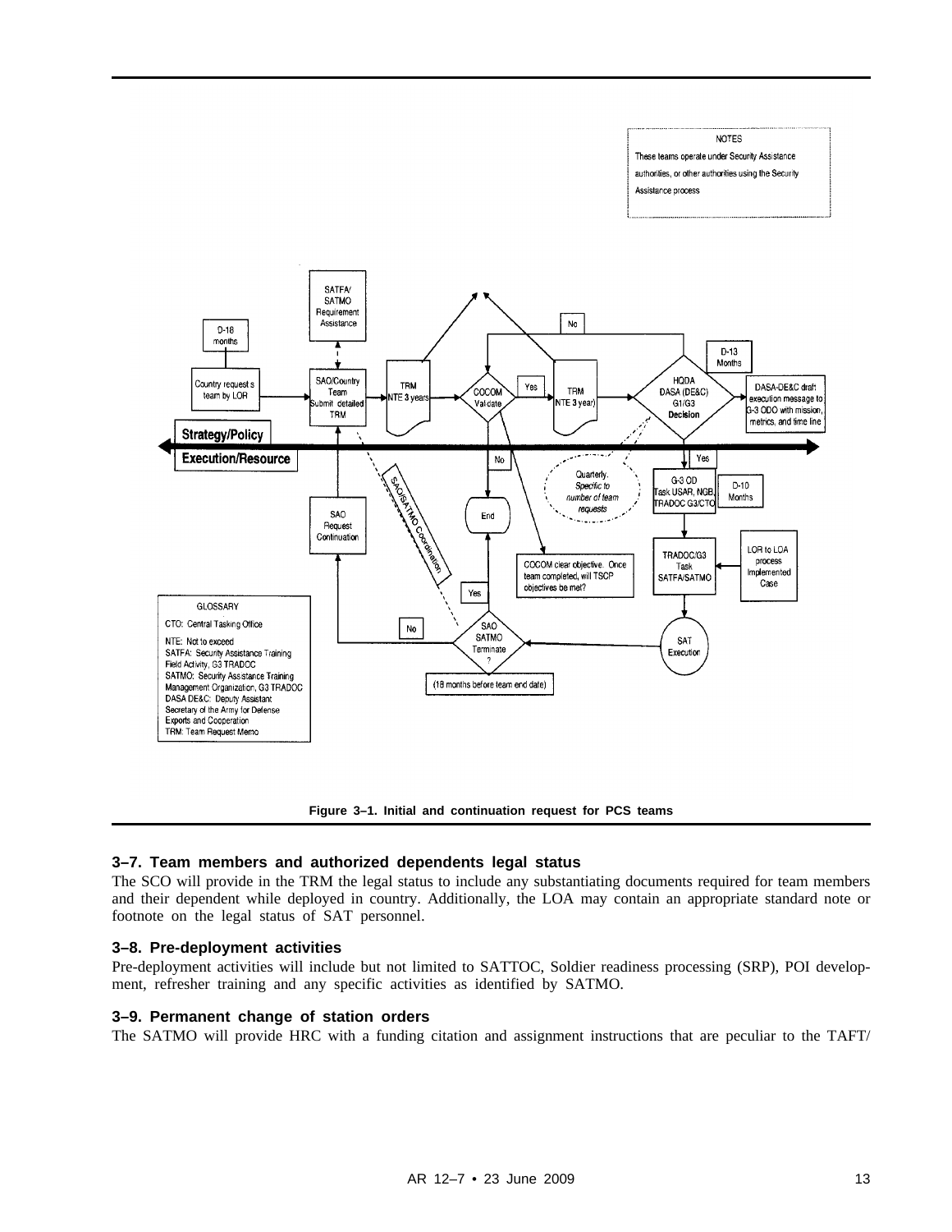NOTES

These teams operate under Security Assistance authorities, or other authorities using the Security Assistance process

D-18 months

Country requests team by LOR

SATFA/ SATMO Requirement Assistance

SAO/Country Team Submit detailed TRM

TRM NTE 3 years

COCOM Validate

Yes

TRM NTE 3 year)

No

D-13 Months

HQDA DASA (DE&C) G1/G3 Decision

DASA-DE&C draft execution message to G-3 ODO with mission, metrics, and time line

Strategy/Policy

Execution/Resource

No

Yes

Quarterly. Specific to number of team requests

G-3 OD Task USAR, NGB, TRADOC G3/CTO

D-10 Months

SAO Request Continuation

SAO/SATMO Coordination

End

COCOM clear objective. Once team completed, will TSCP objectives be met?

TRADOC/G3 Task SATFA/SATMO

LOR to LOA process Implemented Case

Yes

No

SAO SATMO Terminate ?

SAT Execution

(18 months before team end date)

GLOSSARY

CTO: Central Tasking Office

NTE: Not to exceed

SATFA: Security Assistance Training Field Activity, G3 TRADOC

SATMO: Security Assistance Training Management Organization, G3 TRADOC

DASA DE&C: Deputy Assistant Secretary of the Army for Defense Exports and Cooperation

TRM: Team Request Memo

**Figure 3–1. Initial and continuation request for PCS teams**

### 3–7. Team members and authorized dependents legal status

The SCO will provide in the TRM the legal status to include any substantiating documents required for team members and their dependent while deployed in country. Additionally, the LOA may contain an appropriate standard note or footnote on the legal status of SAT personnel.

### 3–8. Pre-deployment activities

Pre-deployment activities will include but not limited to SATTOC, Soldier readiness processing (SRP), POI development, refresher training and any specific activities as identified by SATMO.

### 3–9. Permanent change of station orders

The SATMO will provide HRC with a funding citation and assignment instructions that are peculiar to the TAFT/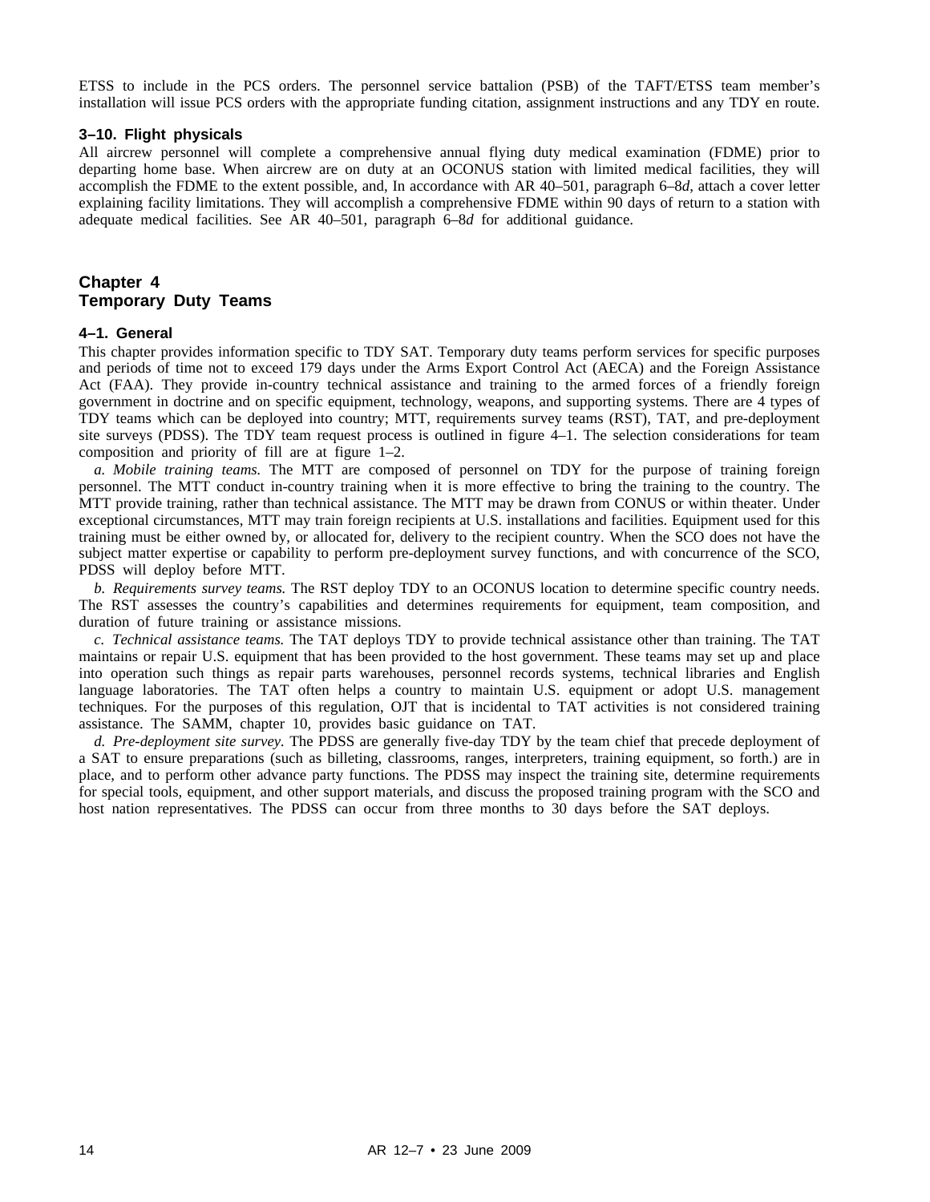ETSS to include in the PCS orders. The personnel service battalion (PSB) of the TAFT/ETSS team member's installation will issue PCS orders with the appropriate funding citation, assignment instructions and any TDY en route.

### 3–10. Flight physicals

All aircrew personnel will complete a comprehensive annual flying duty medical examination (FDME) prior to departing home base. When aircrew are on duty at an OCONUS station with limited medical facilities, they will accomplish the FDME to the extent possible, and, In accordance with AR 40–501, paragraph 6–8*d*, attach a cover letter explaining facility limitations. They will accomplish a comprehensive FDME within 90 days of return to a station with adequate medical facilities. See AR 40–501, paragraph 6–8*d* for additional guidance.

## Chapter 4
## Temporary Duty Teams

### 4–1. General

This chapter provides information specific to TDY SAT. Temporary duty teams perform services for specific purposes and periods of time not to exceed 179 days under the Arms Export Control Act (AECA) and the Foreign Assistance Act (FAA). They provide in-country technical assistance and training to the armed forces of a friendly foreign government in doctrine and on specific equipment, technology, weapons, and supporting systems. There are 4 types of TDY teams which can be deployed into country; MTT, requirements survey teams (RST), TAT, and pre-deployment site surveys (PDSS). The TDY team request process is outlined in figure 4–1. The selection considerations for team composition and priority of fill are at figure 1–2.

*a. Mobile training teams.* The MTT are composed of personnel on TDY for the purpose of training foreign personnel. The MTT conduct in-country training when it is more effective to bring the training to the country. The MTT provide training, rather than technical assistance. The MTT may be drawn from CONUS or within theater. Under exceptional circumstances, MTT may train foreign recipients at U.S. installations and facilities. Equipment used for this training must be either owned by, or allocated for, delivery to the recipient country. When the SCO does not have the subject matter expertise or capability to perform pre-deployment survey functions, and with concurrence of the SCO, PDSS will deploy before MTT.

*b. Requirements survey teams.* The RST deploy TDY to an OCONUS location to determine specific country needs. The RST assesses the country's capabilities and determines requirements for equipment, team composition, and duration of future training or assistance missions.

*c. Technical assistance teams.* The TAT deploys TDY to provide technical assistance other than training. The TAT maintains or repair U.S. equipment that has been provided to the host government. These teams may set up and place into operation such things as repair parts warehouses, personnel records systems, technical libraries and English language laboratories. The TAT often helps a country to maintain U.S. equipment or adopt U.S. management techniques. For the purposes of this regulation, OJT that is incidental to TAT activities is not considered training assistance. The SAMM, chapter 10, provides basic guidance on TAT.

*d. Pre-deployment site survey.* The PDSS are generally five-day TDY by the team chief that precede deployment of a SAT to ensure preparations (such as billeting, classrooms, ranges, interpreters, training equipment, so forth.) are in place, and to perform other advance party functions. The PDSS may inspect the training site, determine requirements for special tools, equipment, and other support materials, and discuss the proposed training program with the SCO and host nation representatives. The PDSS can occur from three months to 30 days before the SAT deploys.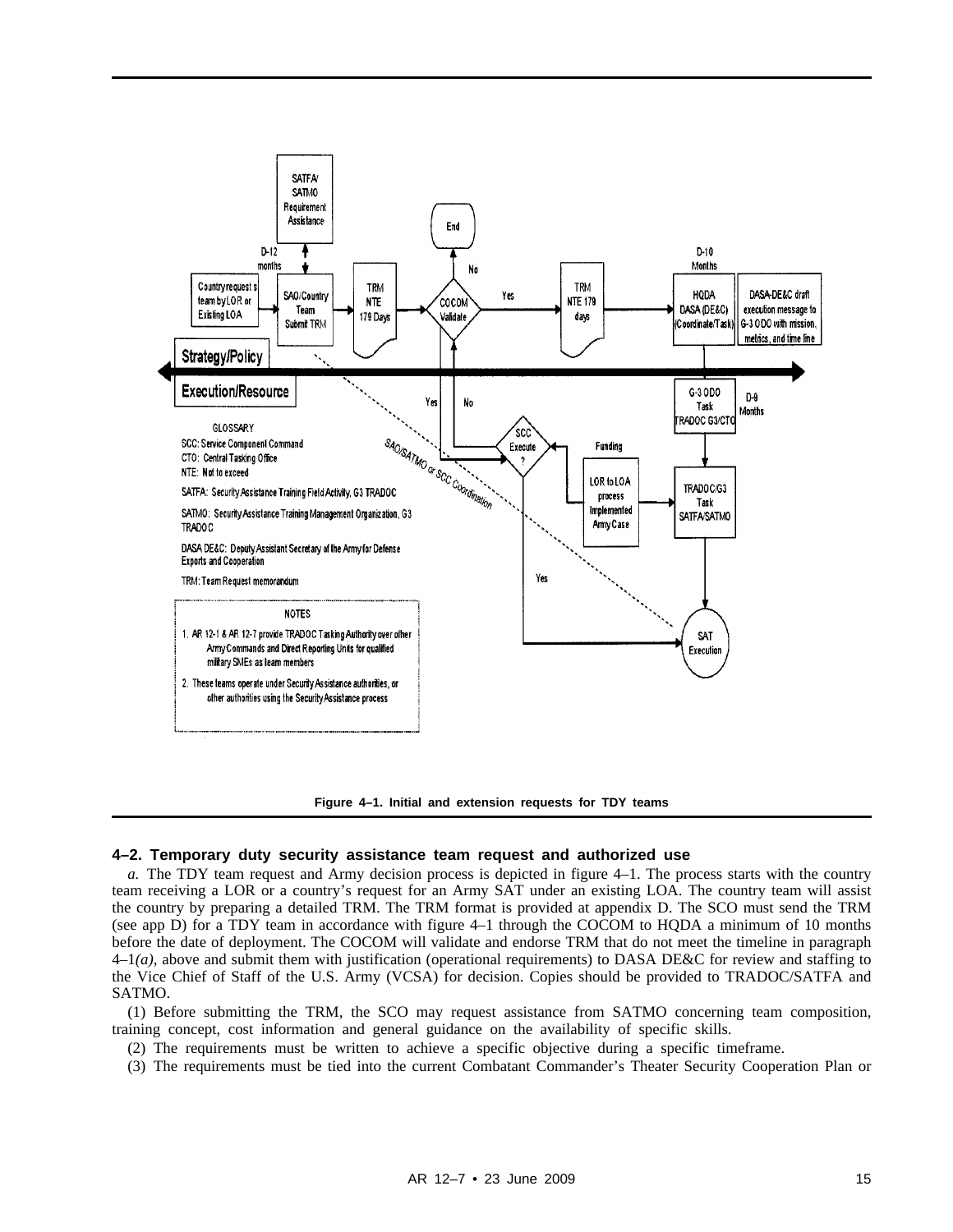GLOSSARY

SCC: Service Component Command

CTO: Central Tasking Office

NTE: Not to exceed

SATFA: Security Assistance Training Field Activity, G3 TRADOC

SATMO: Security Assistance Training Management Organization, G3 TRADOC

DASA DE&C: Deputy Assistant Secretary of the Army for Defense Exports and Cooperation

TRM: Team Request memorandum

NOTES

1. AR 12-1 & AR 12-7 provide TRADOC Tasking Authority over other Army Commands and Direct Reporting Units for qualified military SMEs as team members
2. These teams operate under Security Assistance authorities, or other authorities using the Security Assistance process

**Figure 4–1. Initial and extension requests for TDY teams**

### 4–2. Temporary duty security assistance team request and authorized use

*a.* The TDY team request and Army decision process is depicted in figure 4–1. The process starts with the country team receiving a LOR or a country's request for an Army SAT under an existing LOA. The country team will assist the country by preparing a detailed TRM. The TRM format is provided at appendix D. The SCO must send the TRM (see app D) for a TDY team in accordance with figure 4–1 through the COCOM to HQDA a minimum of 10 months before the date of deployment. The COCOM will validate and endorse TRM that do not meet the timeline in paragraph 4–1*(a)*, above and submit them with justification (operational requirements) to DASA DE&C for review and staffing to the Vice Chief of Staff of the U.S. Army (VCSA) for decision. Copies should be provided to TRADOC/SATFA and SATMO.

(1) Before submitting the TRM, the SCO may request assistance from SATMO concerning team composition, training concept, cost information and general guidance on the availability of specific skills.

(2) The requirements must be written to achieve a specific objective during a specific timeframe.

(3) The requirements must be tied into the current Combatant Commander's Theater Security Cooperation Plan or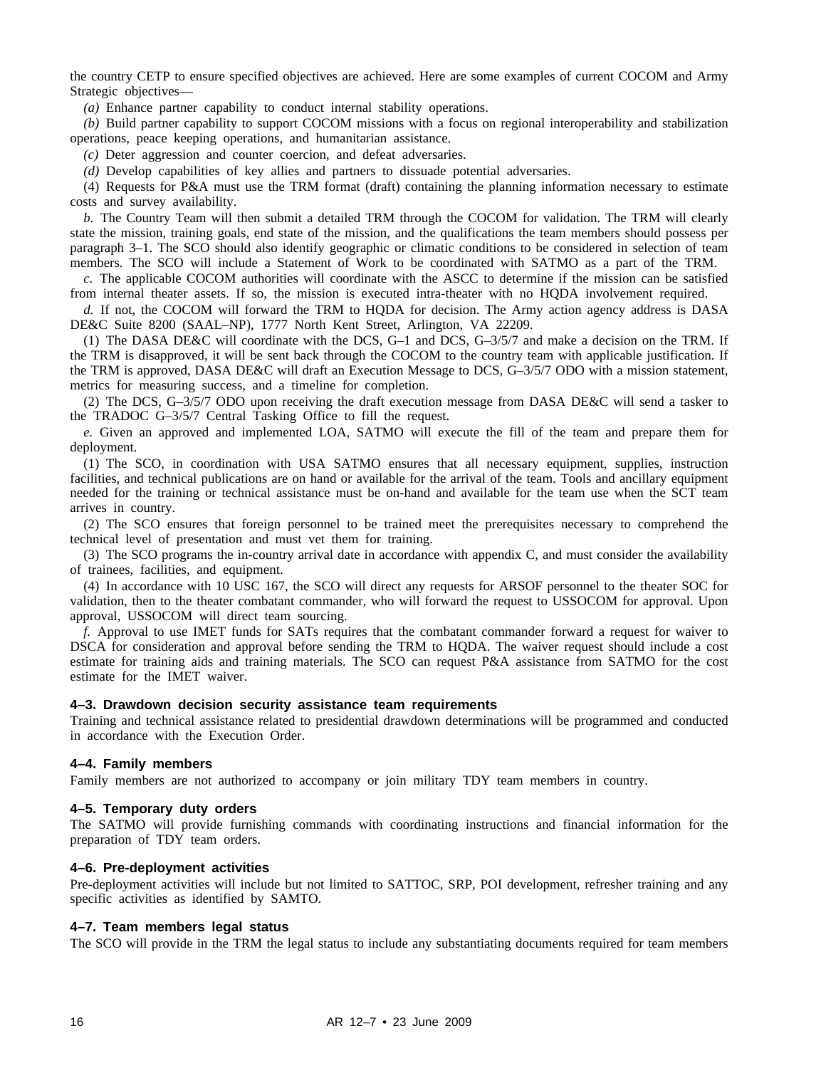the country CETP to ensure specified objectives are achieved. Here are some examples of current COCOM and Army Strategic objectives—

*(a)* Enhance partner capability to conduct internal stability operations.

*(b)* Build partner capability to support COCOM missions with a focus on regional interoperability and stabilization operations, peace keeping operations, and humanitarian assistance.

*(c)* Deter aggression and counter coercion, and defeat adversaries.

*(d)* Develop capabilities of key allies and partners to dissuade potential adversaries.

(4) Requests for P&A must use the TRM format (draft) containing the planning information necessary to estimate costs and survey availability.

*b.* The Country Team will then submit a detailed TRM through the COCOM for validation. The TRM will clearly state the mission, training goals, end state of the mission, and the qualifications the team members should possess per paragraph 3–1. The SCO should also identify geographic or climatic conditions to be considered in selection of team members. The SCO will include a Statement of Work to be coordinated with SATMO as a part of the TRM.

*c.* The applicable COCOM authorities will coordinate with the ASCC to determine if the mission can be satisfied from internal theater assets. If so, the mission is executed intra-theater with no HQDA involvement required.

*d.* If not, the COCOM will forward the TRM to HQDA for decision. The Army action agency address is DASA DE&C Suite 8200 (SAAL–NP), 1777 North Kent Street, Arlington, VA 22209.

(1) The DASA DE&C will coordinate with the DCS, G–1 and DCS, G–3/5/7 and make a decision on the TRM. If the TRM is disapproved, it will be sent back through the COCOM to the country team with applicable justification. If the TRM is approved, DASA DE&C will draft an Execution Message to DCS, G–3/5/7 ODO with a mission statement, metrics for measuring success, and a timeline for completion.

(2) The DCS, G–3/5/7 ODO upon receiving the draft execution message from DASA DE&C will send a tasker to the TRADOC G–3/5/7 Central Tasking Office to fill the request.

*e.* Given an approved and implemented LOA, SATMO will execute the fill of the team and prepare them for deployment.

(1) The SCO, in coordination with USA SATMO ensures that all necessary equipment, supplies, instruction facilities, and technical publications are on hand or available for the arrival of the team. Tools and ancillary equipment needed for the training or technical assistance must be on-hand and available for the team use when the SCT team arrives in country.

(2) The SCO ensures that foreign personnel to be trained meet the prerequisites necessary to comprehend the technical level of presentation and must vet them for training.

(3) The SCO programs the in-country arrival date in accordance with appendix C, and must consider the availability of trainees, facilities, and equipment.

(4) In accordance with 10 USC 167, the SCO will direct any requests for ARSOF personnel to the theater SOC for validation, then to the theater combatant commander, who will forward the request to USSOCOM for approval. Upon approval, USSOCOM will direct team sourcing.

*f.* Approval to use IMET funds for SATs requires that the combatant commander forward a request for waiver to DSCA for consideration and approval before sending the TRM to HQDA. The waiver request should include a cost estimate for training aids and training materials. The SCO can request P&A assistance from SATMO for the cost estimate for the IMET waiver.

### 4–3. Drawdown decision security assistance team requirements

Training and technical assistance related to presidential drawdown determinations will be programmed and conducted in accordance with the Execution Order.

### 4–4. Family members

Family members are not authorized to accompany or join military TDY team members in country.

### 4–5. Temporary duty orders

The SATMO will provide furnishing commands with coordinating instructions and financial information for the preparation of TDY team orders.

### 4–6. Pre-deployment activities

Pre-deployment activities will include but not limited to SATTOC, SRP, POI development, refresher training and any specific activities as identified by SAMTO.

### 4–7. Team members legal status

The SCO will provide in the TRM the legal status to include any substantiating documents required for team members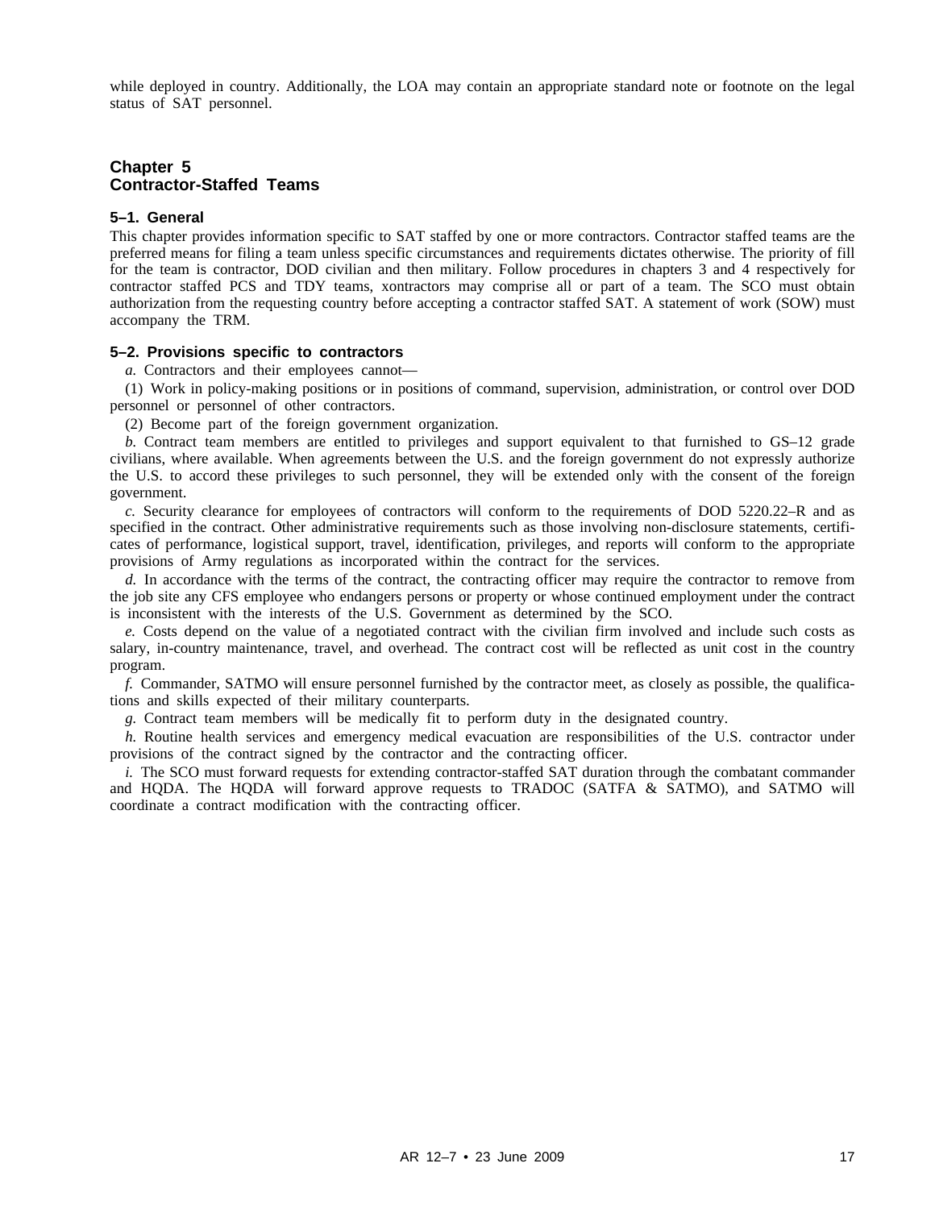while deployed in country. Additionally, the LOA may contain an appropriate standard note or footnote on the legal status of SAT personnel.

## Chapter 5
## Contractor-Staffed Teams

### 5–1. General

This chapter provides information specific to SAT staffed by one or more contractors. Contractor staffed teams are the preferred means for filing a team unless specific circumstances and requirements dictates otherwise. The priority of fill for the team is contractor, DOD civilian and then military. Follow procedures in chapters 3 and 4 respectively for contractor staffed PCS and TDY teams, xontractors may comprise all or part of a team. The SCO must obtain authorization from the requesting country before accepting a contractor staffed SAT. A statement of work (SOW) must accompany the TRM.

### 5–2. Provisions specific to contractors

*a.* Contractors and their employees cannot—

(1) Work in policy-making positions or in positions of command, supervision, administration, or control over DOD personnel or personnel of other contractors.

(2) Become part of the foreign government organization.

*b.* Contract team members are entitled to privileges and support equivalent to that furnished to GS–12 grade civilians, where available. When agreements between the U.S. and the foreign government do not expressly authorize the U.S. to accord these privileges to such personnel, they will be extended only with the consent of the foreign government.

*c.* Security clearance for employees of contractors will conform to the requirements of DOD 5220.22–R and as specified in the contract. Other administrative requirements such as those involving non-disclosure statements, certificates of performance, logistical support, travel, identification, privileges, and reports will conform to the appropriate provisions of Army regulations as incorporated within the contract for the services.

*d.* In accordance with the terms of the contract, the contracting officer may require the contractor to remove from the job site any CFS employee who endangers persons or property or whose continued employment under the contract is inconsistent with the interests of the U.S. Government as determined by the SCO.

*e.* Costs depend on the value of a negotiated contract with the civilian firm involved and include such costs as salary, in-country maintenance, travel, and overhead. The contract cost will be reflected as unit cost in the country program.

*f.* Commander, SATMO will ensure personnel furnished by the contractor meet, as closely as possible, the qualifications and skills expected of their military counterparts.

*g.* Contract team members will be medically fit to perform duty in the designated country.

*h.* Routine health services and emergency medical evacuation are responsibilities of the U.S. contractor under provisions of the contract signed by the contractor and the contracting officer.

*i.* The SCO must forward requests for extending contractor-staffed SAT duration through the combatant commander and HQDA. The HQDA will forward approve requests to TRADOC (SATFA & SATMO), and SATMO will coordinate a contract modification with the contracting officer.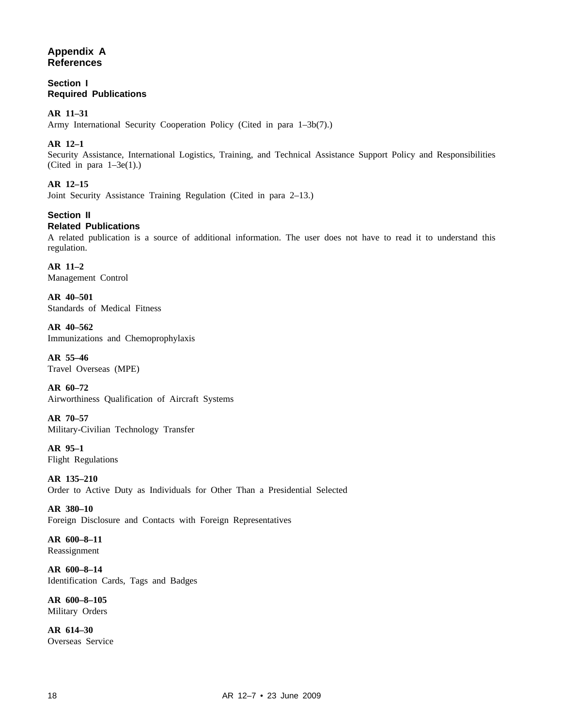# Appendix A
# References

## Section I
## Required Publications

**AR 11–31**
Army International Security Cooperation Policy (Cited in para 1–3b(7).)

**AR 12–1**
Security Assistance, International Logistics, Training, and Technical Assistance Support Policy and Responsibilities (Cited in para 1–3e(1).)

**AR 12–15**
Joint Security Assistance Training Regulation (Cited in para 2–13.)

## Section II
## Related Publications

A related publication is a source of additional information. The user does not have to read it to understand this regulation.

**AR 11–2**
Management Control

**AR 40–501**
Standards of Medical Fitness

**AR 40–562**
Immunizations and Chemoprophylaxis

**AR 55–46**
Travel Overseas (MPE)

**AR 60–72**
Airworthiness Qualification of Aircraft Systems

**AR 70–57**
Military-Civilian Technology Transfer

**AR 95–1**
Flight Regulations

**AR 135–210**
Order to Active Duty as Individuals for Other Than a Presidential Selected

**AR 380–10**
Foreign Disclosure and Contacts with Foreign Representatives

**AR 600–8–11**
Reassignment

**AR 600–8–14**
Identification Cards, Tags and Badges

**AR 600–8–105**
Military Orders

**AR 614–30**
Overseas Service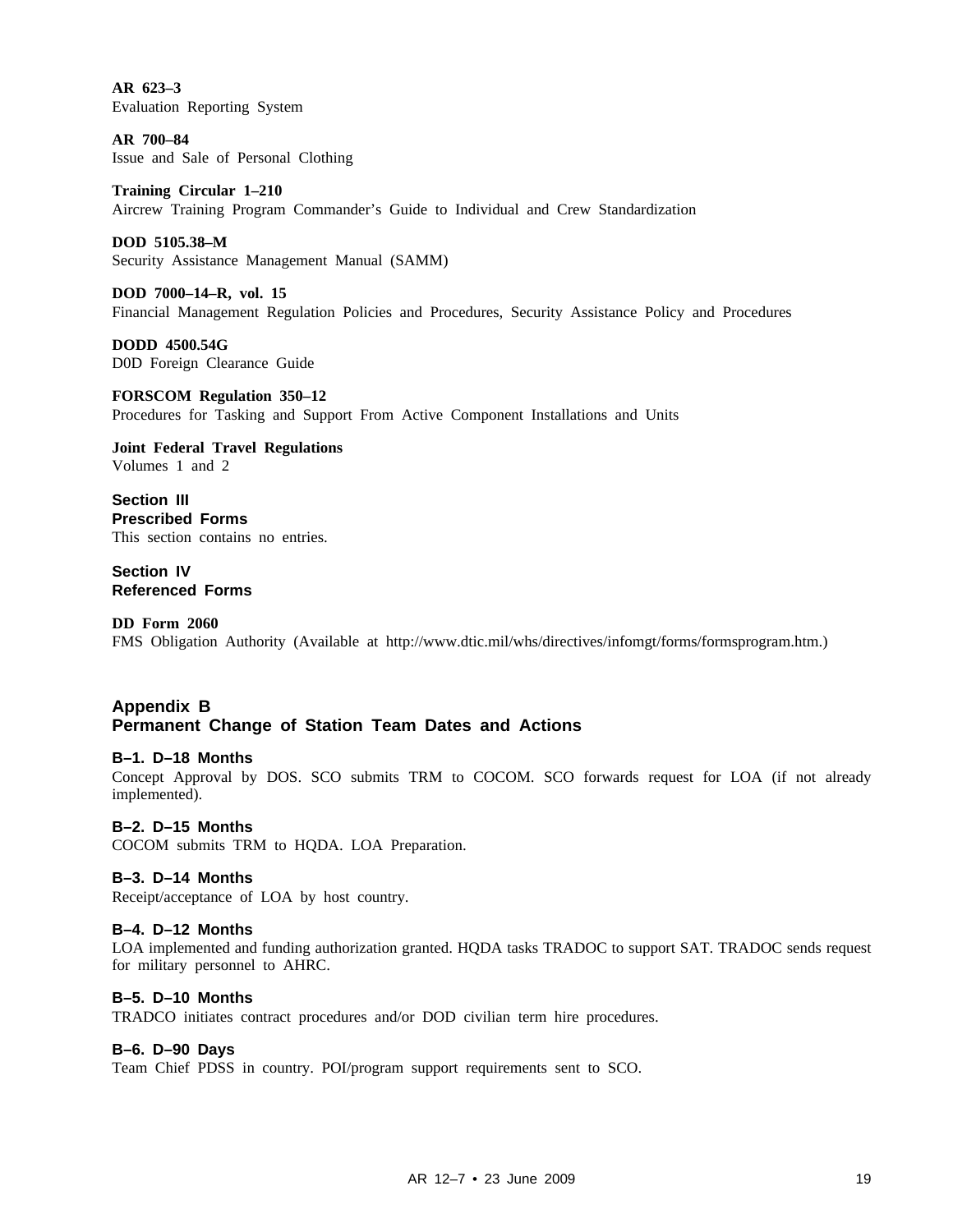**AR 623–3**
Evaluation Reporting System

**AR 700–84**
Issue and Sale of Personal Clothing

**Training Circular 1–210**
Aircrew Training Program Commander's Guide to Individual and Crew Standardization

**DOD 5105.38–M**
Security Assistance Management Manual (SAMM)

**DOD 7000–14–R, vol. 15**
Financial Management Regulation Policies and Procedures, Security Assistance Policy and Procedures

**DODD 4500.54G**
D0D Foreign Clearance Guide

**FORSCOM Regulation 350–12**
Procedures for Tasking and Support From Active Component Installations and Units

**Joint Federal Travel Regulations**
Volumes 1 and 2

## Section III
## Prescribed Forms

This section contains no entries.

## Section IV
## Referenced Forms

**DD Form 2060**
FMS Obligation Authority (Available at http://www.dtic.mil/whs/directives/infomgt/forms/formsprogram.htm.)

# Appendix B
# Permanent Change of Station Team Dates and Actions

### B–1. D–18 Months

Concept Approval by DOS. SCO submits TRM to COCOM. SCO forwards request for LOA (if not already implemented).

### B–2. D–15 Months

COCOM submits TRM to HQDA. LOA Preparation.

### B–3. D–14 Months

Receipt/acceptance of LOA by host country.

### B–4. D–12 Months

LOA implemented and funding authorization granted. HQDA tasks TRADOC to support SAT. TRADOC sends request for military personnel to AHRC.

### B–5. D–10 Months

TRADCO initiates contract procedures and/or DOD civilian term hire procedures.

### B–6. D–90 Days

Team Chief PDSS in country. POI/program support requirements sent to SCO.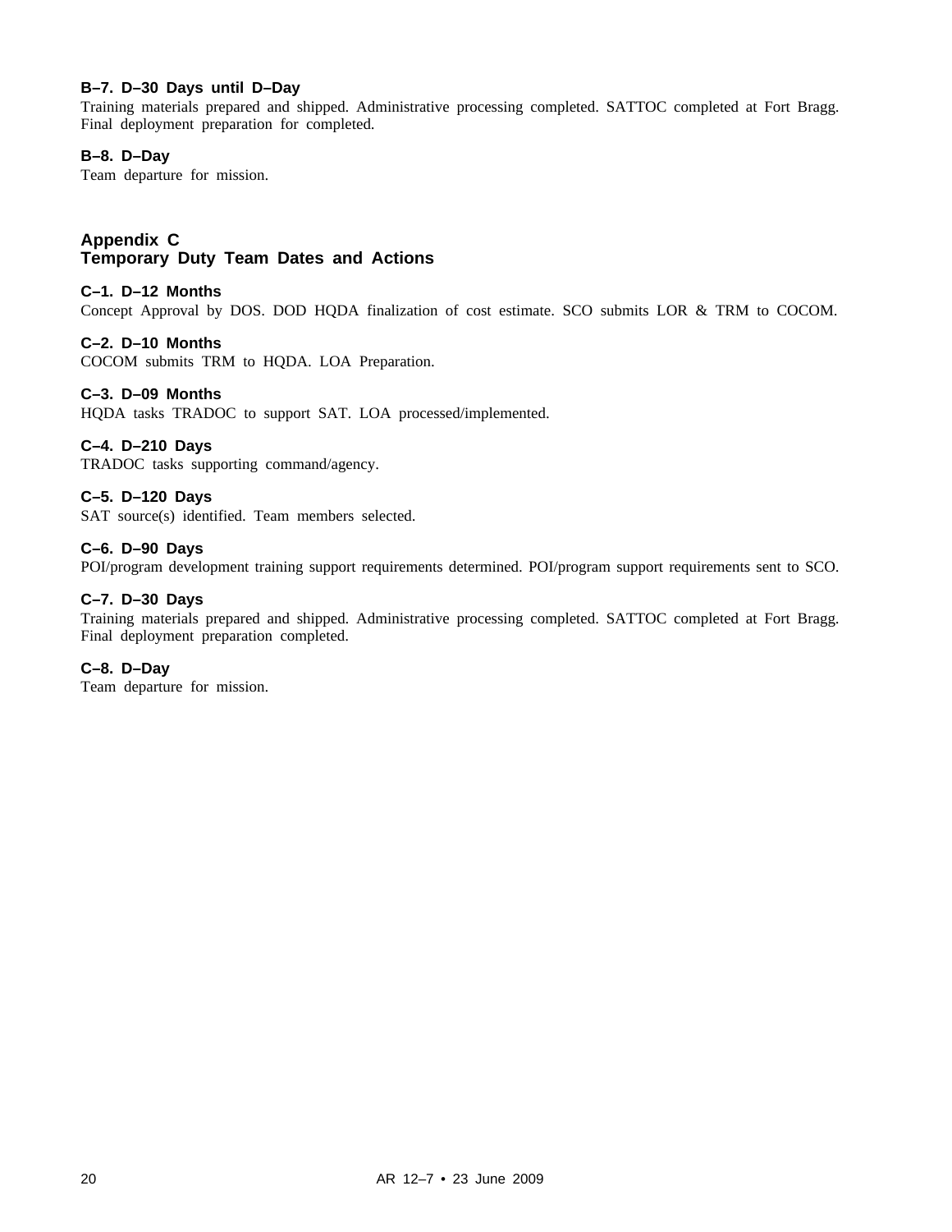### B–7. D–30 Days until D–Day

Training materials prepared and shipped. Administrative processing completed. SATTOC completed at Fort Bragg. Final deployment preparation for completed.

### B–8. D–Day

Team departure for mission.

## Appendix C
## Temporary Duty Team Dates and Actions

### C–1. D–12 Months

Concept Approval by DOS. DOD HQDA finalization of cost estimate. SCO submits LOR & TRM to COCOM.

### C–2. D–10 Months

COCOM submits TRM to HQDA. LOA Preparation.

### C–3. D–09 Months

HQDA tasks TRADOC to support SAT. LOA processed/implemented.

### C–4. D–210 Days

TRADOC tasks supporting command/agency.

### C–5. D–120 Days

SAT source(s) identified. Team members selected.

### C–6. D–90 Days

POI/program development training support requirements determined. POI/program support requirements sent to SCO.

### C–7. D–30 Days

Training materials prepared and shipped. Administrative processing completed. SATTOC completed at Fort Bragg. Final deployment preparation completed.

### C–8. D–Day

Team departure for mission.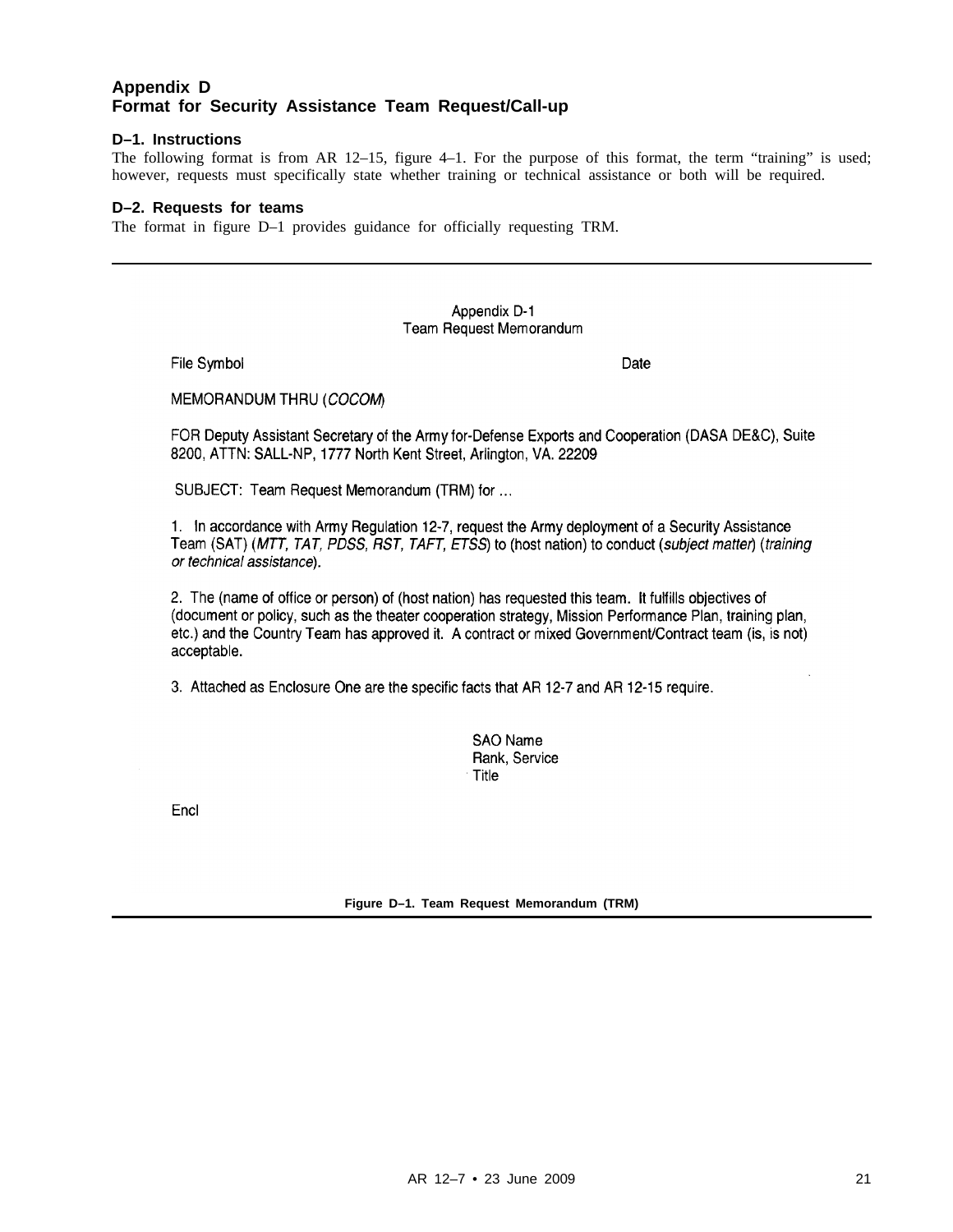## Appendix D
## Format for Security Assistance Team Request/Call-up

### D–1. Instructions

The following format is from AR 12–15, figure 4–1. For the purpose of this format, the term "training" is used; however, requests must specifically state whether training or technical assistance or both will be required.

### D–2. Requests for teams

The format in figure D–1 provides guidance for officially requesting TRM.

---

Appendix D-1
Team Request Memorandum

File Symbol Date

MEMORANDUM THRU (*COCOM*)

FOR Deputy Assistant Secretary of the Army for-Defense Exports and Cooperation (DASA DE&C), Suite 8200, ATTN: SALL-NP, 1777 North Kent Street, Arlington, VA. 22209

SUBJECT: Team Request Memorandum (TRM) for ...

1. In accordance with Army Regulation 12-7, request the Army deployment of a Security Assistance Team (SAT) (*MTT, TAT, PDSS, RST, TAFT, ETSS*) to (host nation) to conduct (*subject matter*) (*training or technical assistance*).

2. The (name of office or person) of (host nation) has requested this team. It fulfills objectives of (document or policy, such as the theater cooperation strategy, Mission Performance Plan, training plan, etc.) and the Country Team has approved it. A contract or mixed Government/Contract team (is, is not) acceptable.

3. Attached as Enclosure One are the specific facts that AR 12-7 and AR 12-15 require.

SAO Name
Rank, Service
Title

Encl

**Figure D–1. Team Request Memorandum (TRM)**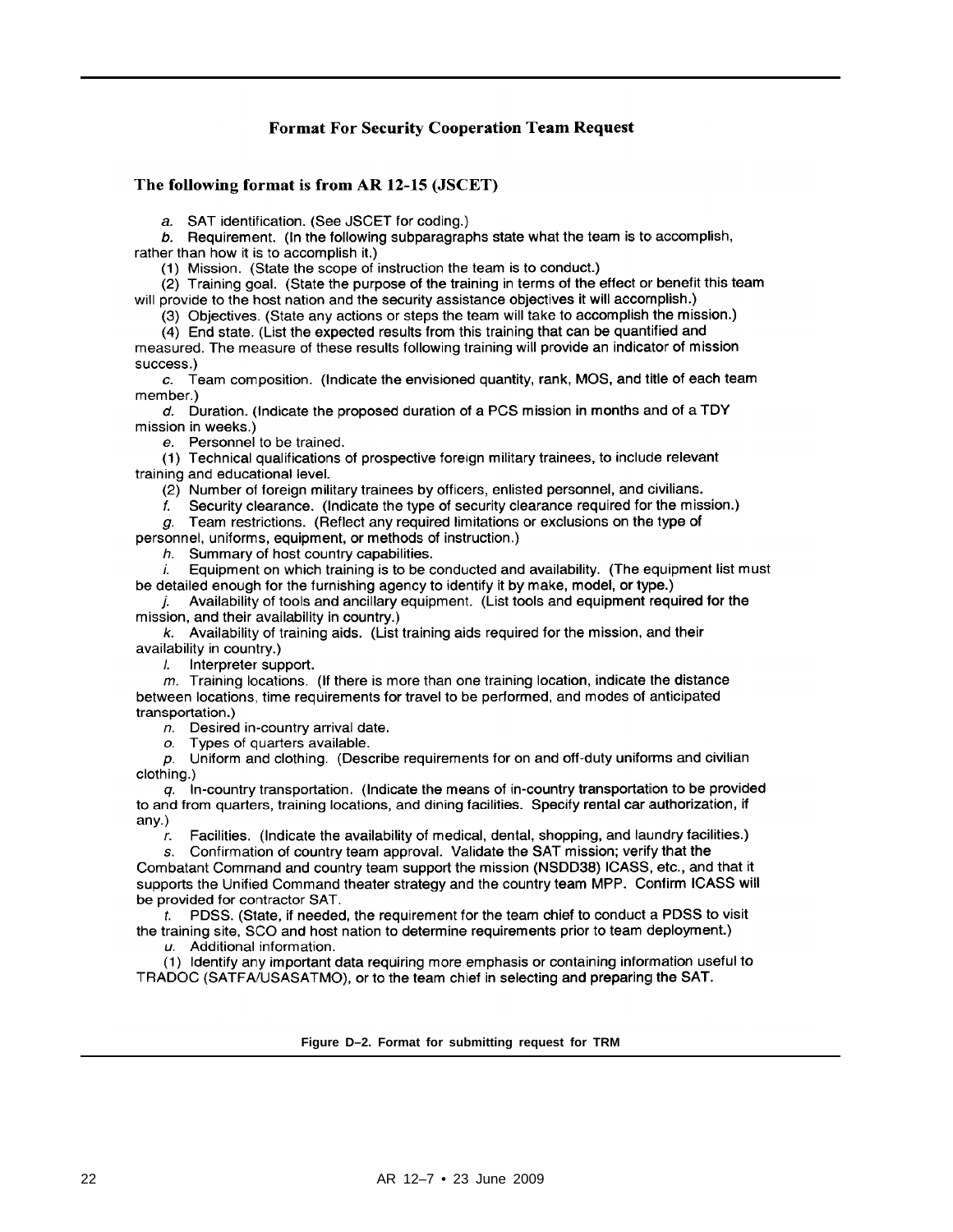## Format For Security Cooperation Team Request

### The following format is from AR 12-15 (JSCET)

*a.* SAT identification. (See JSCET for coding.)

*b.* Requirement. (In the following subparagraphs state what the team is to accomplish, rather than how it is to accomplish it.)

(1) Mission. (State the scope of instruction the team is to conduct.)

(2) Training goal. (State the purpose of the training in terms of the effect or benefit this team will provide to the host nation and the security assistance objectives it will accomplish.)

(3) Objectives. (State any actions or steps the team will take to accomplish the mission.)

(4) End state. (List the expected results from this training that can be quantified and measured. The measure of these results following training will provide an indicator of mission success.)

*c.* Team composition. (Indicate the envisioned quantity, rank, MOS, and title of each team member.)

*d.* Duration. (Indicate the proposed duration of a PCS mission in months and of a TDY mission in weeks.)

*e.* Personnel to be trained.

(1) Technical qualifications of prospective foreign military trainees, to include relevant training and educational level.

(2) Number of foreign military trainees by officers, enlisted personnel, and civilians.

*f.* Security clearance. (Indicate the type of security clearance required for the mission.)

*g.* Team restrictions. (Reflect any required limitations or exclusions on the type of personnel, uniforms, equipment, or methods of instruction.)

*h.* Summary of host country capabilities.

*i.* Equipment on which training is to be conducted and availability. (The equipment list must be detailed enough for the furnishing agency to identify it by make, model, or type.)

*j.* Availability of tools and ancillary equipment. (List tools and equipment required for the mission, and their availability in country.)

*k.* Availability of training aids. (List training aids required for the mission, and their availability in country.)

*l.* Interpreter support.

*m.* Training locations. (If there is more than one training location, indicate the distance between locations, time requirements for travel to be performed, and modes of anticipated transportation.)

*n.* Desired in-country arrival date.

*o.* Types of quarters available.

*p.* Uniform and clothing. (Describe requirements for on and off-duty uniforms and civilian clothing.)

*q.* In-country transportation. (Indicate the means of in-country transportation to be provided to and from quarters, training locations, and dining facilities. Specify rental car authorization, if any.)

*r.* Facilities. (Indicate the availability of medical, dental, shopping, and laundry facilities.)

*s.* Confirmation of country team approval. Validate the SAT mission; verify that the Combatant Command and country team support the mission (NSDD38) ICASS, etc., and that it supports the Unified Command theater strategy and the country team MPP. Confirm ICASS will be provided for contractor SAT.

*t.* PDSS. (State, if needed, the requirement for the team chief to conduct a PDSS to visit the training site, SCO and host nation to determine requirements prior to team deployment.)

*u.* Additional information.

(1) Identify any important data requiring more emphasis or containing information useful to TRADOC (SATFA/USASATMO), or to the team chief in selecting and preparing the SAT.

**Figure D–2. Format for submitting request for TRM**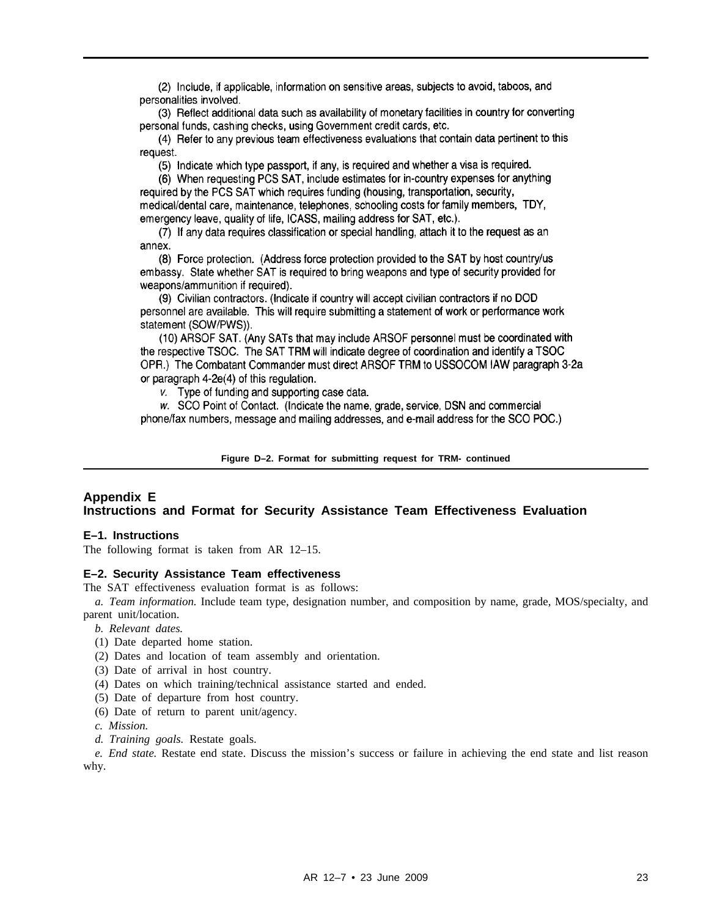(2) Include, if applicable, information on sensitive areas, subjects to avoid, taboos, and personalities involved.

(3) Reflect additional data such as availability of monetary facilities in country for converting personal funds, cashing checks, using Government credit cards, etc.

(4) Refer to any previous team effectiveness evaluations that contain data pertinent to this request.

(5) Indicate which type passport, if any, is required and whether a visa is required.

(6) When requesting PCS SAT, include estimates for in-country expenses for anything required by the PCS SAT which requires funding (housing, transportation, security, medical/dental care, maintenance, telephones, schooling costs for family members, TDY, emergency leave, quality of life, ICASS, mailing address for SAT, etc.).

(7) If any data requires classification or special handling, attach it to the request as an annex.

(8) Force protection. (Address force protection provided to the SAT by host country/us embassy. State whether SAT is required to bring weapons and type of security provided for weapons/ammunition if required).

(9) Civilian contractors. (Indicate if country will accept civilian contractors if no DOD personnel are available. This will require submitting a statement of work or performance work statement (SOW/PWS)).

(10) ARSOF SAT. (Any SATs that may include ARSOF personnel must be coordinated with the respective TSOC. The SAT TRM will indicate degree of coordination and identify a TSOC OPR.) The Combatant Commander must direct ARSOF TRM to USSOCOM IAW paragraph 3-2a or paragraph 4-2e(4) of this regulation.

*v.* Type of funding and supporting case data.

*w.* SCO Point of Contact. (Indicate the name, grade, service, DSN and commercial phone/fax numbers, message and mailing addresses, and e-mail address for the SCO POC.)

**Figure D–2. Format for submitting request for TRM- continued**

# Appendix E
# Instructions and Format for Security Assistance Team Effectiveness Evaluation

## E–1. Instructions

The following format is taken from AR 12–15.

## E–2. Security Assistance Team effectiveness

The SAT effectiveness evaluation format is as follows:

*a. Team information.* Include team type, designation number, and composition by name, grade, MOS/specialty, and parent unit/location.

*b. Relevant dates.*

(1) Date departed home station.

(2) Dates and location of team assembly and orientation.

(3) Date of arrival in host country.

(4) Dates on which training/technical assistance started and ended.

(5) Date of departure from host country.

(6) Date of return to parent unit/agency.

*c. Mission.*

*d. Training goals.* Restate goals.

*e. End state.* Restate end state. Discuss the mission's success or failure in achieving the end state and list reason why.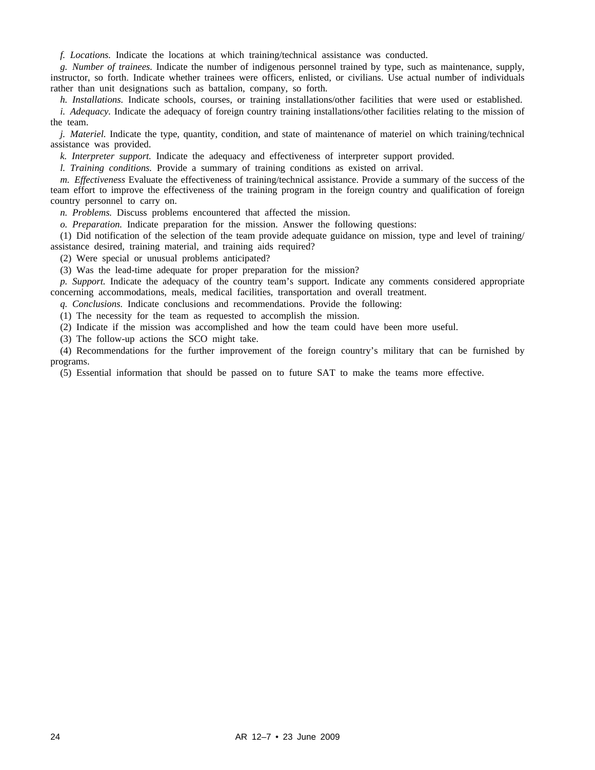*f. Locations.* Indicate the locations at which training/technical assistance was conducted.

*g. Number of trainees.* Indicate the number of indigenous personnel trained by type, such as maintenance, supply, instructor, so forth. Indicate whether trainees were officers, enlisted, or civilians. Use actual number of individuals rather than unit designations such as battalion, company, so forth.

*h. Installations.* Indicate schools, courses, or training installations/other facilities that were used or established.

*i. Adequacy.* Indicate the adequacy of foreign country training installations/other facilities relating to the mission of the team.

*j. Materiel.* Indicate the type, quantity, condition, and state of maintenance of materiel on which training/technical assistance was provided.

*k. Interpreter support.* Indicate the adequacy and effectiveness of interpreter support provided.

*l. Training conditions.* Provide a summary of training conditions as existed on arrival.

*m. Effectiveness* Evaluate the effectiveness of training/technical assistance. Provide a summary of the success of the team effort to improve the effectiveness of the training program in the foreign country and qualification of foreign country personnel to carry on.

*n. Problems.* Discuss problems encountered that affected the mission.

*o. Preparation.* Indicate preparation for the mission. Answer the following questions:

(1) Did notification of the selection of the team provide adequate guidance on mission, type and level of training/assistance desired, training material, and training aids required?

(2) Were special or unusual problems anticipated?

(3) Was the lead-time adequate for proper preparation for the mission?

*p. Support.* Indicate the adequacy of the country team's support. Indicate any comments considered appropriate concerning accommodations, meals, medical facilities, transportation and overall treatment.

*q. Conclusions.* Indicate conclusions and recommendations. Provide the following:

(1) The necessity for the team as requested to accomplish the mission.

(2) Indicate if the mission was accomplished and how the team could have been more useful.

(3) The follow-up actions the SCO might take.

(4) Recommendations for the further improvement of the foreign country's military that can be furnished by programs.

(5) Essential information that should be passed on to future SAT to make the teams more effective.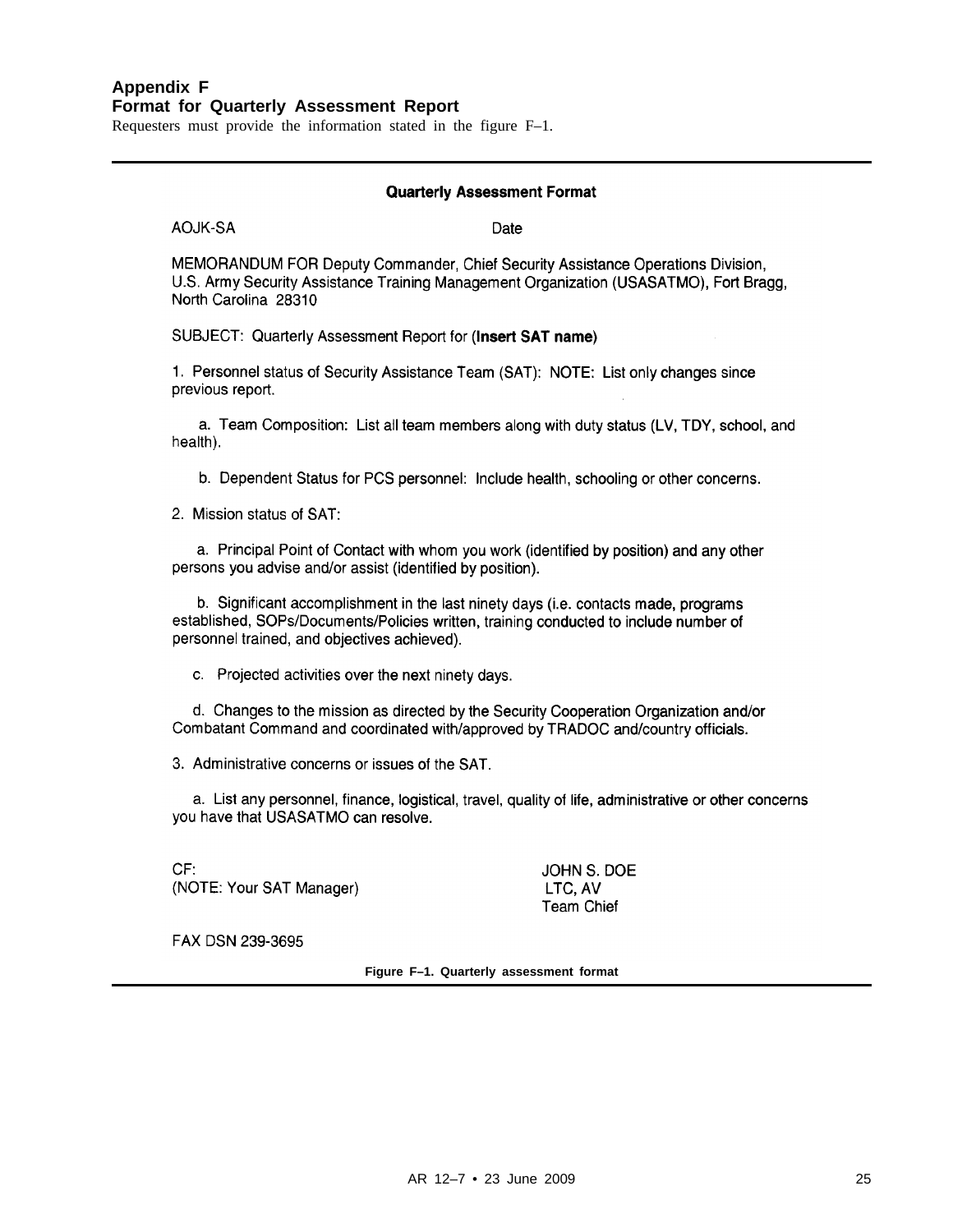## Appendix F
## Format for Quarterly Assessment Report

Requesters must provide the information stated in the figure F–1.

---

**Quarterly Assessment Format**

AOJK-SA Date

MEMORANDUM FOR Deputy Commander, Chief Security Assistance Operations Division, U.S. Army Security Assistance Training Management Organization (USASATMO), Fort Bragg, North Carolina 28310

SUBJECT: Quarterly Assessment Report for (**Insert SAT name**)

1. Personnel status of Security Assistance Team (SAT): NOTE: List only changes since previous report.

a. Team Composition: List all team members along with duty status (LV, TDY, school, and health).

b. Dependent Status for PCS personnel: Include health, schooling or other concerns.

2. Mission status of SAT:

a. Principal Point of Contact with whom you work (identified by position) and any other persons you advise and/or assist (identified by position).

b. Significant accomplishment in the last ninety days (i.e. contacts made, programs established, SOPs/Documents/Policies written, training conducted to include number of personnel trained, and objectives achieved).

c. Projected activities over the next ninety days.

d. Changes to the mission as directed by the Security Cooperation Organization and/or Combatant Command and coordinated with/approved by TRADOC and/country officials.

3. Administrative concerns or issues of the SAT.

a. List any personnel, finance, logistical, travel, quality of life, administrative or other concerns you have that USASATMO can resolve.

CF:
(NOTE: Your SAT Manager)

JOHN S. DOE
LTC, AV
Team Chief

FAX DSN 239-3695

**Figure F–1. Quarterly assessment format**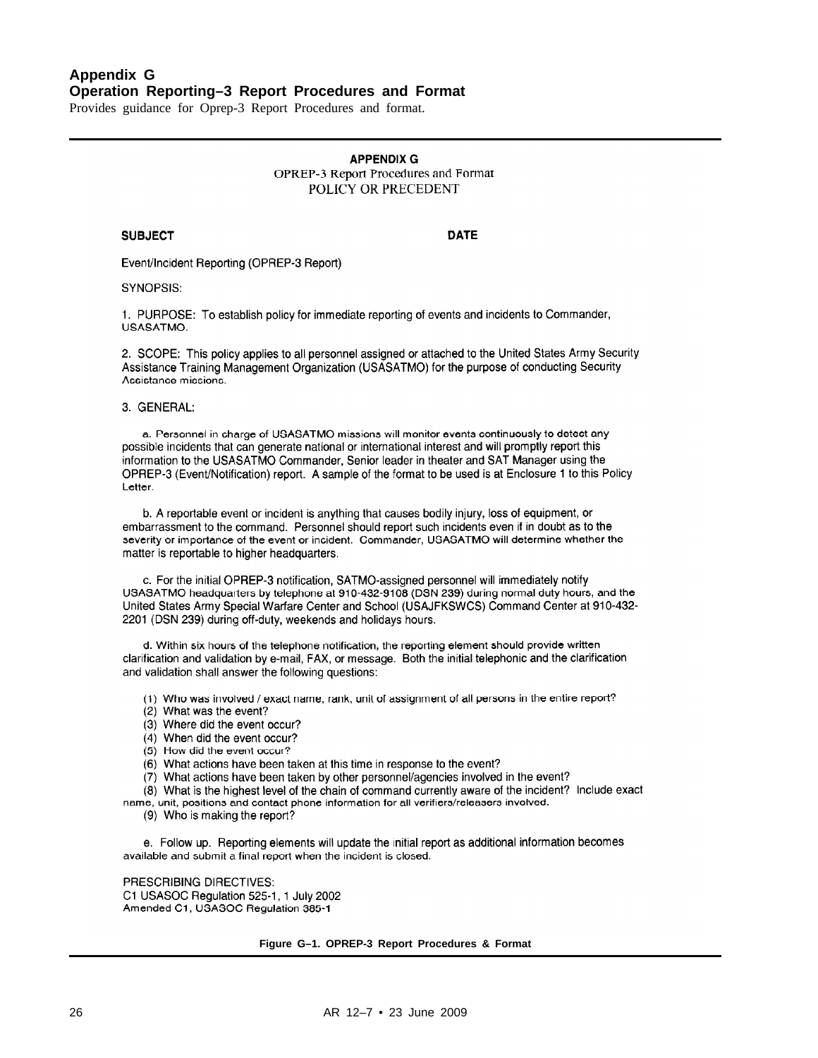## Appendix G
## Operation Reporting–3 Report Procedures and Format

Provides guidance for Oprep-3 Report Procedures and format.

---

**APPENDIX G**
OPREP-3 Report Procedures and Format
POLICY OR PRECEDENT

**SUBJECT** **DATE**

Event/Incident Reporting (OPREP-3 Report)

SYNOPSIS:

1. PURPOSE: To establish policy for immediate reporting of events and incidents to Commander, USASATMO.

2. SCOPE: This policy applies to all personnel assigned or attached to the United States Army Security Assistance Training Management Organization (USASATMO) for the purpose of conducting Security Assistance missions.

3. GENERAL:

a. Personnel in charge of USASATMO missions will monitor events continuously to detect any possible incidents that can generate national or international interest and will promptly report this information to the USASATMO Commander, Senior leader in theater and SAT Manager using the OPREP-3 (Event/Notification) report. A sample of the format to be used is at Enclosure 1 to this Policy Letter.

b. A reportable event or incident is anything that causes bodily injury, loss of equipment, or embarrassment to the command. Personnel should report such incidents even if in doubt as to the severity or importance of the event or incident. Commander, USASATMO will determine whether the matter is reportable to higher headquarters.

c. For the initial OPREP-3 notification, SATMO-assigned personnel will immediately notify USASATMO headquarters by telephone at 910-432-9108 (DSN 239) during normal duty hours, and the United States Army Special Warfare Center and School (USAJFKSWCS) Command Center at 910-432-2201 (DSN 239) during off-duty, weekends and holidays hours.

d. Within six hours of the telephone notification, the reporting element should provide written clarification and validation by e-mail, FAX, or message. Both the initial telephonic and the clarification and validation shall answer the following questions:

(1) Who was involved / exact name, rank, unit of assignment of all persons in the entire report?
(2) What was the event?
(3) Where did the event occur?
(4) When did the event occur?
(5) How did the event occur?
(6) What actions have been taken at this time in response to the event?
(7) What actions have been taken by other personnel/agencies involved in the event?
(8) What is the highest level of the chain of command currently aware of the incident? Include exact name, unit, positions and contact phone information for all verifiers/releasers involved.
(9) Who is making the report?

e. Follow up. Reporting elements will update the initial report as additional information becomes available and submit a final report when the incident is closed.

PRESCRIBING DIRECTIVES:
C1 USASOC Regulation 525-1, 1 July 2002
Amended C1, USASOC Regulation 385-1

**Figure G–1. OPREP-3 Report Procedures & Format**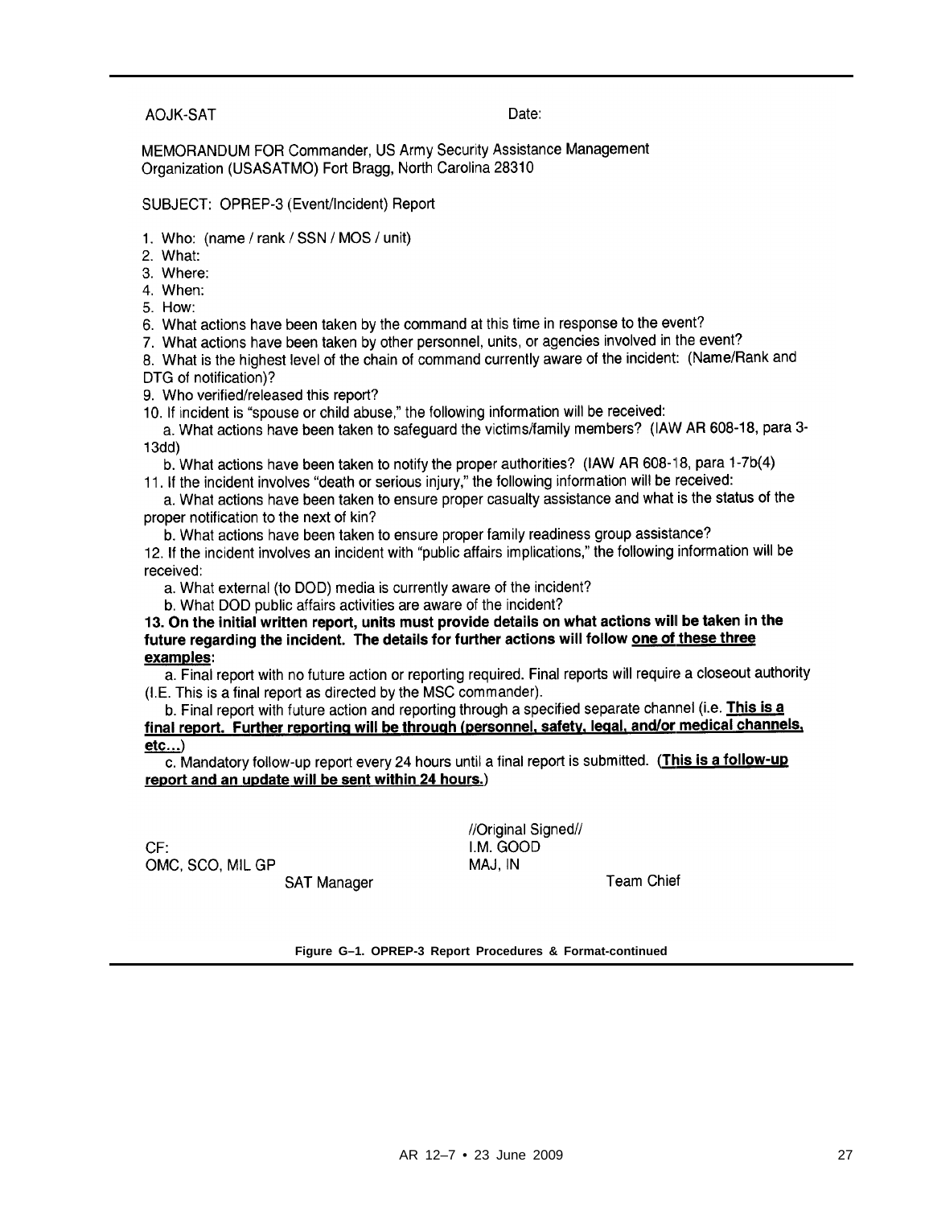AOJK-SAT Date:

MEMORANDUM FOR Commander, US Army Security Assistance Management Organization (USASATMO) Fort Bragg, North Carolina 28310

SUBJECT: OPREP-3 (Event/Incident) Report

1. Who: (name / rank / SSN / MOS / unit)
2. What:
3. Where:
4. When:
5. How:
6. What actions have been taken by the command at this time in response to the event?
7. What actions have been taken by other personnel, units, or agencies involved in the event?
8. What is the highest level of the chain of command currently aware of the incident: (Name/Rank and DTG of notification)?
9. Who verified/released this report?
10. If incident is "spouse or child abuse," the following information will be received:
   a. What actions have been taken to safeguard the victims/family members? (IAW AR 608-18, para 3-13dd)
   b. What actions have been taken to notify the proper authorities? (IAW AR 608-18, para 1-7b(4)
11. If the incident involves "death or serious injury," the following information will be received:
   a. What actions have been taken to ensure proper casualty assistance and what is the status of the proper notification to the next of kin?
   b. What actions have been taken to ensure proper family readiness group assistance?
12. If the incident involves an incident with "public affairs implications," the following information will be received:
   a. What external (to DOD) media is currently aware of the incident?
   b. What DOD public affairs activities are aware of the incident?

**13. On the initial written report, units must provide details on what actions will be taken in the future regarding the incident. The details for further actions will follow <u>one of these three examples</u>:**

   a. Final report with no future action or reporting required. Final reports will require a closeout authority (I.E. This is a final report as directed by the MSC commander).
   b. Final report with future action and reporting through a specified separate channel (i.e. **<u>This is a final report. Further reporting will be through (personnel, safety, legal, and/or medical channels, etc…)</u>**)
   c. Mandatory follow-up report every 24 hours until a final report is submitted. (**<u>This is a follow-up report and an update will be sent within 24 hours.</u>**)

//Original Signed//
I.M. GOOD
MAJ, IN
Team Chief

CF:
OMC, SCO, MIL GP
SAT Manager

**Figure G–1. OPREP-3 Report Procedures & Format-continued**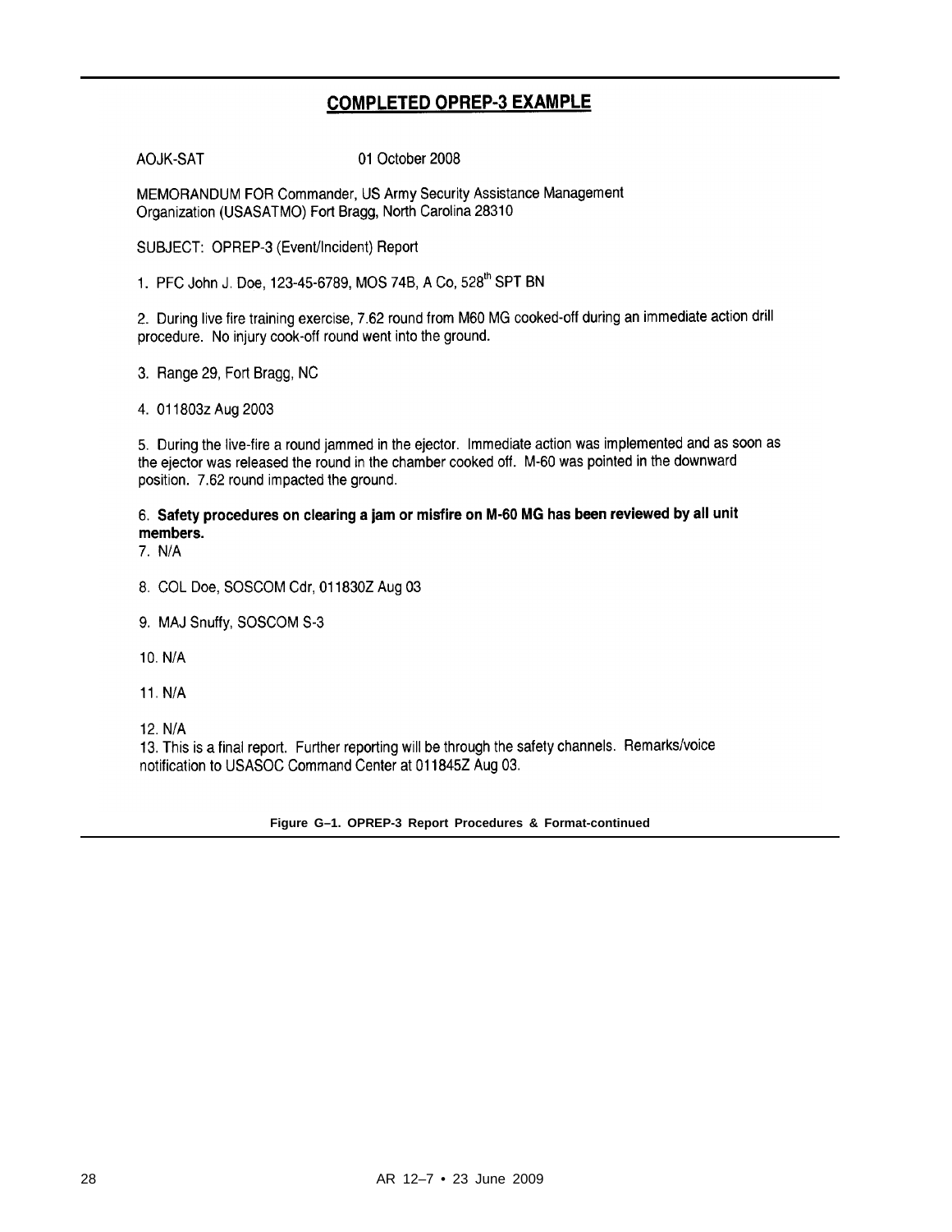## COMPLETED OPREP-3 EXAMPLE

AOJK-SAT 01 October 2008

MEMORANDUM FOR Commander, US Army Security Assistance Management Organization (USASATMO) Fort Bragg, North Carolina 28310

SUBJECT: OPREP-3 (Event/Incident) Report

1. PFC John J. Doe, 123-45-6789, MOS 74B, A Co, 528th SPT BN

2. During live fire training exercise, 7.62 round from M60 MG cooked-off during an immediate action drill procedure. No injury cook-off round went into the ground.

3. Range 29, Fort Bragg, NC

4. 011803z Aug 2003

5. During the live-fire a round jammed in the ejector. Immediate action was implemented and as soon as the ejector was released the round in the chamber cooked off. M-60 was pointed in the downward position. 7.62 round impacted the ground.

6. **Safety procedures on clearing a jam or misfire on M-60 MG has been reviewed by all unit members.**

7. N/A

8. COL Doe, SOSCOM Cdr, 011830Z Aug 03

9. MAJ Snuffy, SOSCOM S-3

10. N/A

11. N/A

12. N/A

13. This is a final report. Further reporting will be through the safety channels. Remarks/voice notification to USASOC Command Center at 011845Z Aug 03.

**Figure G–1. OPREP-3 Report Procedures & Format-continued**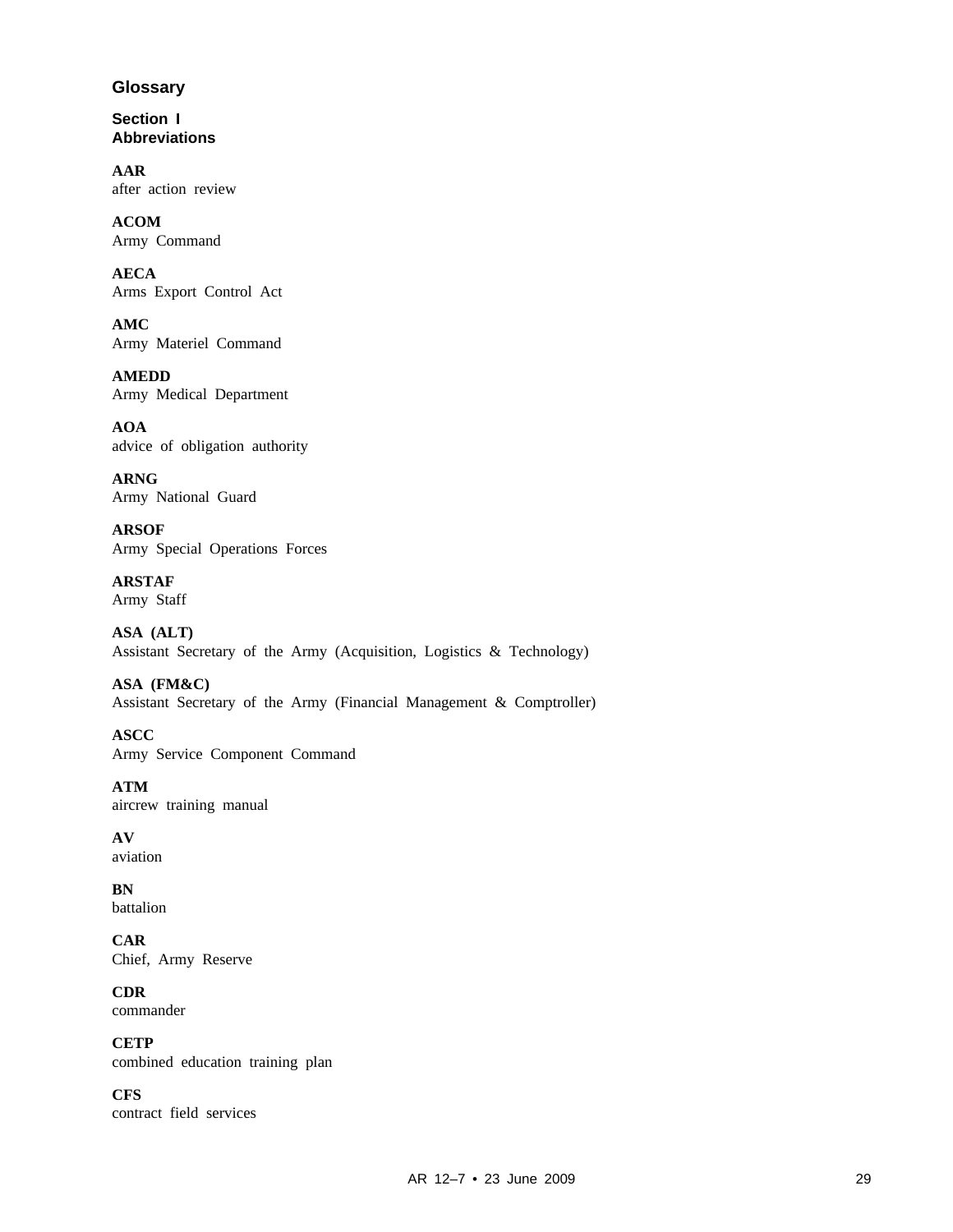# Glossary

## Section I
## Abbreviations

**AAR**
after action review

**ACOM**
Army Command

**AECA**
Arms Export Control Act

**AMC**
Army Materiel Command

**AMEDD**
Army Medical Department

**AOA**
advice of obligation authority

**ARNG**
Army National Guard

**ARSOF**
Army Special Operations Forces

**ARSTAF**
Army Staff

**ASA (ALT)**
Assistant Secretary of the Army (Acquisition, Logistics & Technology)

**ASA (FM&C)**
Assistant Secretary of the Army (Financial Management & Comptroller)

**ASCC**
Army Service Component Command

**ATM**
aircrew training manual

**AV**
aviation

**BN**
battalion

**CAR**
Chief, Army Reserve

**CDR**
commander

**CETP**
combined education training plan

**CFS**
contract field services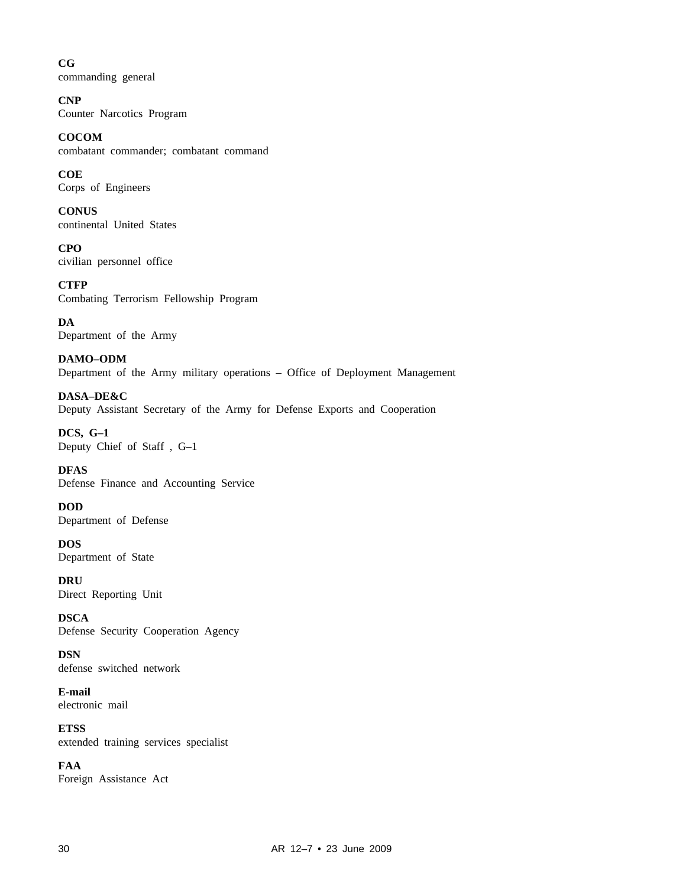**CG**
commanding general

**CNP**
Counter Narcotics Program

**COCOM**
combatant commander; combatant command

**COE**
Corps of Engineers

**CONUS**
continental United States

**CPO**
civilian personnel office

**CTFP**
Combating Terrorism Fellowship Program

**DA**
Department of the Army

**DAMO–ODM**
Department of the Army military operations – Office of Deployment Management

**DASA–DE&C**
Deputy Assistant Secretary of the Army for Defense Exports and Cooperation

**DCS, G–1**
Deputy Chief of Staff , G–1

**DFAS**
Defense Finance and Accounting Service

**DOD**
Department of Defense

**DOS**
Department of State

**DRU**
Direct Reporting Unit

**DSCA**
Defense Security Cooperation Agency

**DSN**
defense switched network

**E-mail**
electronic mail

**ETSS**
extended training services specialist

**FAA**
Foreign Assistance Act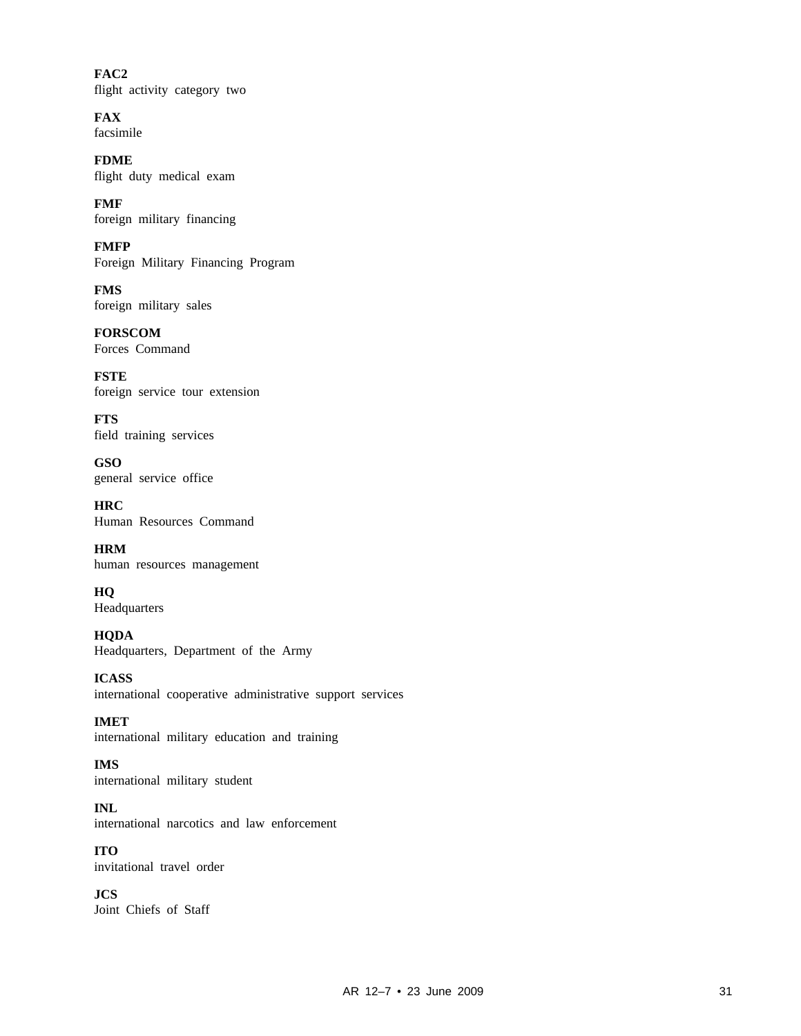**FAC2**
flight activity category two

**FAX**
facsimile

**FDME**
flight duty medical exam

**FMF**
foreign military financing

**FMFP**
Foreign Military Financing Program

**FMS**
foreign military sales

**FORSCOM**
Forces Command

**FSTE**
foreign service tour extension

**FTS**
field training services

**GSO**
general service office

**HRC**
Human Resources Command

**HRM**
human resources management

**HQ**
Headquarters

**HQDA**
Headquarters, Department of the Army

**ICASS**
international cooperative administrative support services

**IMET**
international military education and training

**IMS**
international military student

**INL**
international narcotics and law enforcement

**ITO**
invitational travel order

**JCS**
Joint Chiefs of Staff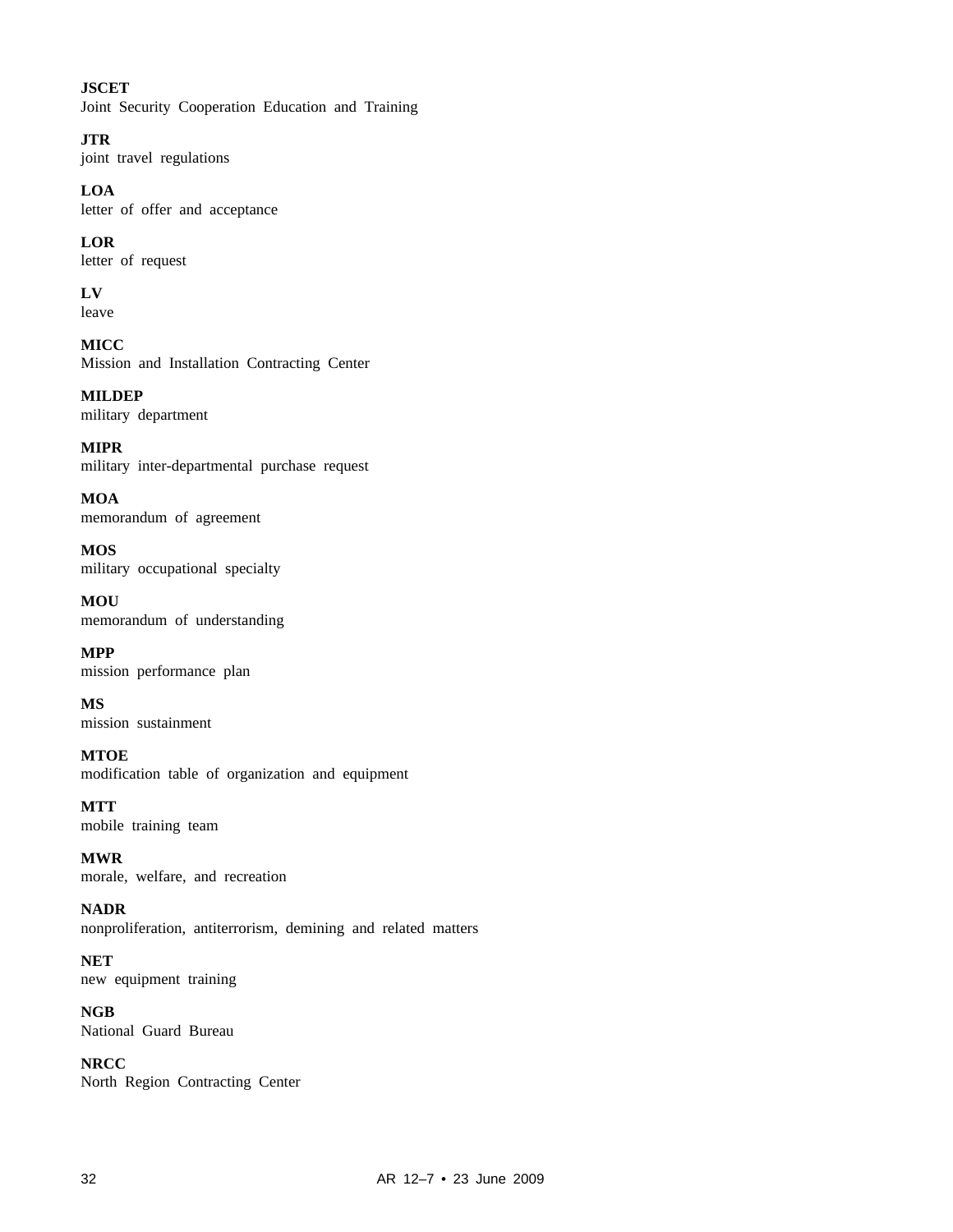**JSCET**
Joint Security Cooperation Education and Training

**JTR**
joint travel regulations

**LOA**
letter of offer and acceptance

**LOR**
letter of request

**LV**
leave

**MICC**
Mission and Installation Contracting Center

**MILDEP**
military department

**MIPR**
military inter-departmental purchase request

**MOA**
memorandum of agreement

**MOS**
military occupational specialty

**MOU**
memorandum of understanding

**MPP**
mission performance plan

**MS**
mission sustainment

**MTOE**
modification table of organization and equipment

**MTT**
mobile training team

**MWR**
morale, welfare, and recreation

**NADR**
nonproliferation, antiterrorism, demining and related matters

**NET**
new equipment training

**NGB**
National Guard Bureau

**NRCC**
North Region Contracting Center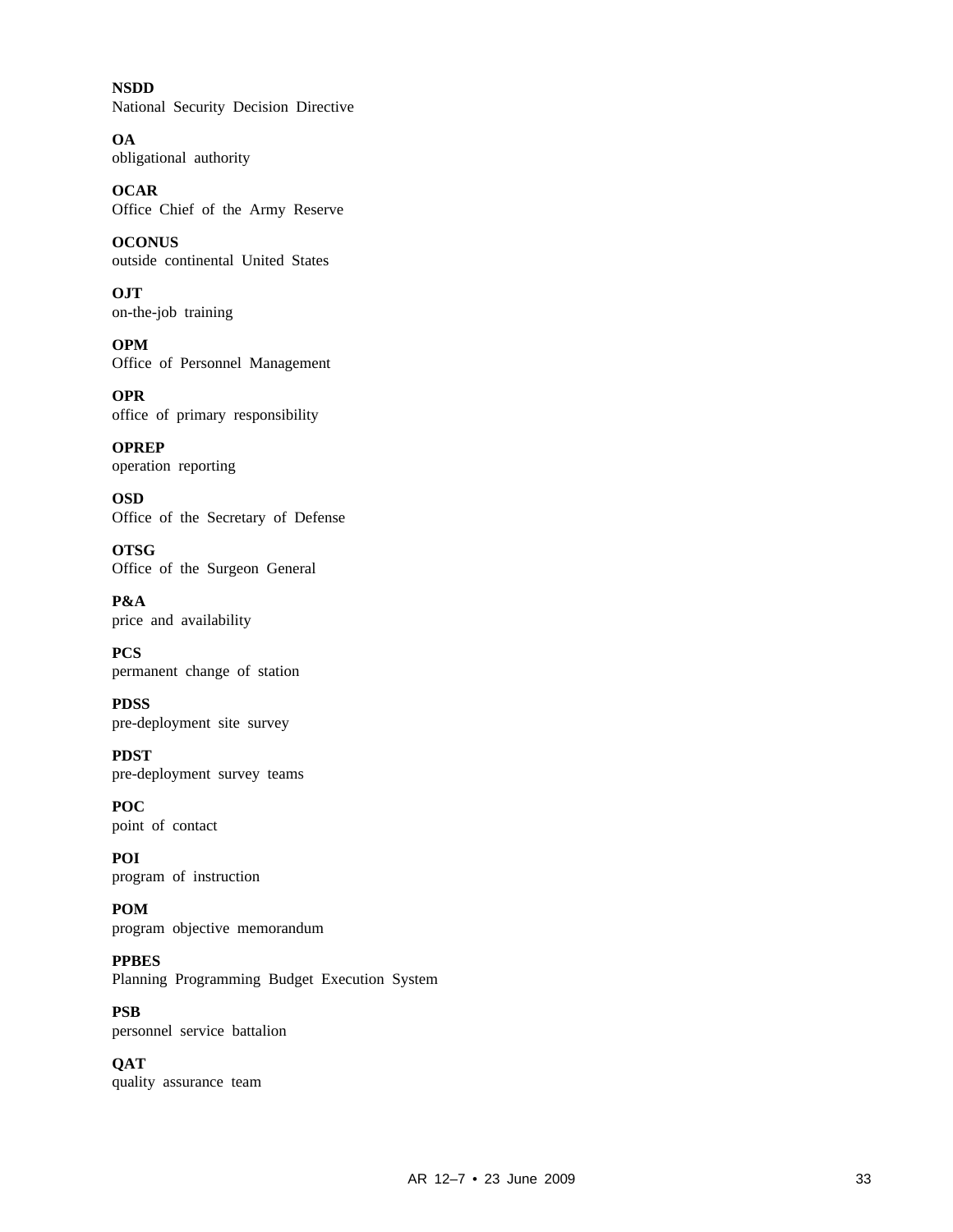**NSDD**
National Security Decision Directive

**OA**
obligational authority

**OCAR**
Office Chief of the Army Reserve

**OCONUS**
outside continental United States

**OJT**
on-the-job training

**OPM**
Office of Personnel Management

**OPR**
office of primary responsibility

**OPREP**
operation reporting

**OSD**
Office of the Secretary of Defense

**OTSG**
Office of the Surgeon General

**P&A**
price and availability

**PCS**
permanent change of station

**PDSS**
pre-deployment site survey

**PDST**
pre-deployment survey teams

**POC**
point of contact

**POI**
program of instruction

**POM**
program objective memorandum

**PPBES**
Planning Programming Budget Execution System

**PSB**
personnel service battalion

**QAT**
quality assurance team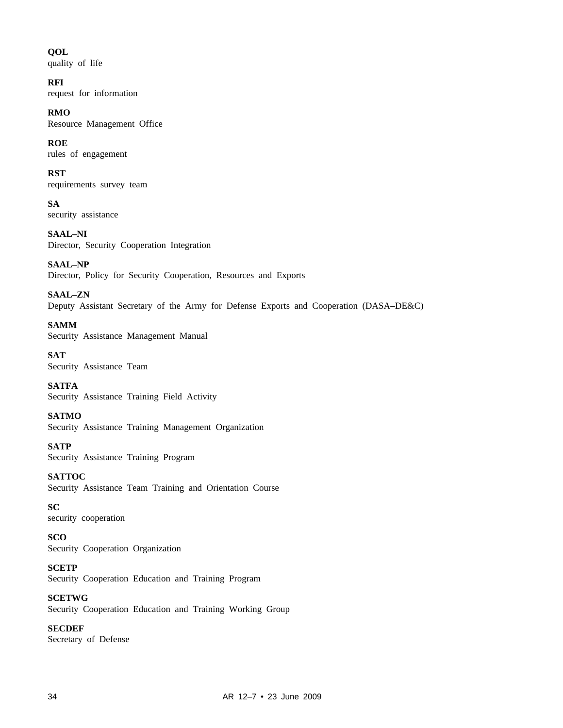**QOL**
quality of life

**RFI**
request for information

**RMO**
Resource Management Office

**ROE**
rules of engagement

**RST**
requirements survey team

**SA**
security assistance

**SAAL–NI**
Director, Security Cooperation Integration

**SAAL–NP**
Director, Policy for Security Cooperation, Resources and Exports

**SAAL–ZN**
Deputy Assistant Secretary of the Army for Defense Exports and Cooperation (DASA–DE&C)

**SAMM**
Security Assistance Management Manual

**SAT**
Security Assistance Team

**SATFA**
Security Assistance Training Field Activity

**SATMO**
Security Assistance Training Management Organization

**SATP**
Security Assistance Training Program

**SATTOC**
Security Assistance Team Training and Orientation Course

**SC**
security cooperation

**SCO**
Security Cooperation Organization

**SCETP**
Security Cooperation Education and Training Program

**SCETWG**
Security Cooperation Education and Training Working Group

**SECDEF**
Secretary of Defense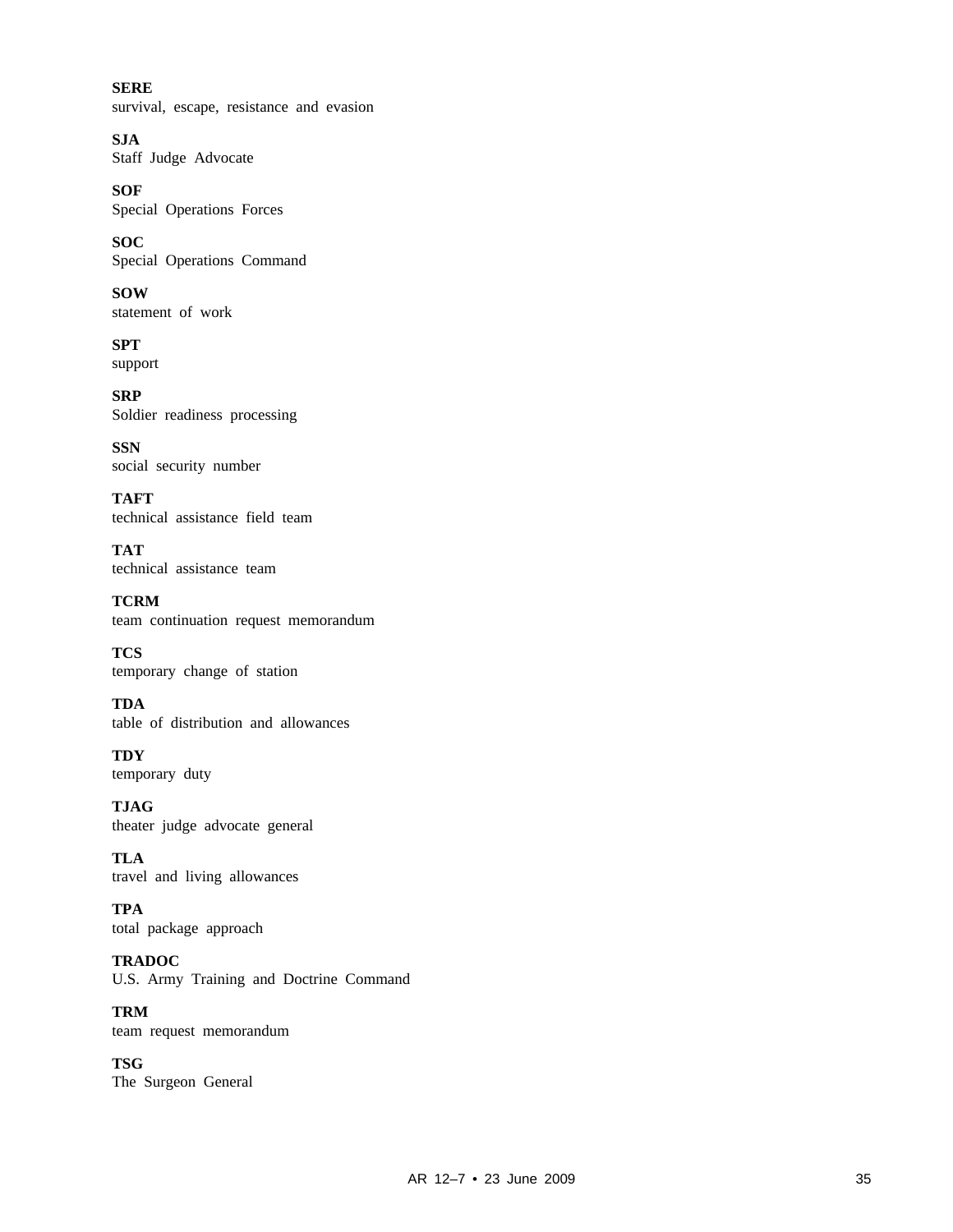**SERE**
survival, escape, resistance and evasion

**SJA**
Staff Judge Advocate

**SOF**
Special Operations Forces

**SOC**
Special Operations Command

**SOW**
statement of work

**SPT**
support

**SRP**
Soldier readiness processing

**SSN**
social security number

**TAFT**
technical assistance field team

**TAT**
technical assistance team

**TCRM**
team continuation request memorandum

**TCS**
temporary change of station

**TDA**
table of distribution and allowances

**TDY**
temporary duty

**TJAG**
theater judge advocate general

**TLA**
travel and living allowances

**TPA**
total package approach

**TRADOC**
U.S. Army Training and Doctrine Command

**TRM**
team request memorandum

**TSG**
The Surgeon General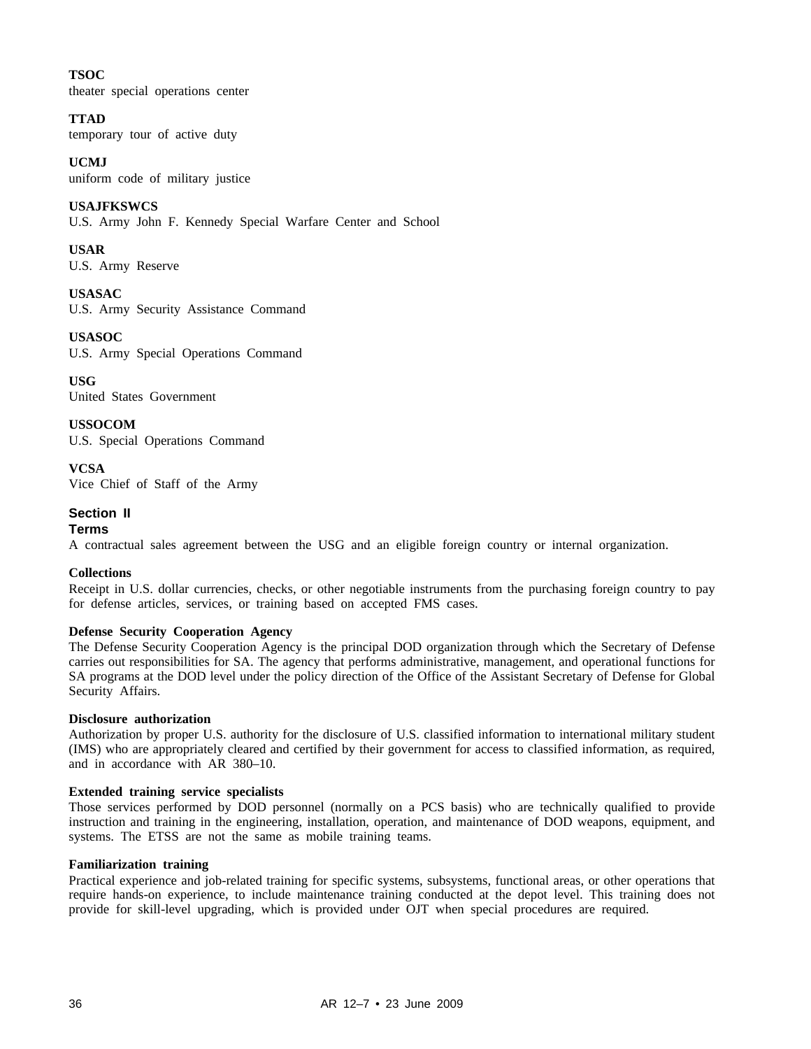**TSOC**
theater special operations center

**TTAD**
temporary tour of active duty

**UCMJ**
uniform code of military justice

**USAJFKSWCS**
U.S. Army John F. Kennedy Special Warfare Center and School

**USAR**
U.S. Army Reserve

**USASAC**
U.S. Army Security Assistance Command

**USASOC**
U.S. Army Special Operations Command

**USG**
United States Government

**USSOCOM**
U.S. Special Operations Command

**VCSA**
Vice Chief of Staff of the Army

## Section II
## Terms

A contractual sales agreement between the USG and an eligible foreign country or internal organization.

**Collections**
Receipt in U.S. dollar currencies, checks, or other negotiable instruments from the purchasing foreign country to pay for defense articles, services, or training based on accepted FMS cases.

**Defense Security Cooperation Agency**
The Defense Security Cooperation Agency is the principal DOD organization through which the Secretary of Defense carries out responsibilities for SA. The agency that performs administrative, management, and operational functions for SA programs at the DOD level under the policy direction of the Office of the Assistant Secretary of Defense for Global Security Affairs.

**Disclosure authorization**
Authorization by proper U.S. authority for the disclosure of U.S. classified information to international military student (IMS) who are appropriately cleared and certified by their government for access to classified information, as required, and in accordance with AR 380–10.

**Extended training service specialists**
Those services performed by DOD personnel (normally on a PCS basis) who are technically qualified to provide instruction and training in the engineering, installation, operation, and maintenance of DOD weapons, equipment, and systems. The ETSS are not the same as mobile training teams.

**Familiarization training**
Practical experience and job-related training for specific systems, subsystems, functional areas, or other operations that require hands-on experience, to include maintenance training conducted at the depot level. This training does not provide for skill-level upgrading, which is provided under OJT when special procedures are required.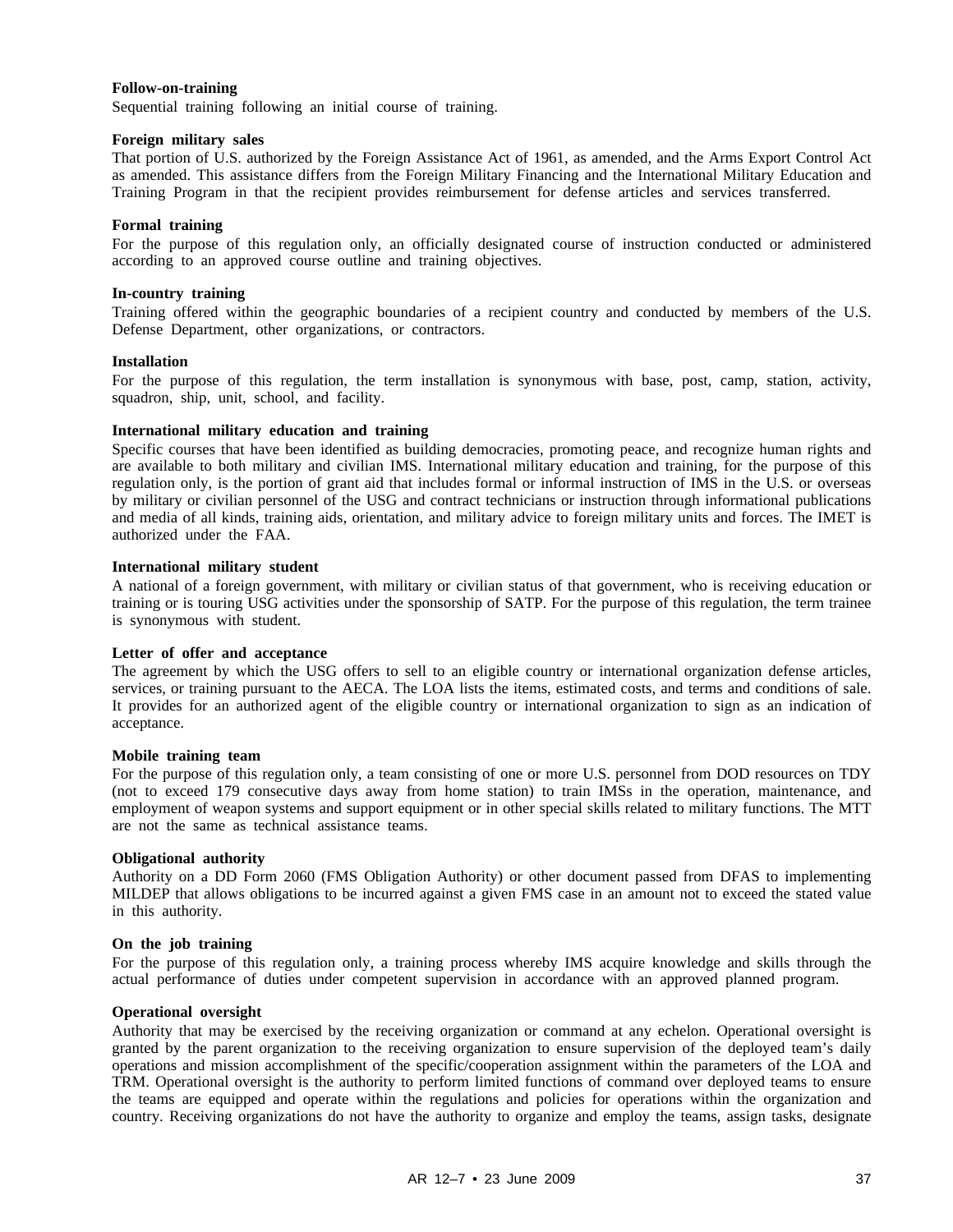**Follow-on-training**
Sequential training following an initial course of training.

**Foreign military sales**
That portion of U.S. authorized by the Foreign Assistance Act of 1961, as amended, and the Arms Export Control Act as amended. This assistance differs from the Foreign Military Financing and the International Military Education and Training Program in that the recipient provides reimbursement for defense articles and services transferred.

**Formal training**
For the purpose of this regulation only, an officially designated course of instruction conducted or administered according to an approved course outline and training objectives.

**In-country training**
Training offered within the geographic boundaries of a recipient country and conducted by members of the U.S. Defense Department, other organizations, or contractors.

**Installation**
For the purpose of this regulation, the term installation is synonymous with base, post, camp, station, activity, squadron, ship, unit, school, and facility.

**International military education and training**
Specific courses that have been identified as building democracies, promoting peace, and recognize human rights and are available to both military and civilian IMS. International military education and training, for the purpose of this regulation only, is the portion of grant aid that includes formal or informal instruction of IMS in the U.S. or overseas by military or civilian personnel of the USG and contract technicians or instruction through informational publications and media of all kinds, training aids, orientation, and military advice to foreign military units and forces. The IMET is authorized under the FAA.

**International military student**
A national of a foreign government, with military or civilian status of that government, who is receiving education or training or is touring USG activities under the sponsorship of SATP. For the purpose of this regulation, the term trainee is synonymous with student.

**Letter of offer and acceptance**
The agreement by which the USG offers to sell to an eligible country or international organization defense articles, services, or training pursuant to the AECA. The LOA lists the items, estimated costs, and terms and conditions of sale. It provides for an authorized agent of the eligible country or international organization to sign as an indication of acceptance.

**Mobile training team**
For the purpose of this regulation only, a team consisting of one or more U.S. personnel from DOD resources on TDY (not to exceed 179 consecutive days away from home station) to train IMSs in the operation, maintenance, and employment of weapon systems and support equipment or in other special skills related to military functions. The MTT are not the same as technical assistance teams.

**Obligational authority**
Authority on a DD Form 2060 (FMS Obligation Authority) or other document passed from DFAS to implementing MILDEP that allows obligations to be incurred against a given FMS case in an amount not to exceed the stated value in this authority.

**On the job training**
For the purpose of this regulation only, a training process whereby IMS acquire knowledge and skills through the actual performance of duties under competent supervision in accordance with an approved planned program.

**Operational oversight**
Authority that may be exercised by the receiving organization or command at any echelon. Operational oversight is granted by the parent organization to the receiving organization to ensure supervision of the deployed team's daily operations and mission accomplishment of the specific/cooperation assignment within the parameters of the LOA and TRM. Operational oversight is the authority to perform limited functions of command over deployed teams to ensure the teams are equipped and operate within the regulations and policies for operations within the organization and country. Receiving organizations do not have the authority to organize and employ the teams, assign tasks, designate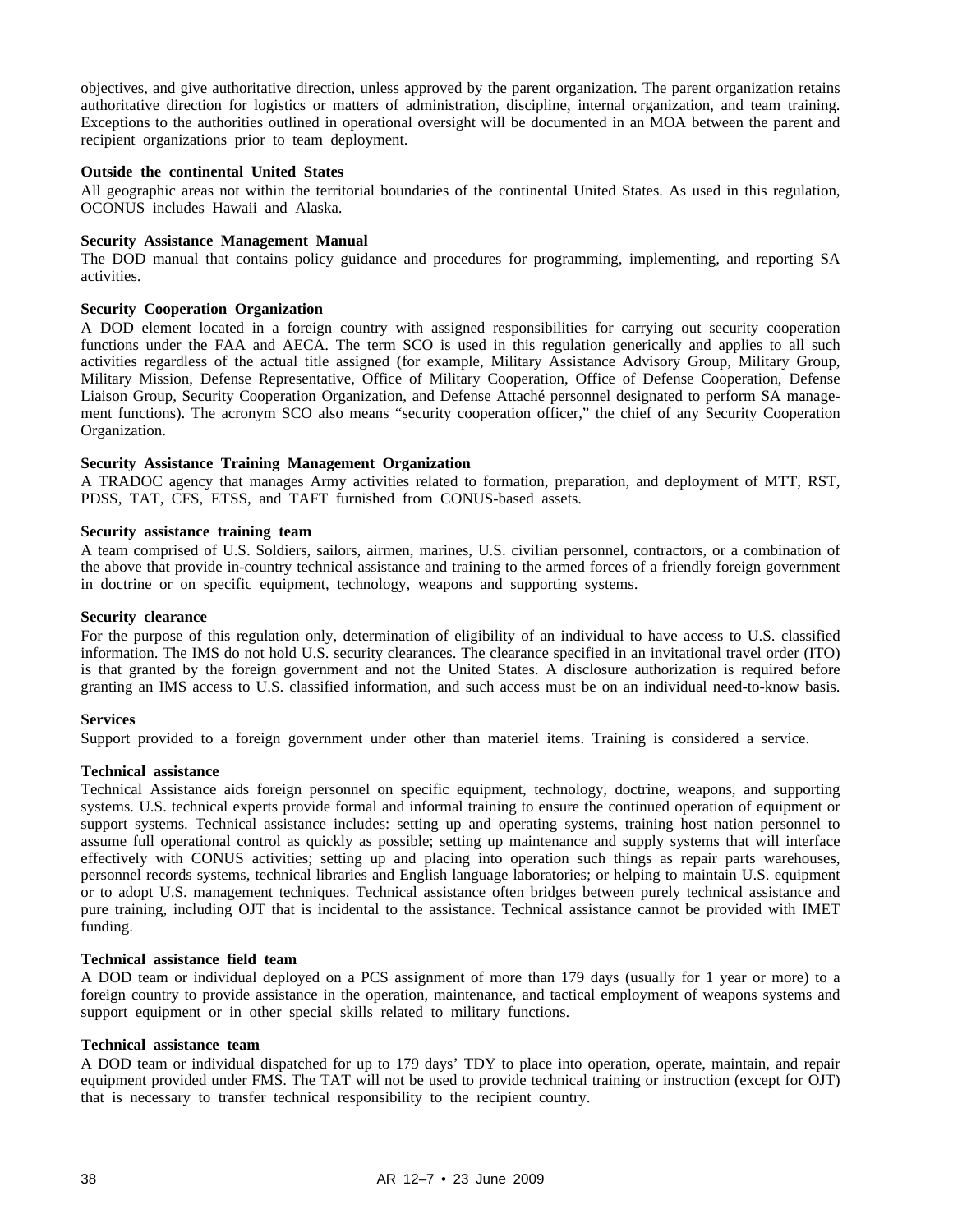objectives, and give authoritative direction, unless approved by the parent organization. The parent organization retains authoritative direction for logistics or matters of administration, discipline, internal organization, and team training. Exceptions to the authorities outlined in operational oversight will be documented in an MOA between the parent and recipient organizations prior to team deployment.

**Outside the continental United States**
All geographic areas not within the territorial boundaries of the continental United States. As used in this regulation, OCONUS includes Hawaii and Alaska.

**Security Assistance Management Manual**
The DOD manual that contains policy guidance and procedures for programming, implementing, and reporting SA activities.

**Security Cooperation Organization**
A DOD element located in a foreign country with assigned responsibilities for carrying out security cooperation functions under the FAA and AECA. The term SCO is used in this regulation generically and applies to all such activities regardless of the actual title assigned (for example, Military Assistance Advisory Group, Military Group, Military Mission, Defense Representative, Office of Military Cooperation, Office of Defense Cooperation, Defense Liaison Group, Security Cooperation Organization, and Defense Attaché personnel designated to perform SA management functions). The acronym SCO also means “security cooperation officer,” the chief of any Security Cooperation Organization.

**Security Assistance Training Management Organization**
A TRADOC agency that manages Army activities related to formation, preparation, and deployment of MTT, RST, PDSS, TAT, CFS, ETSS, and TAFT furnished from CONUS-based assets.

**Security assistance training team**
A team comprised of U.S. Soldiers, sailors, airmen, marines, U.S. civilian personnel, contractors, or a combination of the above that provide in-country technical assistance and training to the armed forces of a friendly foreign government in doctrine or on specific equipment, technology, weapons and supporting systems.

**Security clearance**
For the purpose of this regulation only, determination of eligibility of an individual to have access to U.S. classified information. The IMS do not hold U.S. security clearances. The clearance specified in an invitational travel order (ITO) is that granted by the foreign government and not the United States. A disclosure authorization is required before granting an IMS access to U.S. classified information, and such access must be on an individual need-to-know basis.

**Services**
Support provided to a foreign government under other than materiel items. Training is considered a service.

**Technical assistance**
Technical Assistance aids foreign personnel on specific equipment, technology, doctrine, weapons, and supporting systems. U.S. technical experts provide formal and informal training to ensure the continued operation of equipment or support systems. Technical assistance includes: setting up and operating systems, training host nation personnel to assume full operational control as quickly as possible; setting up maintenance and supply systems that will interface effectively with CONUS activities; setting up and placing into operation such things as repair parts warehouses, personnel records systems, technical libraries and English language laboratories; or helping to maintain U.S. equipment or to adopt U.S. management techniques. Technical assistance often bridges between purely technical assistance and pure training, including OJT that is incidental to the assistance. Technical assistance cannot be provided with IMET funding.

**Technical assistance field team**
A DOD team or individual deployed on a PCS assignment of more than 179 days (usually for 1 year or more) to a foreign country to provide assistance in the operation, maintenance, and tactical employment of weapons systems and support equipment or in other special skills related to military functions.

**Technical assistance team**
A DOD team or individual dispatched for up to 179 days’ TDY to place into operation, operate, maintain, and repair equipment provided under FMS. The TAT will not be used to provide technical training or instruction (except for OJT) that is necessary to transfer technical responsibility to the recipient country.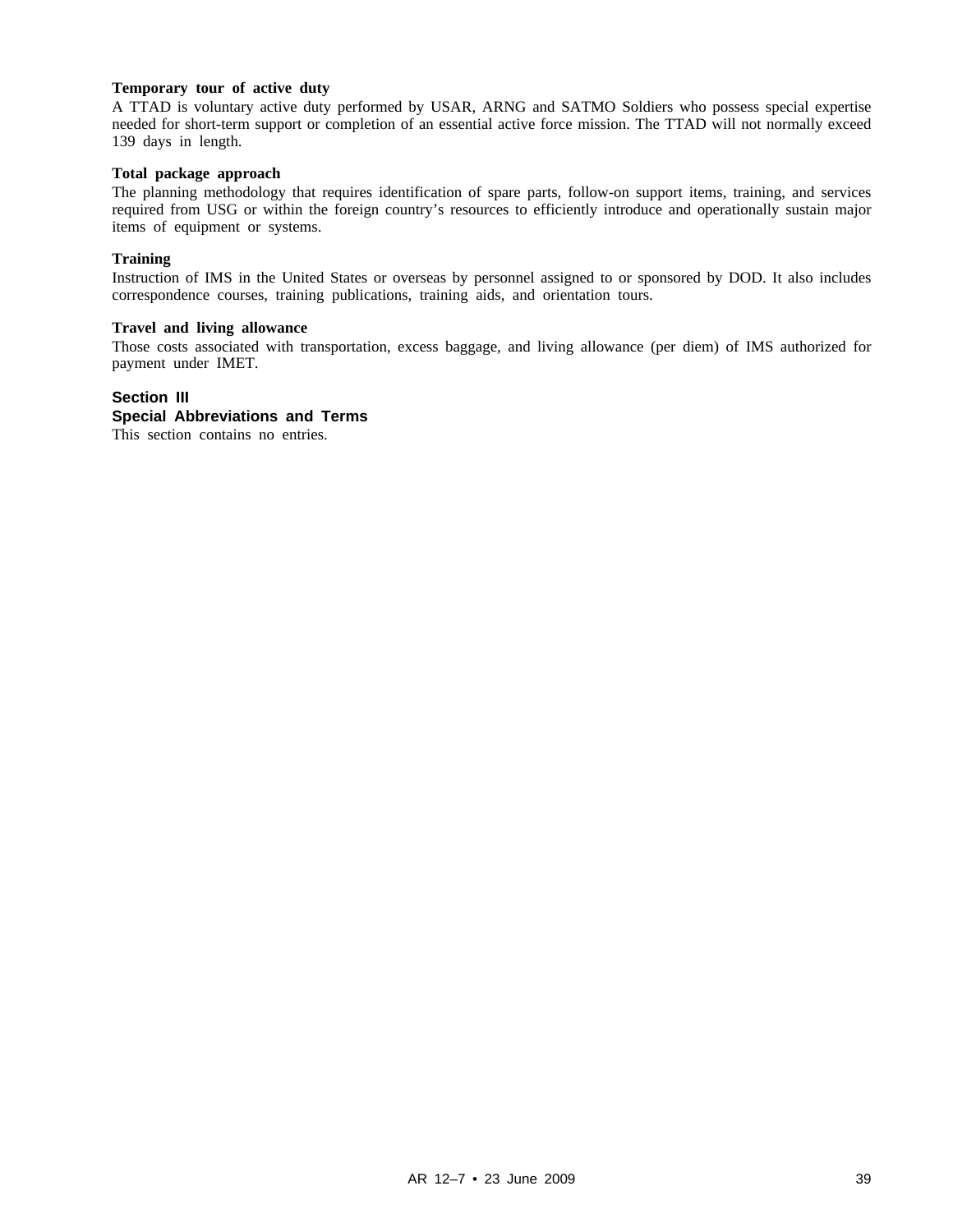**Temporary tour of active duty**
A TTAD is voluntary active duty performed by USAR, ARNG and SATMO Soldiers who possess special expertise needed for short-term support or completion of an essential active force mission. The TTAD will not normally exceed 139 days in length.

**Total package approach**
The planning methodology that requires identification of spare parts, follow-on support items, training, and services required from USG or within the foreign country's resources to efficiently introduce and operationally sustain major items of equipment or systems.

**Training**
Instruction of IMS in the United States or overseas by personnel assigned to or sponsored by DOD. It also includes correspondence courses, training publications, training aids, and orientation tours.

**Travel and living allowance**
Those costs associated with transportation, excess baggage, and living allowance (per diem) of IMS authorized for payment under IMET.

## Section III
## Special Abbreviations and Terms

This section contains no entries.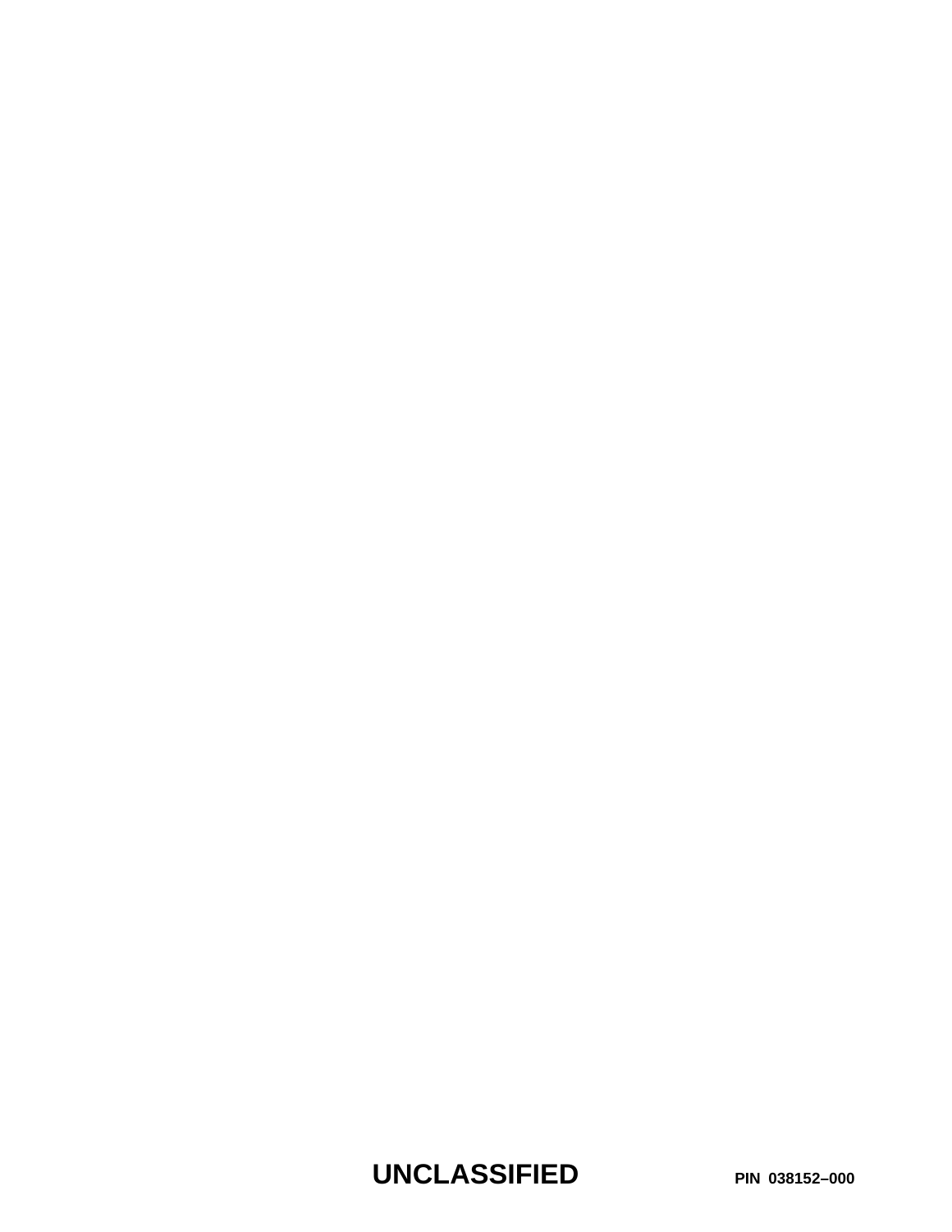**UNCLASSIFIED**

**PIN 038152–000**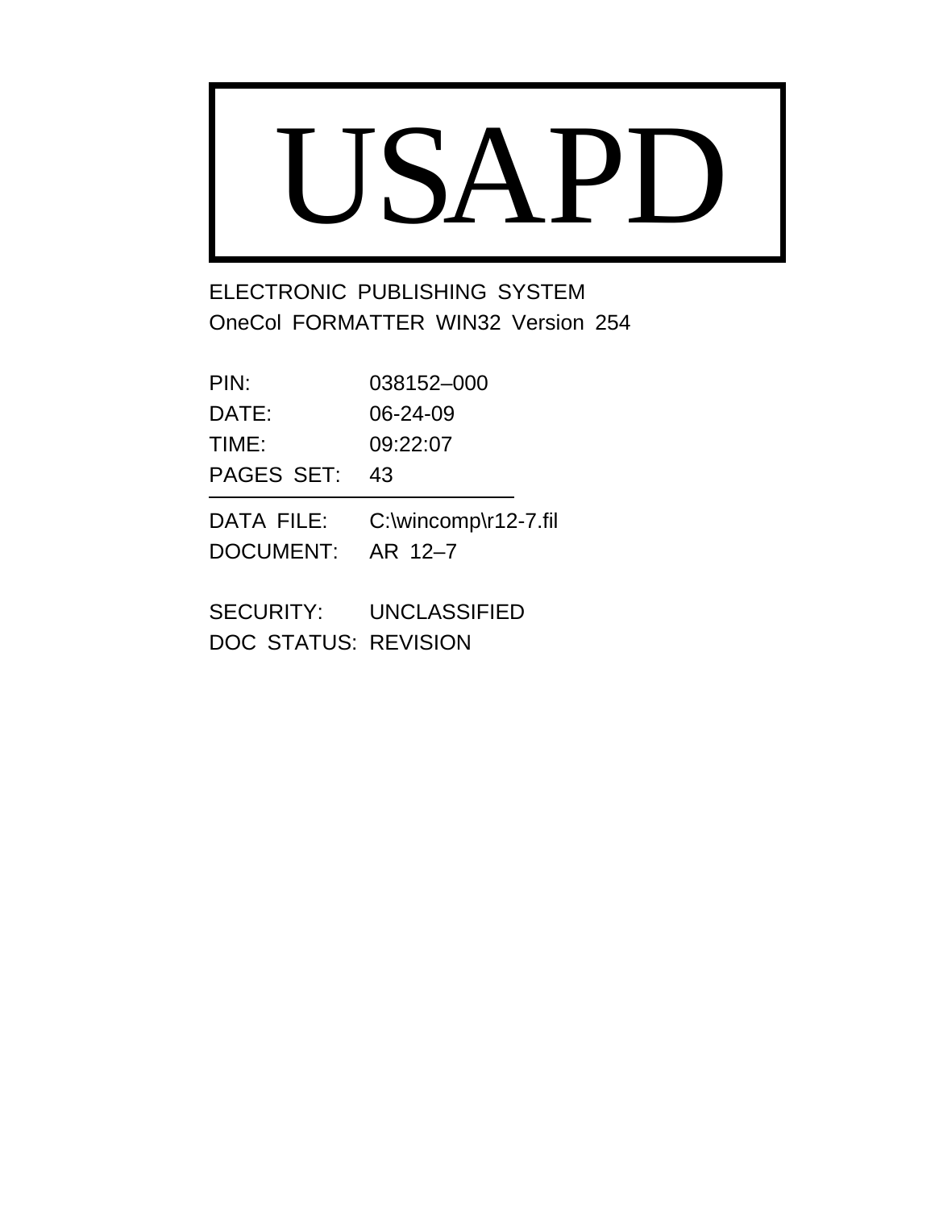# USAPD

ELECTRONIC PUBLISHING SYSTEM
OneCol FORMATTER WIN32 Version 254

| | |
|---|---|
| PIN: | 038152–000 |
| DATE: | 06-24-09 |
| TIME: | 09:22:07 |
| PAGES SET: | 43 |

| | |
|---|---|
| DATA FILE: | C:\wincomp\r12-7.fil |
| DOCUMENT: | AR 12–7 |

| | |
|---|---|
| SECURITY: | UNCLASSIFIED |
| DOC STATUS: | REVISION |